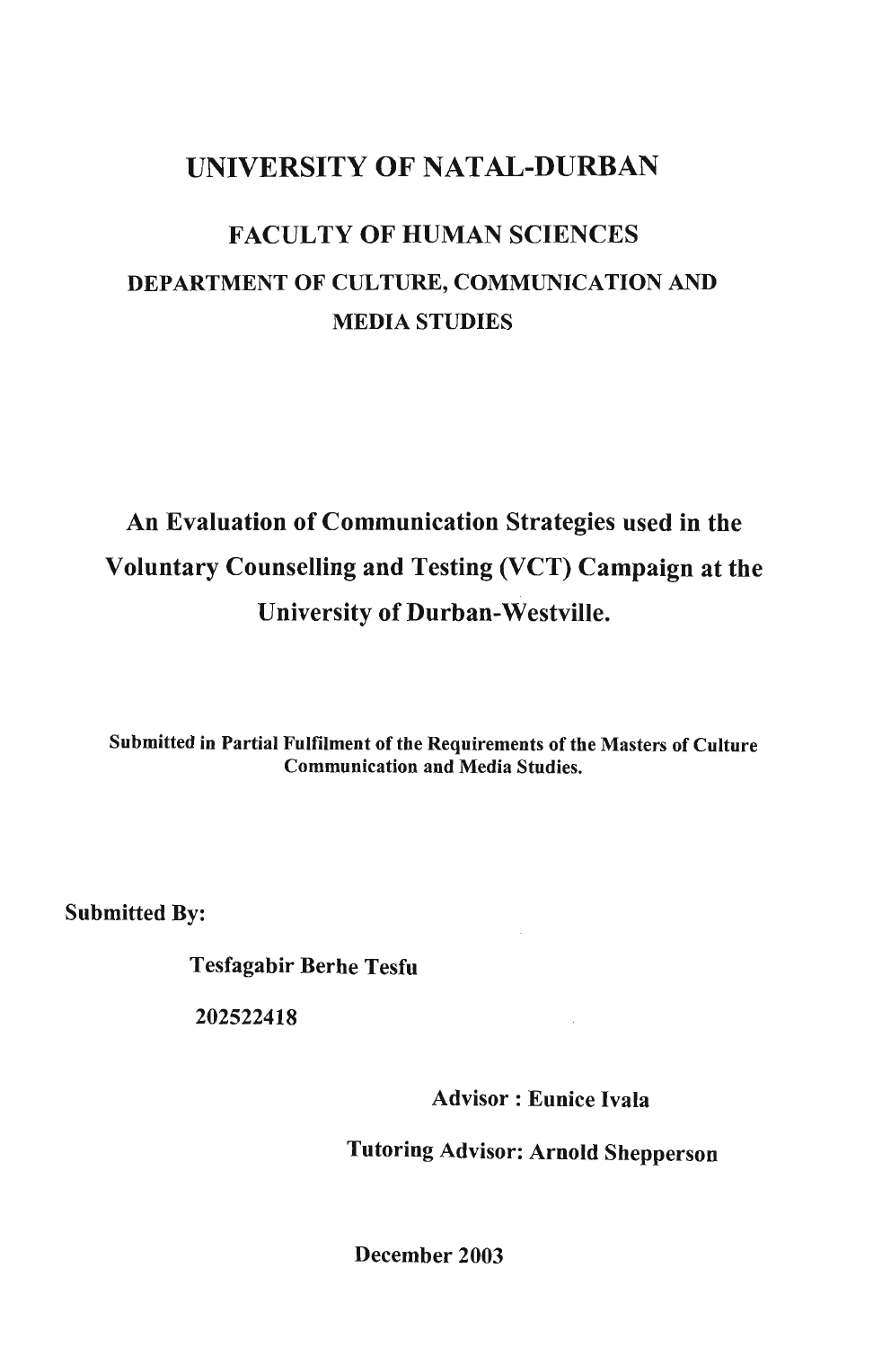# UNIVERSITY OF NATAL-DURBAN

## FACULTY OF HUMAN SCIENCES

### DEPARTMENT OF CULTURE, COMMUNICATION AND MEDIA STUDIES

## An Evaluation of Communication Strategies used in the Voluntary Counselling and Testing (VCT) Campaign at the University of Durban-Westville.

**Submitted in Partial Fulfilment of the Requirements of the Masters of Culture Communication and Media Studies.**

**Submitted By:**

**Tesfagabir Berhe Tesfu**

**202522418**

**Advisor : Eunice Ivala**

**Tutoring Advisor: Arnold Shepperson**

**December 2003**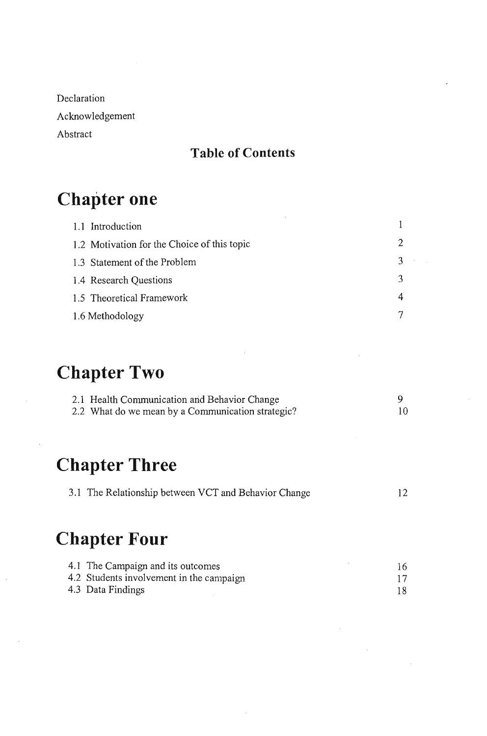Declaration

Acknowledgement

Abstract

## Table of Contents

# Chapter one

| | |
|---|---|
| 1.1 Introduction | 1 |
| 1.2 Motivation for the Choice of this topic | 2 |
| 1.3 Statement of the Problem | 3 |
| 1.4 Research Questions | 3 |
| 1.5 Theoretical Framework | 4 |
| 1.6 Methodology | 7 |

# Chapter Two

| | |
|---|---|
| 2.1 Health Communication and Behavior Change | 9 |
| 2.2 What do we mean by a Communication strategic? | 10 |

# Chapter Three

| | |
|---|---|
| 3.1 The Relationship between VCT and Behavior Change | 12 |

# Chapter Four

| | |
|---|---|
| 4.1 The Campaign and its outcomes | 16 |
| 4.2 Students involvement in the campaign | 17 |
| 4.3 Data Findings | 18 |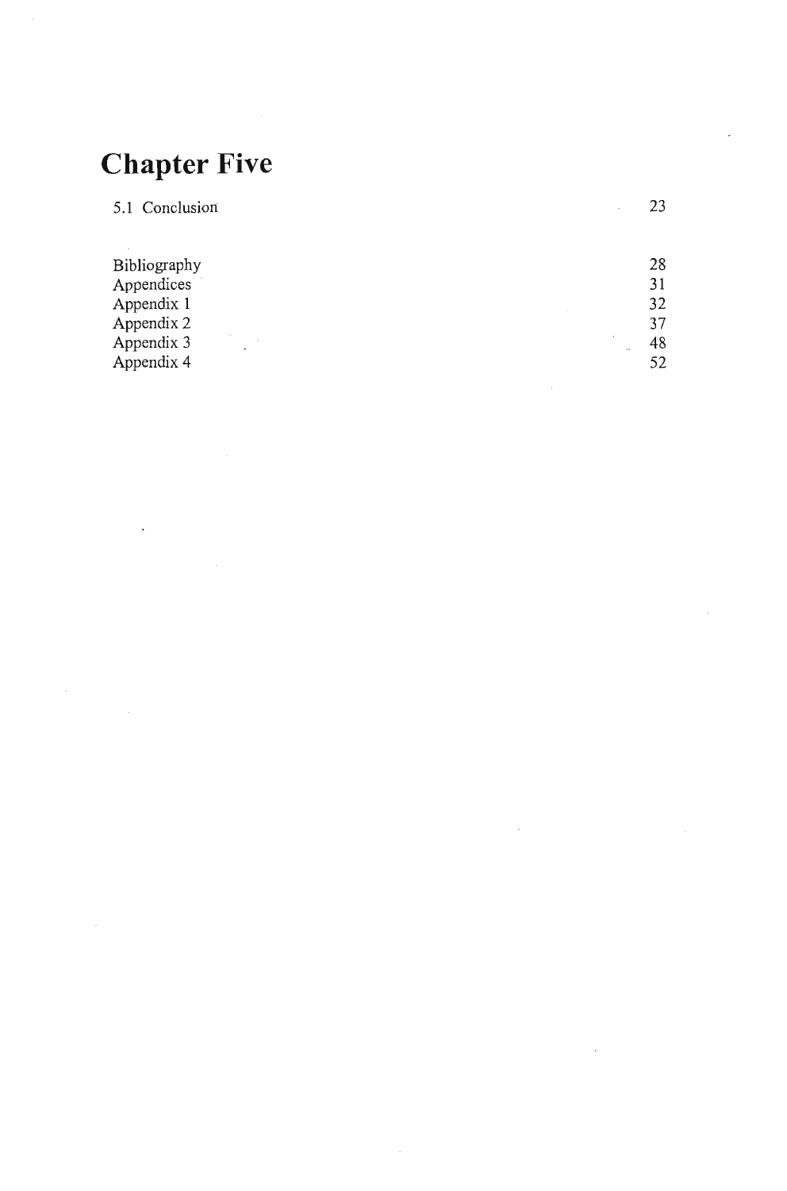# Chapter Five

| | |
|---|---|
| 5.1 Conclusion | 23 |
| | |
| Bibliography | 28 |
| Appendices | 31 |
| Appendix 1 | 32 |
| Appendix 2 | 37 |
| Appendix 3 | 48 |
| Appendix 4 | 52 |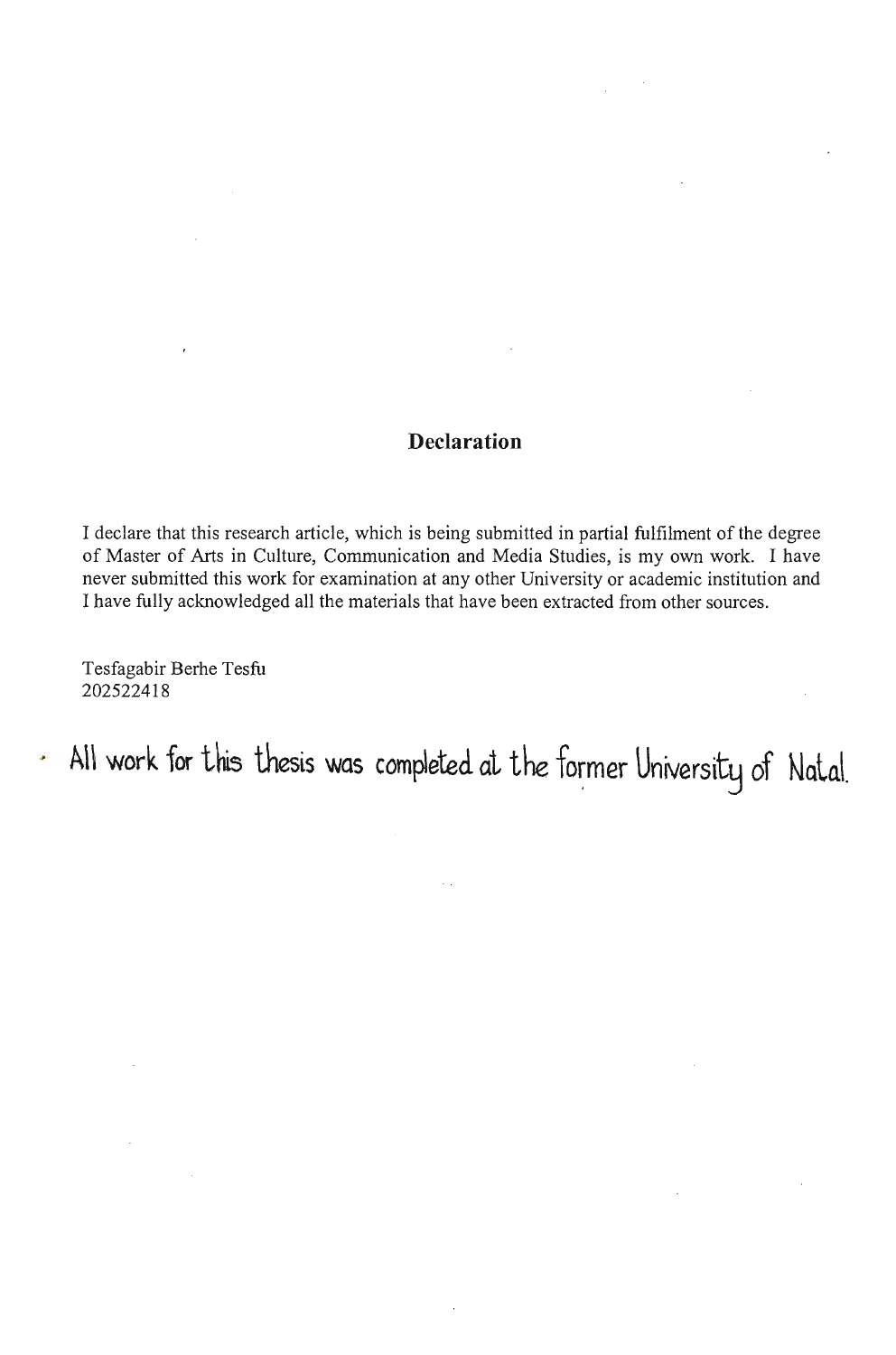# Declaration

I declare that this research article, which is being submitted in partial fulfilment of the degree of Master of Arts in Culture, Communication and Media Studies, is my own work. I have never submitted this work for examination at any other University or academic institution and I have fully acknowledged all the materials that have been extracted from other sources.

Tesfagabir Berhe Tesfu
202522418

All work for this thesis was completed at the former University of Natal.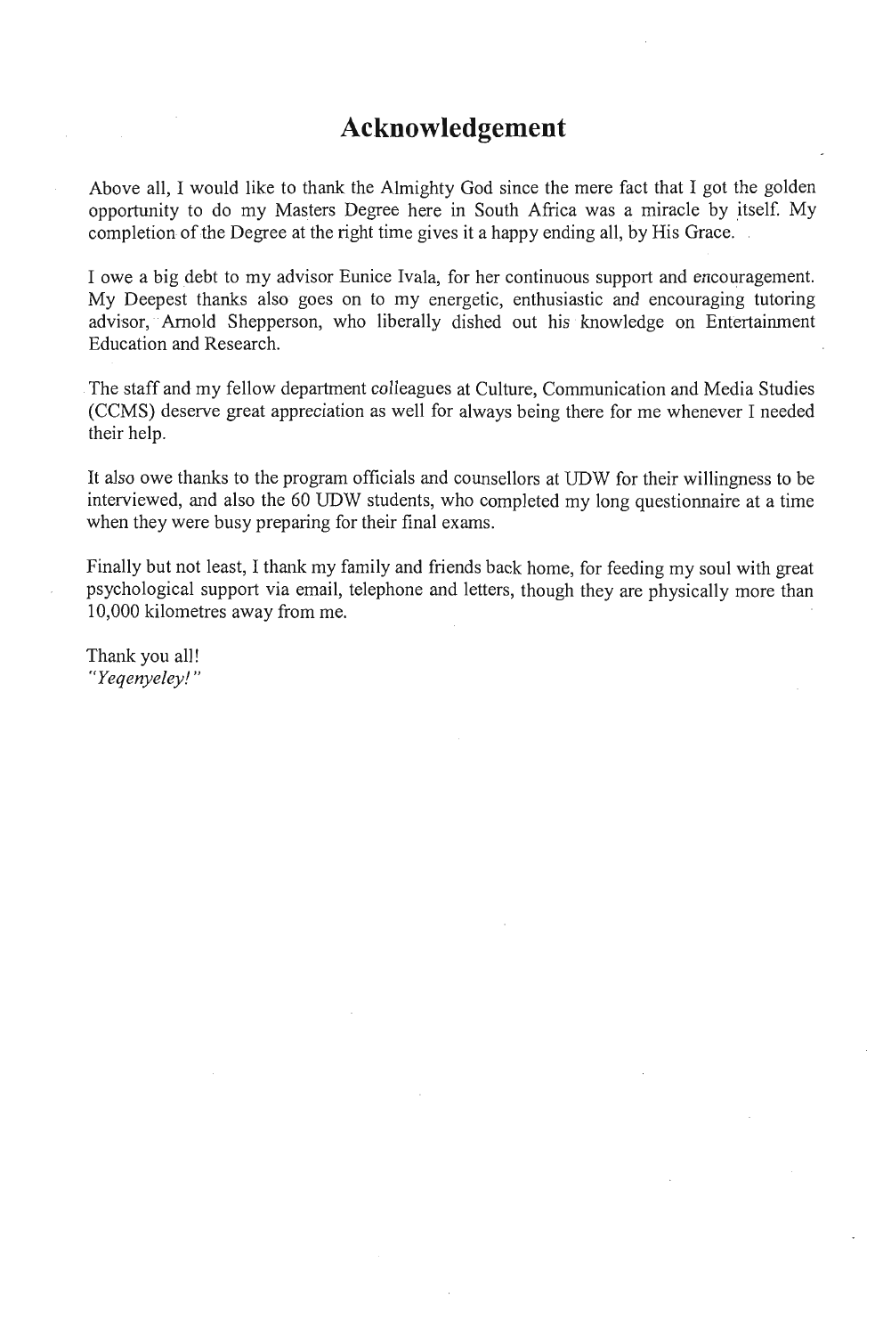# Acknowledgement

Above all, I would like to thank the Almighty God since the mere fact that I got the golden opportunity to do my Masters Degree here in South Africa was a miracle by itself. My completion of the Degree at the right time gives it a happy ending all, by His Grace.

I owe a big debt to my advisor Eunice Ivala, for her continuous support and encouragement. My Deepest thanks also goes on to my energetic, enthusiastic and encouraging tutoring advisor, Arnold Shepperson, who liberally dished out his knowledge on Entertainment Education and Research.

The staff and my fellow department colleagues at Culture, Communication and Media Studies (CCMS) deserve great appreciation as well for always being there for me whenever I needed their help.

It also owe thanks to the program officials and counsellors at UDW for their willingness to be interviewed, and also the 60 UDW students, who completed my long questionnaire at a time when they were busy preparing for their final exams.

Finally but not least, I thank my family and friends back home, for feeding my soul with great psychological support via email, telephone and letters, though they are physically more than 10,000 kilometres away from me.

Thank you all!
*"Yeqenyeley!"*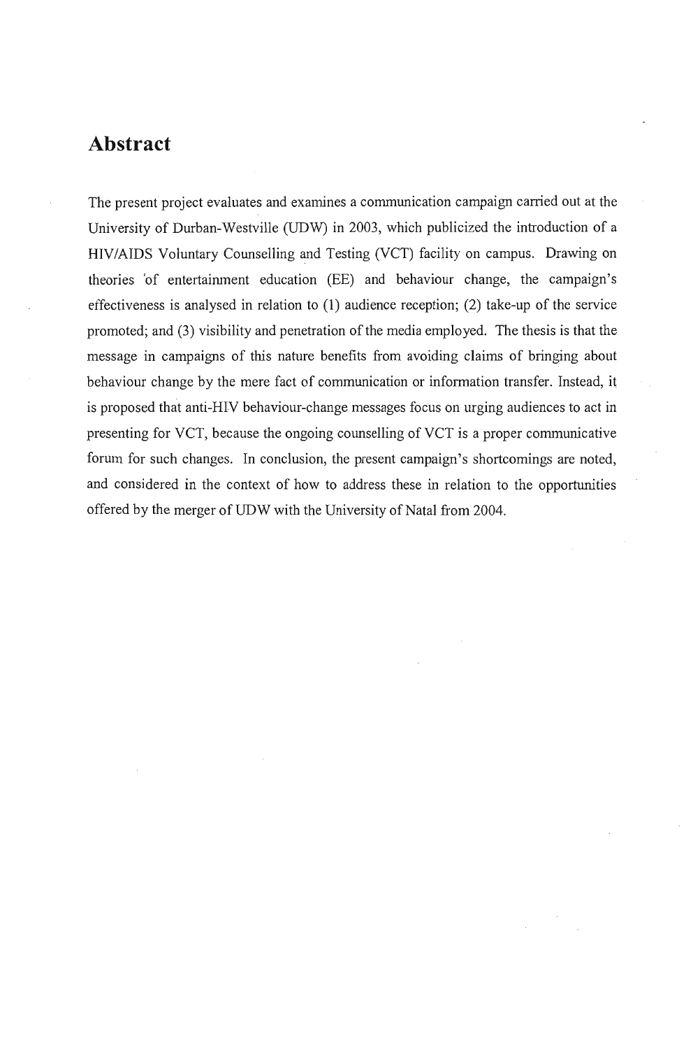## Abstract

The present project evaluates and examines a communication campaign carried out at the University of Durban-Westville (UDW) in 2003, which publicized the introduction of a HIV/AIDS Voluntary Counselling and Testing (VCT) facility on campus. Drawing on theories of entertainment education (EE) and behaviour change, the campaign's effectiveness is analysed in relation to (1) audience reception; (2) take-up of the service promoted; and (3) visibility and penetration of the media employed. The thesis is that the message in campaigns of this nature benefits from avoiding claims of bringing about behaviour change by the mere fact of communication or information transfer. Instead, it is proposed that anti-HIV behaviour-change messages focus on urging audiences to act in presenting for VCT, because the ongoing counselling of VCT is a proper communicative forum for such changes. In conclusion, the present campaign's shortcomings are noted, and considered in the context of how to address these in relation to the opportunities offered by the merger of UDW with the University of Natal from 2004.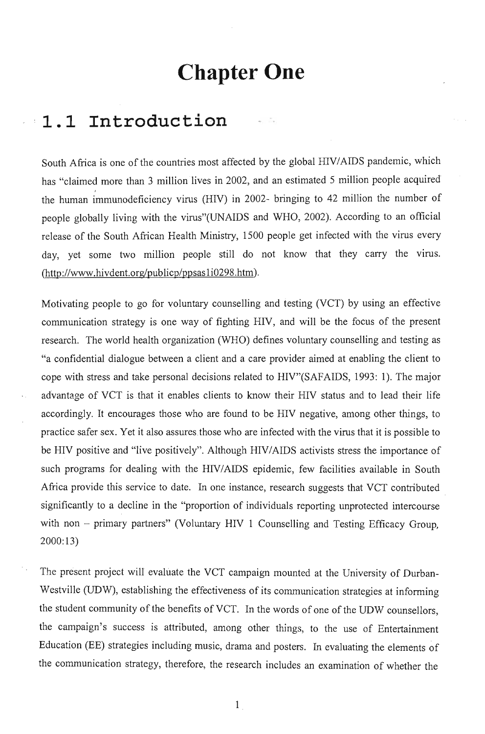# Chapter One

## 1.1 Introduction

South Africa is one of the countries most affected by the global HIV/AIDS pandemic, which has "claimed more than 3 million lives in 2002, and an estimated 5 million people acquired the human immunodeficiency virus (HIV) in 2002- bringing to 42 million the number of people globally living with the virus"(UNAIDS and WHO, 2002). According to an official release of the South African Health Ministry, 1500 people get infected with the virus every day, yet some two million people still do not know that they carry the virus. (http://www.hivdent.org/publicp/ppsasli0298.htm).

Motivating people to go for voluntary counselling and testing (VCT) by using an effective communication strategy is one way of fighting HIV, and will be the focus of the present research. The world health organization (WHO) defines voluntary counselling and testing as "a confidential dialogue between a client and a care provider aimed at enabling the client to cope with stress and take personal decisions related to HIV"(SAFAIDS, 1993: 1). The major advantage of VCT is that it enables clients to know their HIV status and to lead their life accordingly. It encourages those who are found to be HIV negative, among other things, to practice safer sex. Yet it also assures those who are infected with the virus that it is possible to be HIV positive and "live positively". Although HIV/AIDS activists stress the importance of such programs for dealing with the HIV/AIDS epidemic, few facilities available in South Africa provide this service to date. In one instance, research suggests that VCT contributed significantly to a decline in the "proportion of individuals reporting unprotected intercourse with non – primary partners" (Voluntary HIV 1 Counselling and Testing Efficacy Group, 2000:13)

The present project will evaluate the VCT campaign mounted at the University of Durban-Westville (UDW), establishing the effectiveness of its communication strategies at informing the student community of the benefits of VCT. In the words of one of the UDW counsellors, the campaign's success is attributed, among other things, to the use of Entertainment Education (EE) strategies including music, drama and posters. In evaluating the elements of the communication strategy, therefore, the research includes an examination of whether the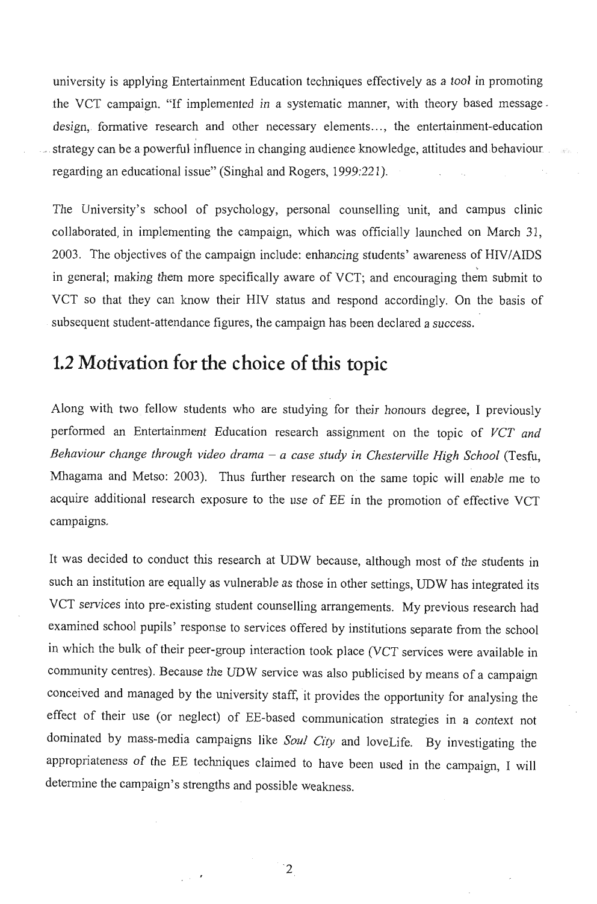university is applying Entertainment Education techniques effectively as a *tool* in promoting the VCT campaign. "If implemented in a systematic manner, with theory based message design, formative research and other necessary elements..., the entertainment-education strategy can be a powerful influence in changing audience knowledge, attitudes and behaviour regarding an educational issue" (Singhal and Rogers, 1999:221).

The University's school of psychology, personal counselling unit, and campus clinic collaborated, in implementing the campaign, which was officially launched on March 31, 2003. The objectives of the campaign include: enhancing students' awareness of HIV/AIDS in general; making them more specifically aware of VCT; and encouraging them submit to VCT so that they can know their HIV status and respond accordingly. On the basis of subsequent student-attendance figures, the campaign has been declared a success.

## 1.2 Motivation for the choice of this topic

Along with two fellow students who are studying for their honours degree, I previously performed an Entertainment Education research assignment on the topic of *VCT and Behaviour change through video drama – a case study in Chesterville High School* (Tesfu, Mhagama and Metso: 2003). Thus further research on the same topic will enable me to acquire additional research exposure to the use of EE in the promotion of effective VCT campaigns.

It was decided to conduct this research at UDW because, although most of the students in such an institution are equally as vulnerable as those in other settings, UDW has integrated its VCT services into pre-existing student counselling arrangements. My previous research had examined school pupils' response to services offered by institutions separate from the school in which the bulk of their peer-group interaction took place (VCT services were available in community centres). Because the UDW service was also publicised by means of a campaign conceived and managed by the university staff, it provides the opportunity for analysing the effect of their use (or neglect) of EE-based communication strategies in a context not dominated by mass-media campaigns like *Soul City* and loveLife. By investigating the appropriateness of the EE techniques claimed to have been used in the campaign, I will determine the campaign's strengths and possible weakness.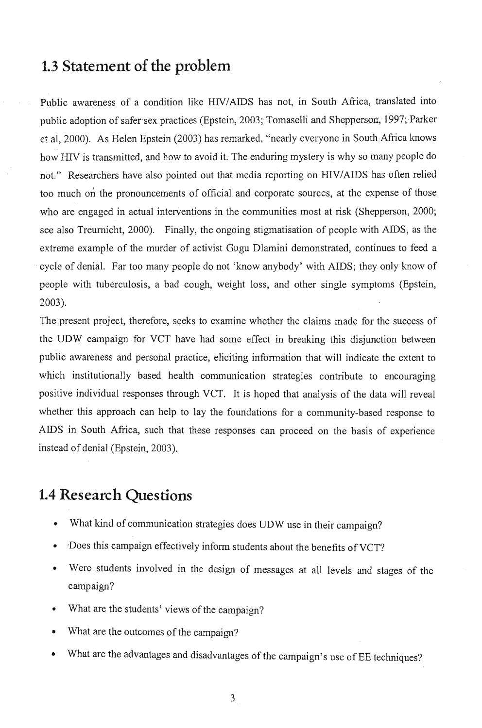## 1.3 Statement of the problem

Public awareness of a condition like HIV/AIDS has not, in South Africa, translated into public adoption of safer sex practices (Epstein, 2003; Tomaselli and Shepperson, 1997; Parker et al, 2000). As Helen Epstein (2003) has remarked, "nearly everyone in South Africa knows how HIV is transmitted, and how to avoid it. The enduring mystery is why so many people do not." Researchers have also pointed out that media reporting on HIV/AIDS has often relied too much on the pronouncements of official and corporate sources, at the expense of those who are engaged in actual interventions in the communities most at risk (Shepperson, 2000; see also Treurnicht, 2000). Finally, the ongoing stigmatisation of people with AIDS, as the extreme example of the murder of activist Gugu Dlamini demonstrated, continues to feed a cycle of denial. Far too many people do not 'know anybody' with AIDS; they only know of people with tuberculosis, a bad cough, weight loss, and other single symptoms (Epstein, 2003).

The present project, therefore, seeks to examine whether the claims made for the success of the UDW campaign for VCT have had some effect in breaking this disjunction between public awareness and personal practice, eliciting information that will indicate the extent to which institutionally based health communication strategies contribute to encouraging positive individual responses through VCT. It is hoped that analysis of the data will reveal whether this approach can help to lay the foundations for a community-based response to AIDS in South Africa, such that these responses can proceed on the basis of experience instead of denial (Epstein, 2003).

## 1.4 Research Questions

- What kind of communication strategies does UDW use in their campaign?
- Does this campaign effectively inform students about the benefits of VCT?
- Were students involved in the design of messages at all levels and stages of the campaign?
- What are the students' views of the campaign?
- What are the outcomes of the campaign?
- What are the advantages and disadvantages of the campaign's use of EE techniques?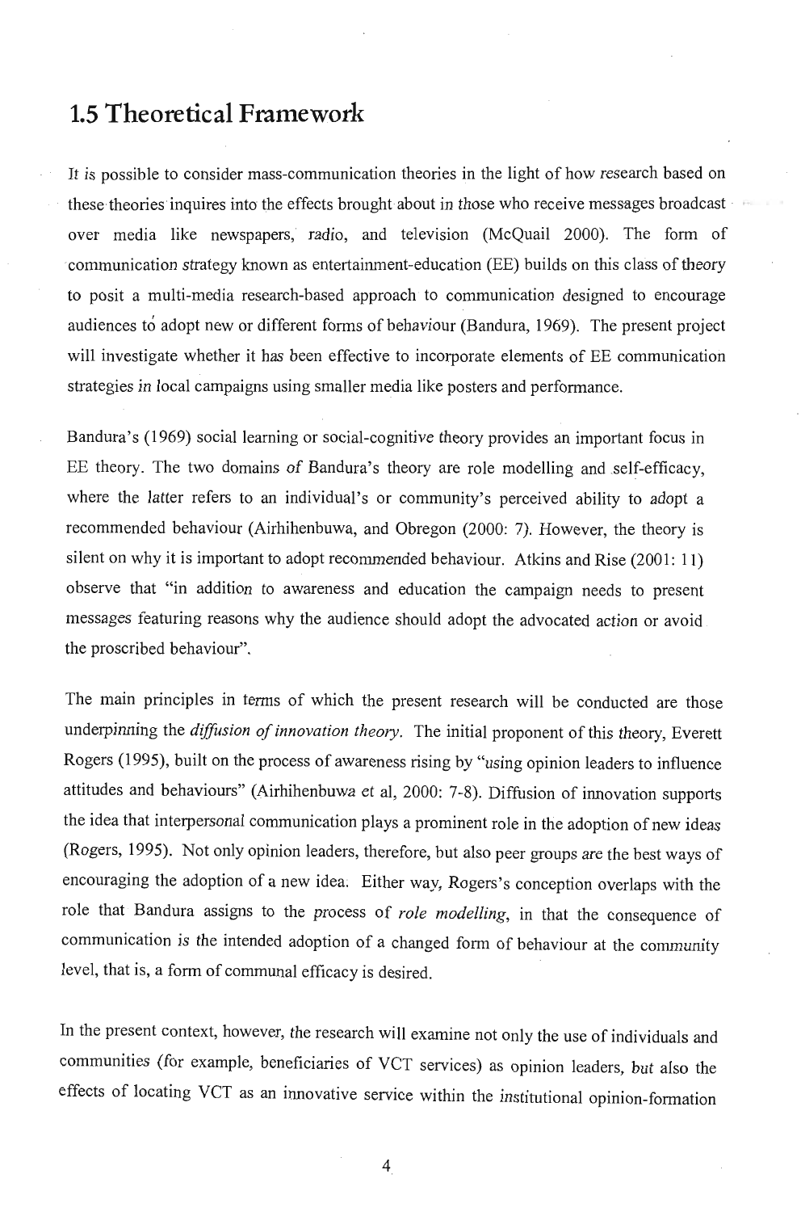## 1.5 Theoretical Framework

It is possible to consider mass-communication theories in the light of how research based on these theories inquires into the effects brought about in those who receive messages broadcast over media like newspapers, radio, and television (McQuail 2000). The form of communication strategy known as entertainment-education (EE) builds on this class of theory to posit a multi-media research-based approach to communication designed to encourage audiences to adopt new or different forms of behaviour (Bandura, 1969). The present project will investigate whether it has been effective to incorporate elements of EE communication strategies in local campaigns using smaller media like posters and performance.

Bandura's (1969) social learning or social-cognitive theory provides an important focus in EE theory. The two domains of Bandura's theory are role modelling and self-efficacy, where the latter refers to an individual's or community's perceived ability to adopt a recommended behaviour (Airhihenbuwa, and Obregon (2000: 7). However, the theory is silent on why it is important to adopt recommended behaviour. Atkins and Rise (2001: 11) observe that "in addition to awareness and education the campaign needs to present messages featuring reasons why the audience should adopt the advocated action or avoid the proscribed behaviour".

The main principles in terms of which the present research will be conducted are those underpinning the *diffusion of innovation theory*. The initial proponent of this theory, Everett Rogers (1995), built on the process of awareness rising by "using opinion leaders to influence attitudes and behaviours" (Airhihenbuwa et al, 2000: 7-8). Diffusion of innovation supports the idea that interpersonal communication plays a prominent role in the adoption of new ideas (Rogers, 1995). Not only opinion leaders, therefore, but also peer groups are the best ways of encouraging the adoption of a new idea. Either way, Rogers's conception overlaps with the role that Bandura assigns to the process of *role modelling*, in that the consequence of communication is the intended adoption of a changed form of behaviour at the community level, that is, a form of communal efficacy is desired.

In the present context, however, the research will examine not only the use of individuals and communities (for example, beneficiaries of VCT services) as opinion leaders, but also the effects of locating VCT as an innovative service within the institutional opinion-formation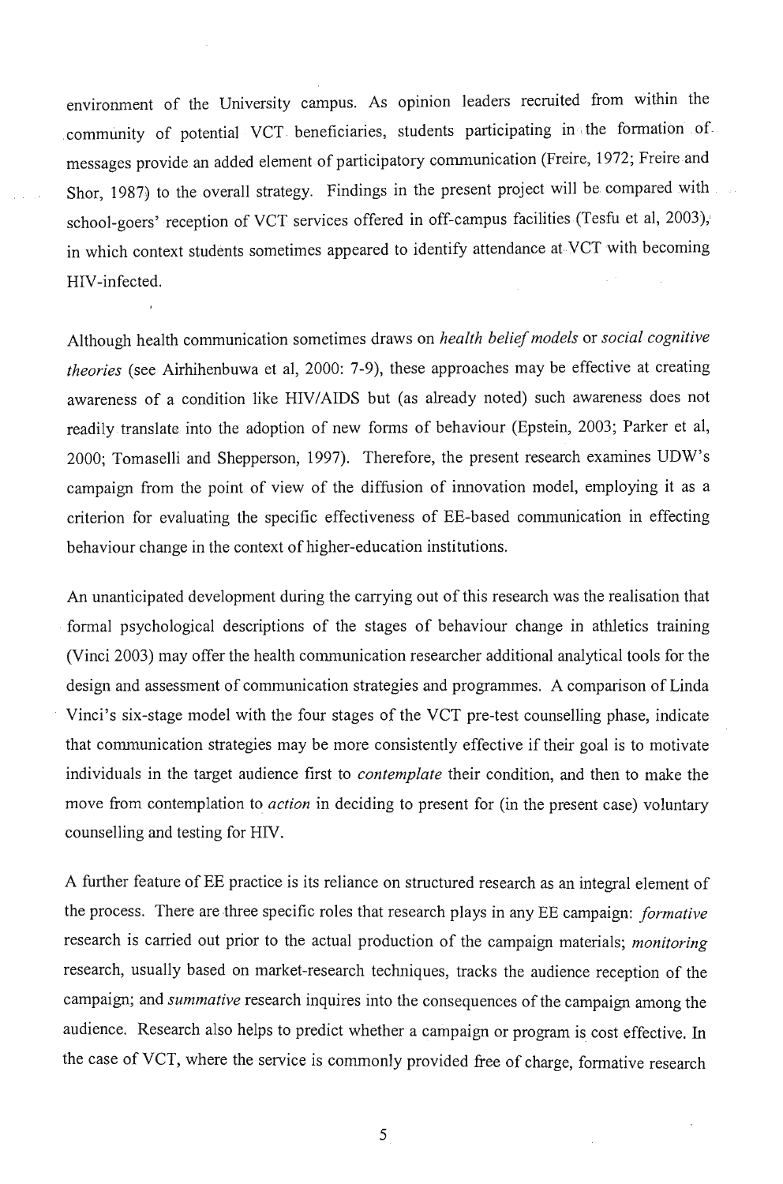environment of the University campus. As opinion leaders recruited from within the community of potential VCT beneficiaries, students participating in the formation of messages provide an added element of participatory communication (Freire, 1972; Freire and Shor, 1987) to the overall strategy. Findings in the present project will be compared with school-goers' reception of VCT services offered in off-campus facilities (Tesfu et al, 2003), in which context students sometimes appeared to identify attendance at VCT with becoming HIV-infected.

Although health communication sometimes draws on *health belief models* or *social cognitive theories* (see Airhihenbuwa et al, 2000: 7-9), these approaches may be effective at creating awareness of a condition like HIV/AIDS but (as already noted) such awareness does not readily translate into the adoption of new forms of behaviour (Epstein, 2003; Parker et al, 2000; Tomaselli and Shepperson, 1997). Therefore, the present research examines UDW's campaign from the point of view of the diffusion of innovation model, employing it as a criterion for evaluating the specific effectiveness of EE-based communication in effecting behaviour change in the context of higher-education institutions.

An unanticipated development during the carrying out of this research was the realisation that formal psychological descriptions of the stages of behaviour change in athletics training (Vinci 2003) may offer the health communication researcher additional analytical tools for the design and assessment of communication strategies and programmes. A comparison of Linda Vinci's six-stage model with the four stages of the VCT pre-test counselling phase, indicate that communication strategies may be more consistently effective if their goal is to motivate individuals in the target audience first to *contemplate* their condition, and then to make the move from contemplation to *action* in deciding to present for (in the present case) voluntary counselling and testing for HIV.

A further feature of EE practice is its reliance on structured research as an integral element of the process. There are three specific roles that research plays in any EE campaign: *formative* research is carried out prior to the actual production of the campaign materials; *monitoring* research, usually based on market-research techniques, tracks the audience reception of the campaign; and *summative* research inquires into the consequences of the campaign among the audience. Research also helps to predict whether a campaign or program is cost effective. In the case of VCT, where the service is commonly provided free of charge, formative research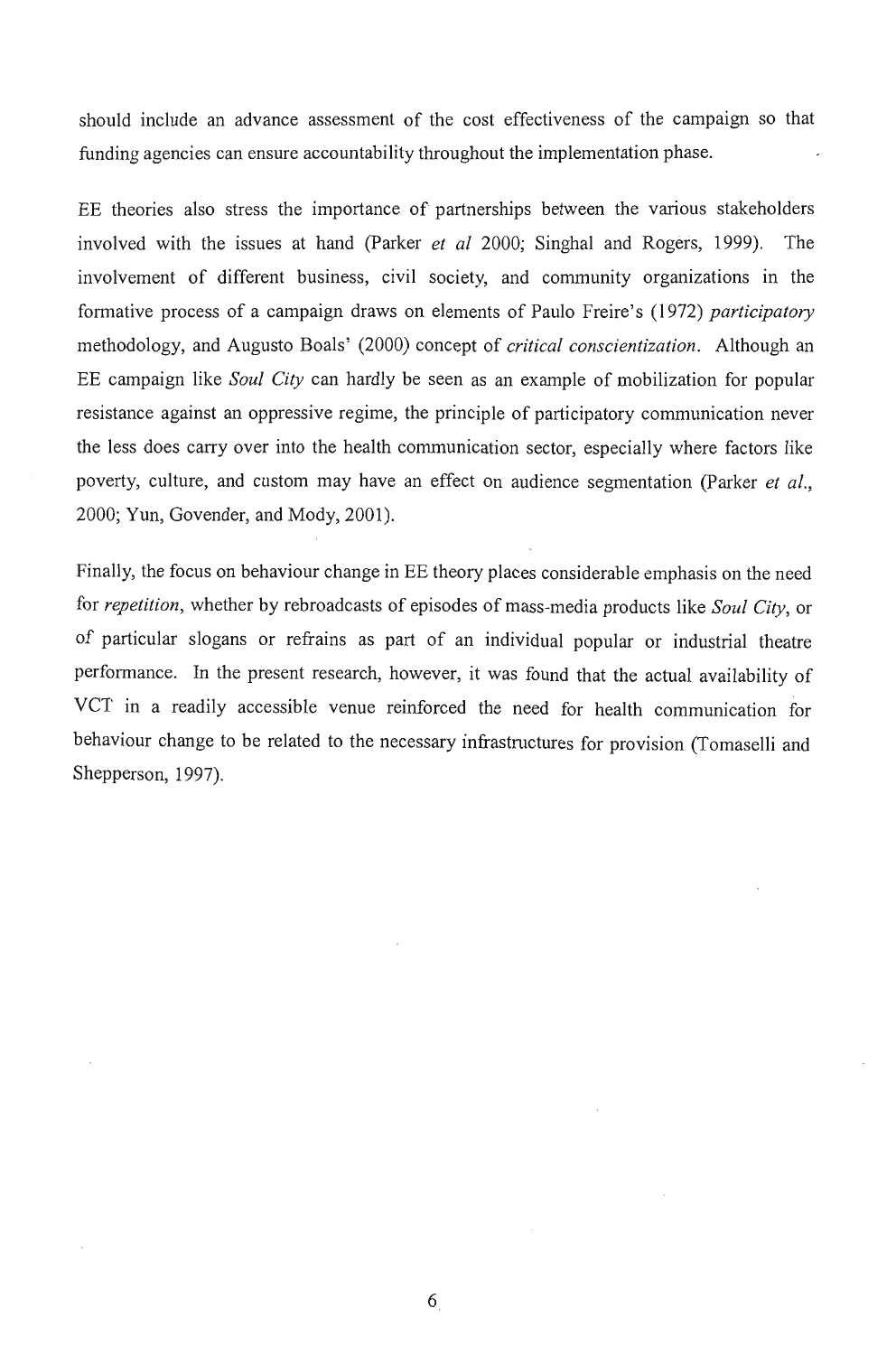should include an advance assessment of the cost effectiveness of the campaign so that funding agencies can ensure accountability throughout the implementation phase.

EE theories also stress the importance of partnerships between the various stakeholders involved with the issues at hand (Parker *et al* 2000; Singhal and Rogers, 1999). The involvement of different business, civil society, and community organizations in the formative process of a campaign draws on elements of Paulo Freire's (1972) *participatory* methodology, and Augusto Boals' (2000) concept of *critical conscientization*. Although an EE campaign like *Soul City* can hardly be seen as an example of mobilization for popular resistance against an oppressive regime, the principle of participatory communication never the less does carry over into the health communication sector, especially where factors like poverty, culture, and custom may have an effect on audience segmentation (Parker *et al.*, 2000; Yun, Govender, and Mody, 2001).

Finally, the focus on behaviour change in EE theory places considerable emphasis on the need for *repetition*, whether by rebroadcasts of episodes of mass-media products like *Soul City*, or of particular slogans or refrains as part of an individual popular or industrial theatre performance. In the present research, however, it was found that the actual availability of VCT in a readily accessible venue reinforced the need for health communication for behaviour change to be related to the necessary infrastructures for provision (Tomaselli and Shepperson, 1997).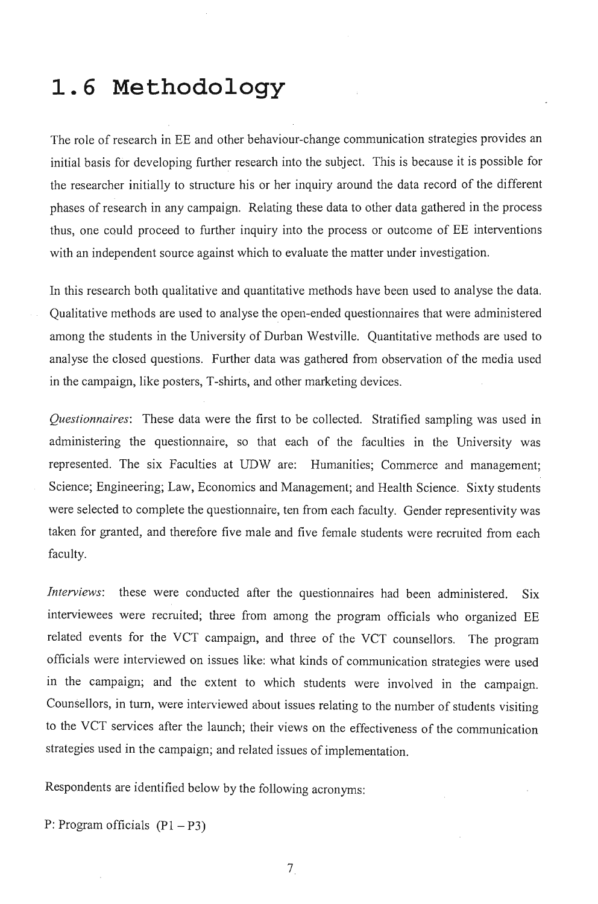# 1.6 Methodology

The role of research in EE and other behaviour-change communication strategies provides an initial basis for developing further research into the subject. This is because it is possible for the researcher initially to structure his or her inquiry around the data record of the different phases of research in any campaign. Relating these data to other data gathered in the process thus, one could proceed to further inquiry into the process or outcome of EE interventions with an independent source against which to evaluate the matter under investigation.

In this research both qualitative and quantitative methods have been used to analyse the data. Qualitative methods are used to analyse the open-ended questionnaires that were administered among the students in the University of Durban Westville. Quantitative methods are used to analyse the closed questions. Further data was gathered from observation of the media used in the campaign, like posters, T-shirts, and other marketing devices.

*Questionnaires*: These data were the first to be collected. Stratified sampling was used in administering the questionnaire, so that each of the faculties in the University was represented. The six Faculties at UDW are: Humanities; Commerce and management; Science; Engineering; Law, Economics and Management; and Health Science. Sixty students were selected to complete the questionnaire, ten from each faculty. Gender representivity was taken for granted, and therefore five male and five female students were recruited from each faculty.

*Interviews*: these were conducted after the questionnaires had been administered. Six interviewees were recruited; three from among the program officials who organized EE related events for the VCT campaign, and three of the VCT counsellors. The program officials were interviewed on issues like: what kinds of communication strategies were used in the campaign; and the extent to which students were involved in the campaign. Counsellors, in turn, were interviewed about issues relating to the number of students visiting to the VCT services after the launch; their views on the effectiveness of the communication strategies used in the campaign; and related issues of implementation.

Respondents are identified below by the following acronyms:

P: Program officials (P1 – P3)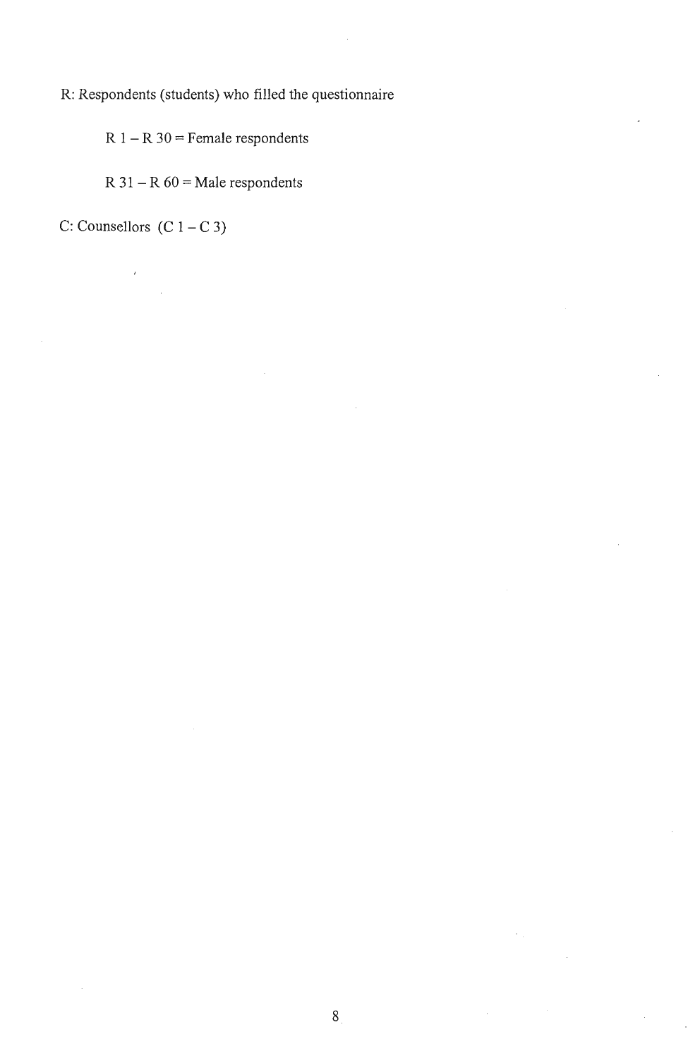R: Respondents (students) who filled the questionnaire

R 1 – R 30 = Female respondents

R 31 – R 60 = Male respondents

C: Counsellors (C 1 – C 3)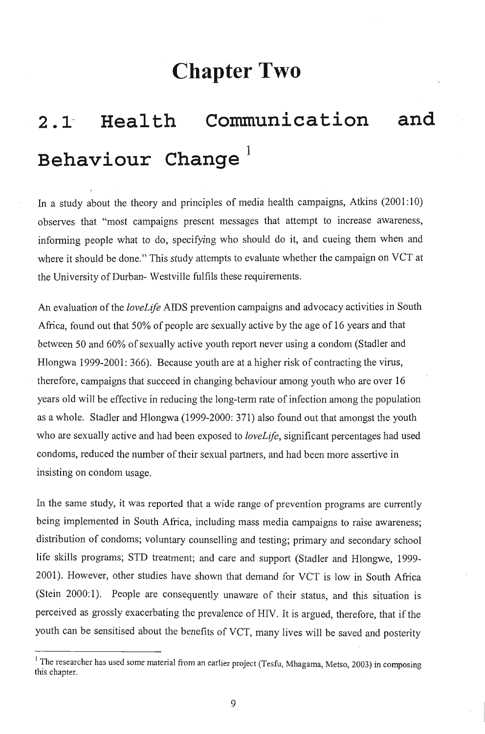# Chapter Two

## 2.1 Health Communication and Behaviour Change [1]

In a study about the theory and principles of media health campaigns, Atkins (2001:10) observes that "most campaigns present messages that attempt to increase awareness, informing people what to do, specifying who should do it, and cueing them when and where it should be done." This study attempts to evaluate whether the campaign on VCT at the University of Durban- Westville fulfils these requirements.

An evaluation of the *loveLife* AIDS prevention campaigns and advocacy activities in South Africa, found out that 50% of people are sexually active by the age of 16 years and that between 50 and 60% of sexually active youth report never using a condom (Stadler and Hlongwa 1999-2001: 366). Because youth are at a higher risk of contracting the virus, therefore, campaigns that succeed in changing behaviour among youth who are over 16 years old will be effective in reducing the long-term rate of infection among the population as a whole. Stadler and Hlongwa (1999-2000: 371) also found out that amongst the youth who are sexually active and had been exposed to *loveLife*, significant percentages had used condoms, reduced the number of their sexual partners, and had been more assertive in insisting on condom usage.

In the same study, it was reported that a wide range of prevention programs are currently being implemented in South Africa, including mass media campaigns to raise awareness; distribution of condoms; voluntary counselling and testing; primary and secondary school life skills programs; STD treatment; and care and support (Stadler and Hlongwe, 1999-2001). However, other studies have shown that demand for VCT is low in South Africa (Stein 2000:1). People are consequently unaware of their status, and this situation is perceived as grossly exacerbating the prevalence of HIV. It is argued, therefore, that if the youth can be sensitised about the benefits of VCT, many lives will be saved and posterity

[1] The researcher has used some material from an earlier project (Tesfu, Mhagama, Metso, 2003) in composing this chapter.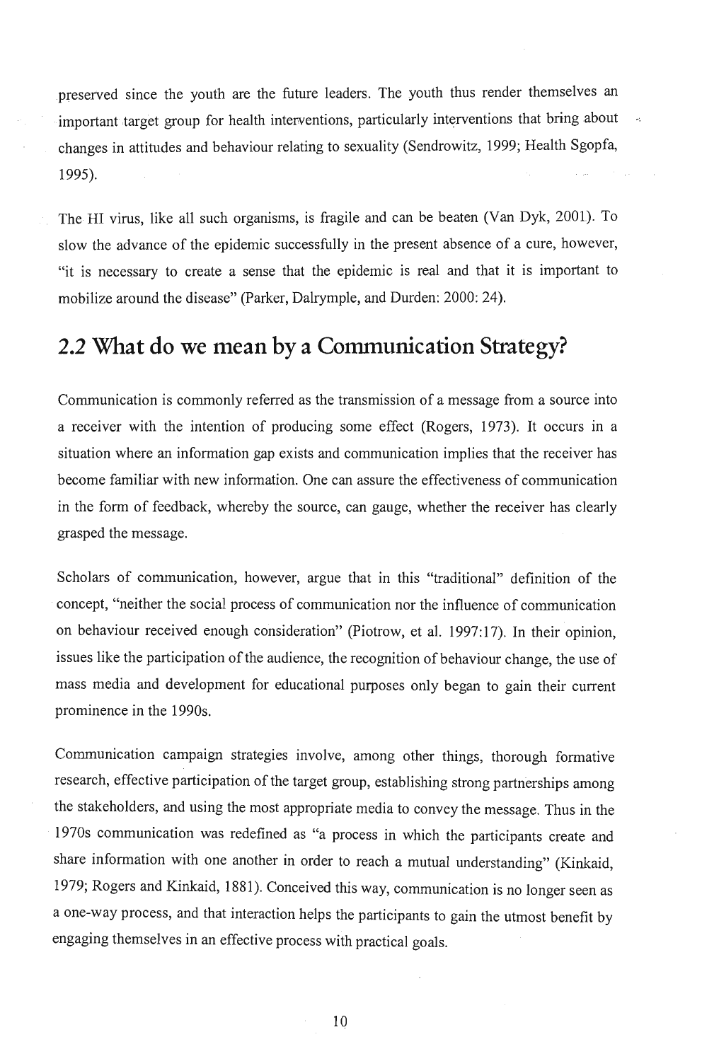preserved since the youth are the future leaders. The youth thus render themselves an important target group for health interventions, particularly interventions that bring about changes in attitudes and behaviour relating to sexuality (Sendrowitz, 1999; Health Sgopfa, 1995).

The HI virus, like all such organisms, is fragile and can be beaten (Van Dyk, 2001). To slow the advance of the epidemic successfully in the present absence of a cure, however, "it is necessary to create a sense that the epidemic is real and that it is important to mobilize around the disease" (Parker, Dalrymple, and Durden: 2000: 24).

## 2.2 What do we mean by a Communication Strategy?

Communication is commonly referred as the transmission of a message from a source into a receiver with the intention of producing some effect (Rogers, 1973). It occurs in a situation where an information gap exists and communication implies that the receiver has become familiar with new information. One can assure the effectiveness of communication in the form of feedback, whereby the source, can gauge, whether the receiver has clearly grasped the message.

Scholars of communication, however, argue that in this "traditional" definition of the concept, "neither the social process of communication nor the influence of communication on behaviour received enough consideration" (Piotrow, et al. 1997:17). In their opinion, issues like the participation of the audience, the recognition of behaviour change, the use of mass media and development for educational purposes only began to gain their current prominence in the 1990s.

Communication campaign strategies involve, among other things, thorough formative research, effective participation of the target group, establishing strong partnerships among the stakeholders, and using the most appropriate media to convey the message. Thus in the 1970s communication was redefined as "a process in which the participants create and share information with one another in order to reach a mutual understanding" (Kinkaid, 1979; Rogers and Kinkaid, 1881). Conceived this way, communication is no longer seen as a one-way process, and that interaction helps the participants to gain the utmost benefit by engaging themselves in an effective process with practical goals.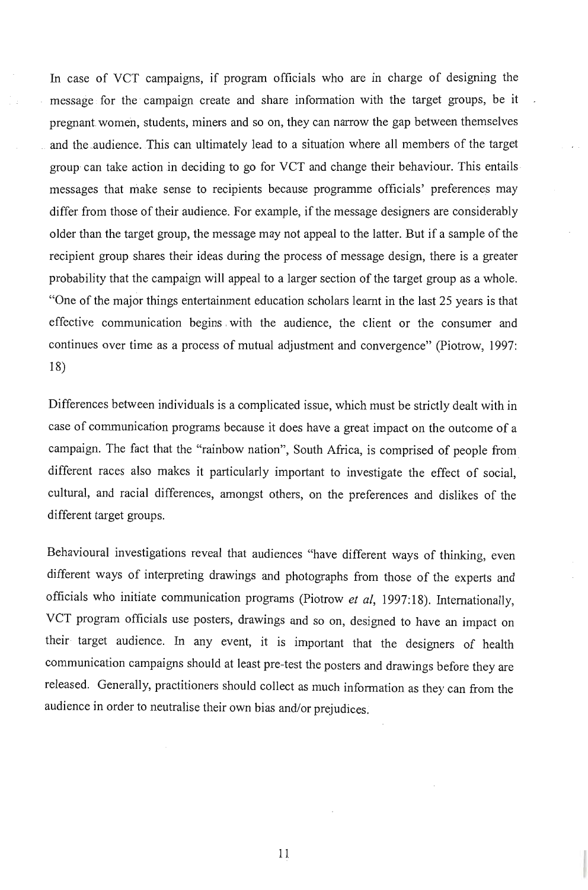In case of VCT campaigns, if program officials who are in charge of designing the message for the campaign create and share information with the target groups, be it pregnant women, students, miners and so on, they can narrow the gap between themselves and the audience. This can ultimately lead to a situation where all members of the target group can take action in deciding to go for VCT and change their behaviour. This entails messages that make sense to recipients because programme officials' preferences may differ from those of their audience. For example, if the message designers are considerably older than the target group, the message may not appeal to the latter. But if a sample of the recipient group shares their ideas during the process of message design, there is a greater probability that the campaign will appeal to a larger section of the target group as a whole. "One of the major things entertainment education scholars learnt in the last 25 years is that effective communication begins with the audience, the client or the consumer and continues over time as a process of mutual adjustment and convergence" (Piotrow, 1997: 18)

Differences between individuals is a complicated issue, which must be strictly dealt with in case of communication programs because it does have a great impact on the outcome of a campaign. The fact that the "rainbow nation", South Africa, is comprised of people from different races also makes it particularly important to investigate the effect of social, cultural, and racial differences, amongst others, on the preferences and dislikes of the different target groups.

Behavioural investigations reveal that audiences "have different ways of thinking, even different ways of interpreting drawings and photographs from those of the experts and officials who initiate communication programs (Piotrow *et al*, 1997:18). Internationally, VCT program officials use posters, drawings and so on, designed to have an impact on their target audience. In any event, it is important that the designers of health communication campaigns should at least pre-test the posters and drawings before they are released. Generally, practitioners should collect as much information as they can from the audience in order to neutralise their own bias and/or prejudices.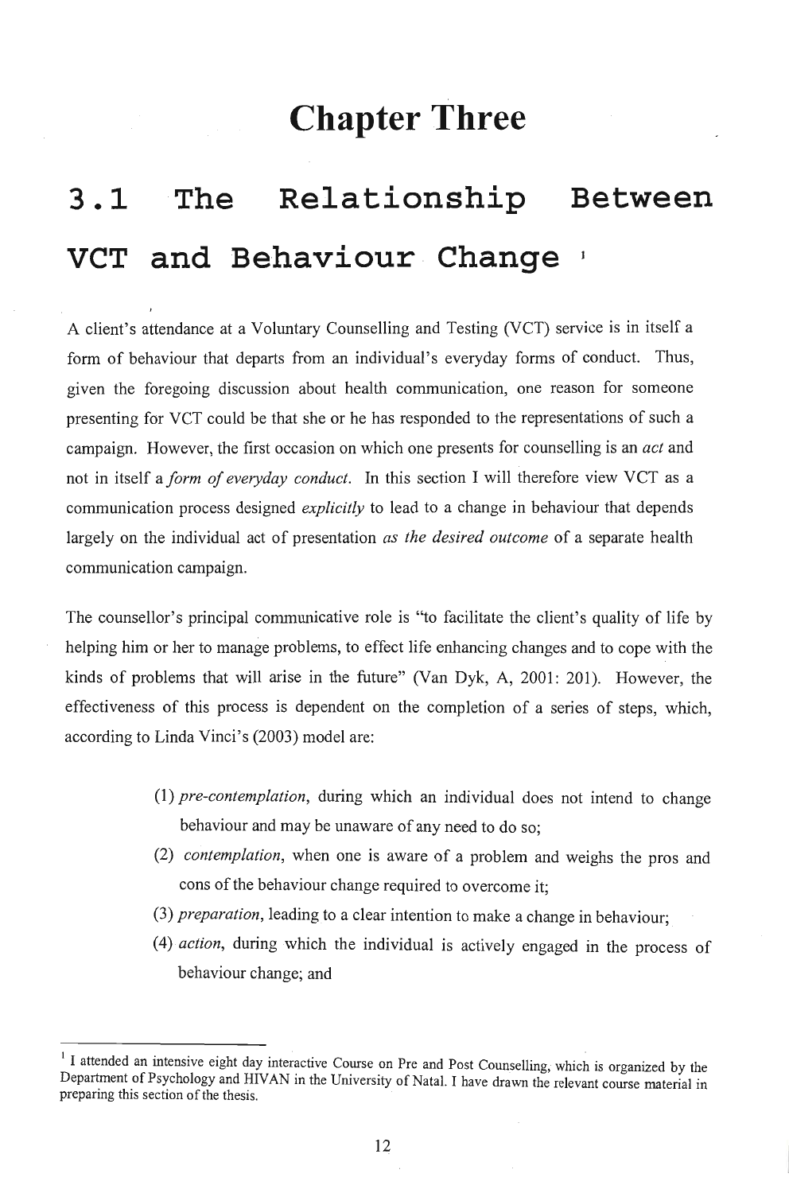# Chapter Three

## 3.1 The Relationship Between VCT and Behaviour Change [1]

A client's attendance at a Voluntary Counselling and Testing (VCT) service is in itself a form of behaviour that departs from an individual's everyday forms of conduct. Thus, given the foregoing discussion about health communication, one reason for someone presenting for VCT could be that she or he has responded to the representations of such a campaign. However, the first occasion on which one presents for counselling is an *act* and not in itself a *form of everyday conduct*. In this section I will therefore view VCT as a communication process designed *explicitly* to lead to a change in behaviour that depends largely on the individual act of presentation *as the desired outcome* of a separate health communication campaign.

The counsellor's principal communicative role is "to facilitate the client's quality of life by helping him or her to manage problems, to effect life enhancing changes and to cope with the kinds of problems that will arise in the future" (Van Dyk, A, 2001: 201). However, the effectiveness of this process is dependent on the completion of a series of steps, which, according to Linda Vinci's (2003) model are:

(1) *pre-contemplation*, during which an individual does not intend to change behaviour and may be unaware of any need to do so;

(2) *contemplation*, when one is aware of a problem and weighs the pros and cons of the behaviour change required to overcome it;

(3) *preparation*, leading to a clear intention to make a change in behaviour;

(4) *action*, during which the individual is actively engaged in the process of behaviour change; and

---

[1] I attended an intensive eight day interactive Course on Pre and Post Counselling, which is organized by the Department of Psychology and HIVAN in the University of Natal. I have drawn the relevant course material in preparing this section of the thesis.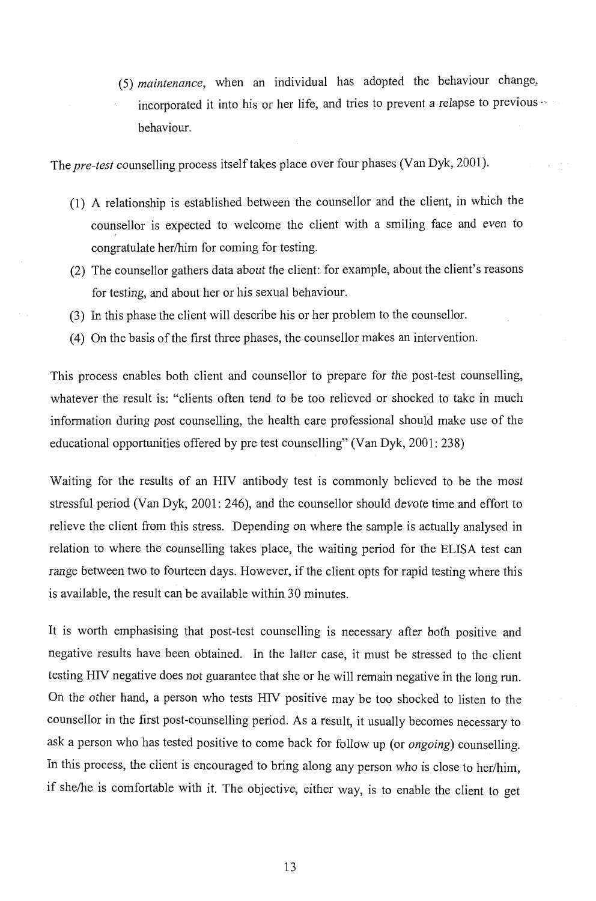(5) *maintenance*, when an individual has adopted the behaviour change, incorporated it into his or her life, and tries to prevent a relapse to previous behaviour.

The *pre-test* counselling process itself takes place over four phases (Van Dyk, 2001).

(1) A relationship is established between the counsellor and the client, in which the counsellor is expected to welcome the client with a smiling face and even to congratulate her/him for coming for testing.
(2) The counsellor gathers data about the client: for example, about the client's reasons for testing, and about her or his sexual behaviour.
(3) In this phase the client will describe his or her problem to the counsellor.
(4) On the basis of the first three phases, the counsellor makes an intervention.

This process enables both client and counsellor to prepare for the post-test counselling, whatever the result is: "clients often tend to be too relieved or shocked to take in much information during post counselling, the health care professional should make use of the educational opportunities offered by pre test counselling" (Van Dyk, 2001: 238)

Waiting for the results of an HIV antibody test is commonly believed to be the most stressful period (Van Dyk, 2001: 246), and the counsellor should devote time and effort to relieve the client from this stress. Depending on where the sample is actually analysed in relation to where the counselling takes place, the waiting period for the ELISA test can range between two to fourteen days. However, if the client opts for rapid testing where this is available, the result can be available within 30 minutes.

It is worth emphasising that post-test counselling is necessary after both positive and negative results have been obtained. In the latter case, it must be stressed to the client testing HIV negative does *not* guarantee that she or he will remain negative in the long run. On the other hand, a person who tests HIV positive may be too shocked to listen to the counsellor in the first post-counselling period. As a result, it usually becomes necessary to ask a person who has tested positive to come back for follow up (or *ongoing*) counselling. In this process, the client is encouraged to bring along any person who is close to her/him, if she/he is comfortable with it. The objective, either way, is to enable the client to get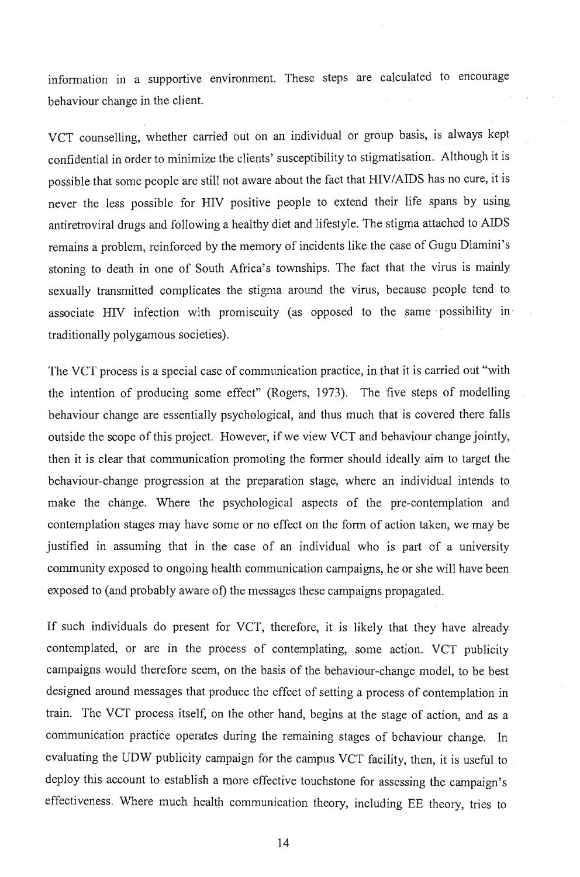information in a supportive environment. These steps are calculated to encourage behaviour change in the client.

VCT counselling, whether carried out on an individual or group basis, is always kept confidential in order to minimize the clients' susceptibility to stigmatisation. Although it is possible that some people are still not aware about the fact that HIV/AIDS has no cure, it is never the less possible for HIV positive people to extend their life spans by using antiretroviral drugs and following a healthy diet and lifestyle. The stigma attached to AIDS remains a problem, reinforced by the memory of incidents like the case of Gugu Dlamini's stoning to death in one of South Africa's townships. The fact that the virus is mainly sexually transmitted complicates the stigma around the virus, because people tend to associate HIV infection with promiscuity (as opposed to the same possibility in traditionally polygamous societies).

The VCT process is a special case of communication practice, in that it is carried out "with the intention of producing some effect" (Rogers, 1973). The five steps of modelling behaviour change are essentially psychological, and thus much that is covered there falls outside the scope of this project. However, if we view VCT and behaviour change jointly, then it is clear that communication promoting the former should ideally aim to target the behaviour-change progression at the preparation stage, where an individual intends to make the change. Where the psychological aspects of the pre-contemplation and contemplation stages may have some or no effect on the form of action taken, we may be justified in assuming that in the case of an individual who is part of a university community exposed to ongoing health communication campaigns, he or she will have been exposed to (and probably aware of) the messages these campaigns propagated.

If such individuals do present for VCT, therefore, it is likely that they have already contemplated, or are in the process of contemplating, some action. VCT publicity campaigns would therefore seem, on the basis of the behaviour-change model, to be best designed around messages that produce the effect of setting a process of contemplation in train. The VCT process itself, on the other hand, begins at the stage of action, and as a communication practice operates during the remaining stages of behaviour change. In evaluating the UDW publicity campaign for the campus VCT facility, then, it is useful to deploy this account to establish a more effective touchstone for assessing the campaign's effectiveness. Where much health communication theory, including EE theory, tries to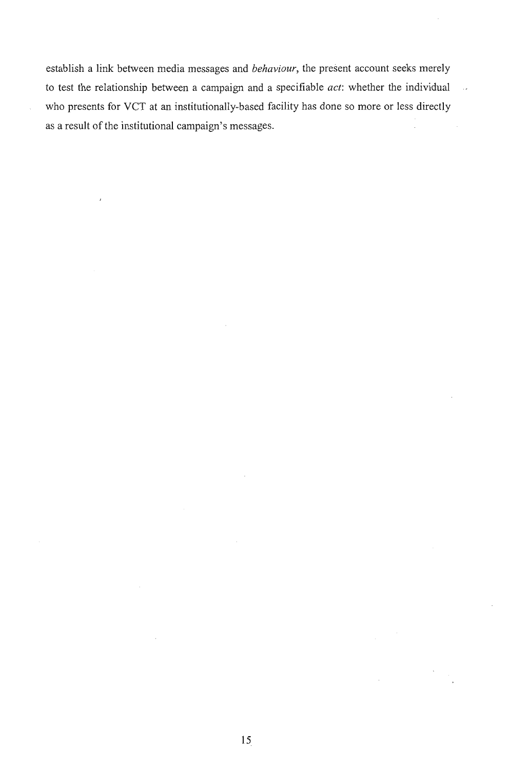establish a link between media messages and *behaviour*, the present account seeks merely to test the relationship between a campaign and a specifiable *act*: whether the individual who presents for VCT at an institutionally-based facility has done so more or less directly as a result of the institutional campaign's messages.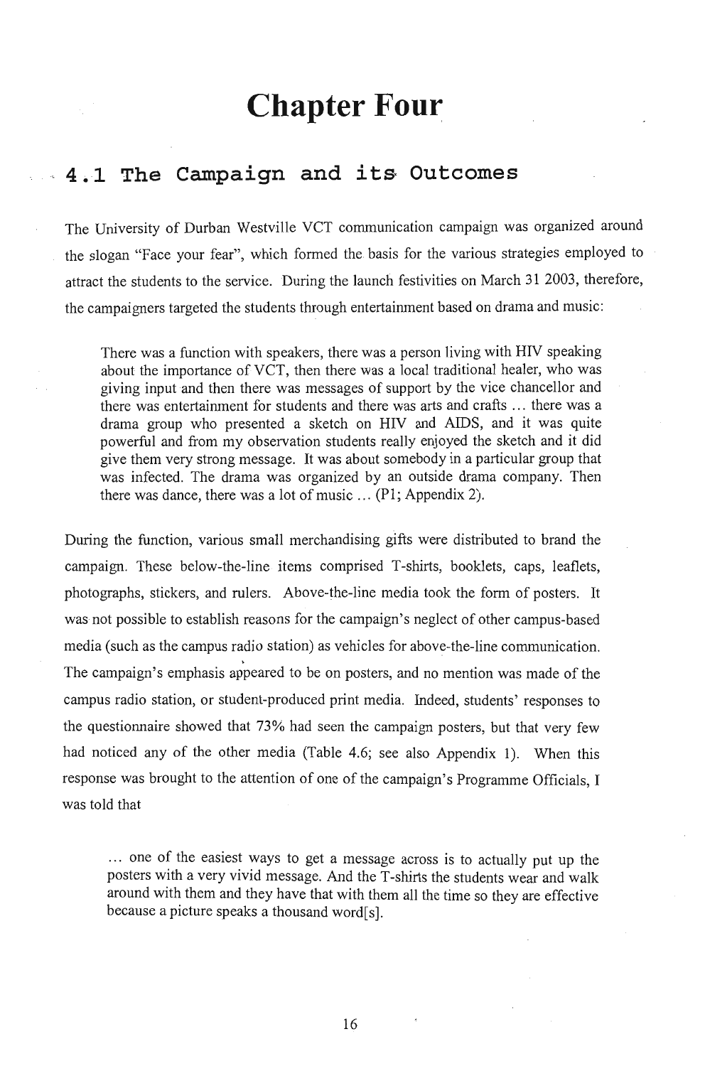# Chapter Four

## 4.1 The Campaign and its Outcomes

The University of Durban Westville VCT communication campaign was organized around the slogan "Face your fear", which formed the basis for the various strategies employed to attract the students to the service. During the launch festivities on March 31 2003, therefore, the campaigners targeted the students through entertainment based on drama and music:

> There was a function with speakers, there was a person living with HIV speaking about the importance of VCT, then there was a local traditional healer, who was giving input and then there was messages of support by the vice chancellor and there was entertainment for students and there was arts and crafts ... there was a drama group who presented a sketch on HIV and AIDS, and it was quite powerful and from my observation students really enjoyed the sketch and it did give them very strong message. It was about somebody in a particular group that was infected. The drama was organized by an outside drama company. Then there was dance, there was a lot of music ... (P1; Appendix 2).

During the function, various small merchandising gifts were distributed to brand the campaign. These below-the-line items comprised T-shirts, booklets, caps, leaflets, photographs, stickers, and rulers. Above-the-line media took the form of posters. It was not possible to establish reasons for the campaign's neglect of other campus-based media (such as the campus radio station) as vehicles for above-the-line communication. The campaign's emphasis appeared to be on posters, and no mention was made of the campus radio station, or student-produced print media. Indeed, students' responses to the questionnaire showed that 73% had seen the campaign posters, but that very few had noticed any of the other media (Table 4.6; see also Appendix 1). When this response was brought to the attention of one of the campaign's Programme Officials, I was told that

> ... one of the easiest ways to get a message across is to actually put up the posters with a very vivid message. And the T-shirts the students wear and walk around with them and they have that with them all the time so they are effective because a picture speaks a thousand word[s].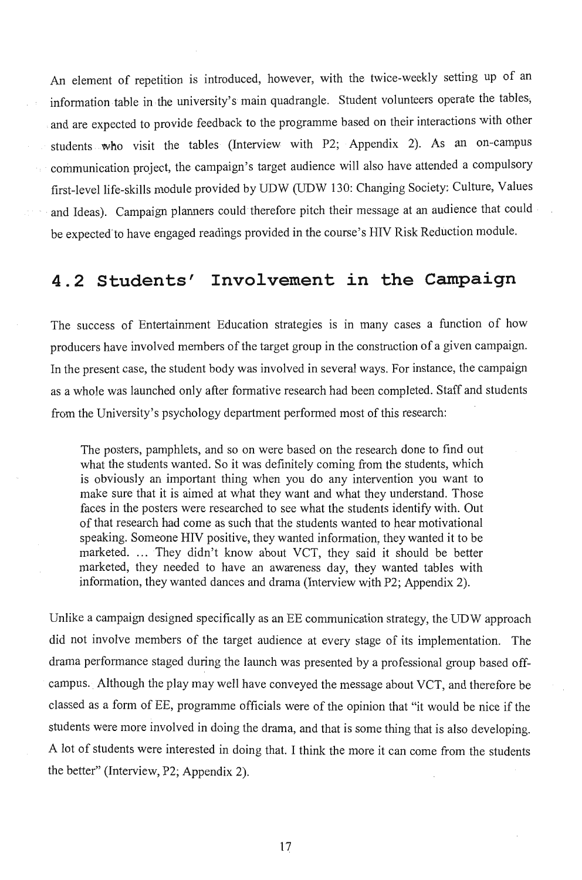An element of repetition is introduced, however, with the twice-weekly setting up of an information table in the university's main quadrangle. Student volunteers operate the tables, and are expected to provide feedback to the programme based on their interactions with other students who visit the tables (Interview with P2; Appendix 2). As an on-campus communication project, the campaign's target audience will also have attended a compulsory first-level life-skills module provided by UDW (UDW 130: Changing Society: Culture, Values and Ideas). Campaign planners could therefore pitch their message at an audience that could be expected to have engaged readings provided in the course's HIV Risk Reduction module.

## 4.2 Students' Involvement in the Campaign

The success of Entertainment Education strategies is in many cases a function of how producers have involved members of the target group in the construction of a given campaign. In the present case, the student body was involved in several ways. For instance, the campaign as a whole was launched only after formative research had been completed. Staff and students from the University's psychology department performed most of this research:

> The posters, pamphlets, and so on were based on the research done to find out what the students wanted. So it was definitely coming from the students, which is obviously an important thing when you do any intervention you want to make sure that it is aimed at what they want and what they understand. Those faces in the posters were researched to see what the students identify with. Out of that research had come as such that the students wanted to hear motivational speaking. Someone HIV positive, they wanted information, they wanted it to be marketed. ... They didn't know about VCT, they said it should be better marketed, they needed to have an awareness day, they wanted tables with information, they wanted dances and drama (Interview with P2; Appendix 2).

Unlike a campaign designed specifically as an EE communication strategy, the UDW approach did not involve members of the target audience at every stage of its implementation. The drama performance staged during the launch was presented by a professional group based off-campus. Although the play may well have conveyed the message about VCT, and therefore be classed as a form of EE, programme officials were of the opinion that "it would be nice if the students were more involved in doing the drama, and that is some thing that is also developing. A lot of students were interested in doing that. I think the more it can come from the students the better" (Interview, P2; Appendix 2).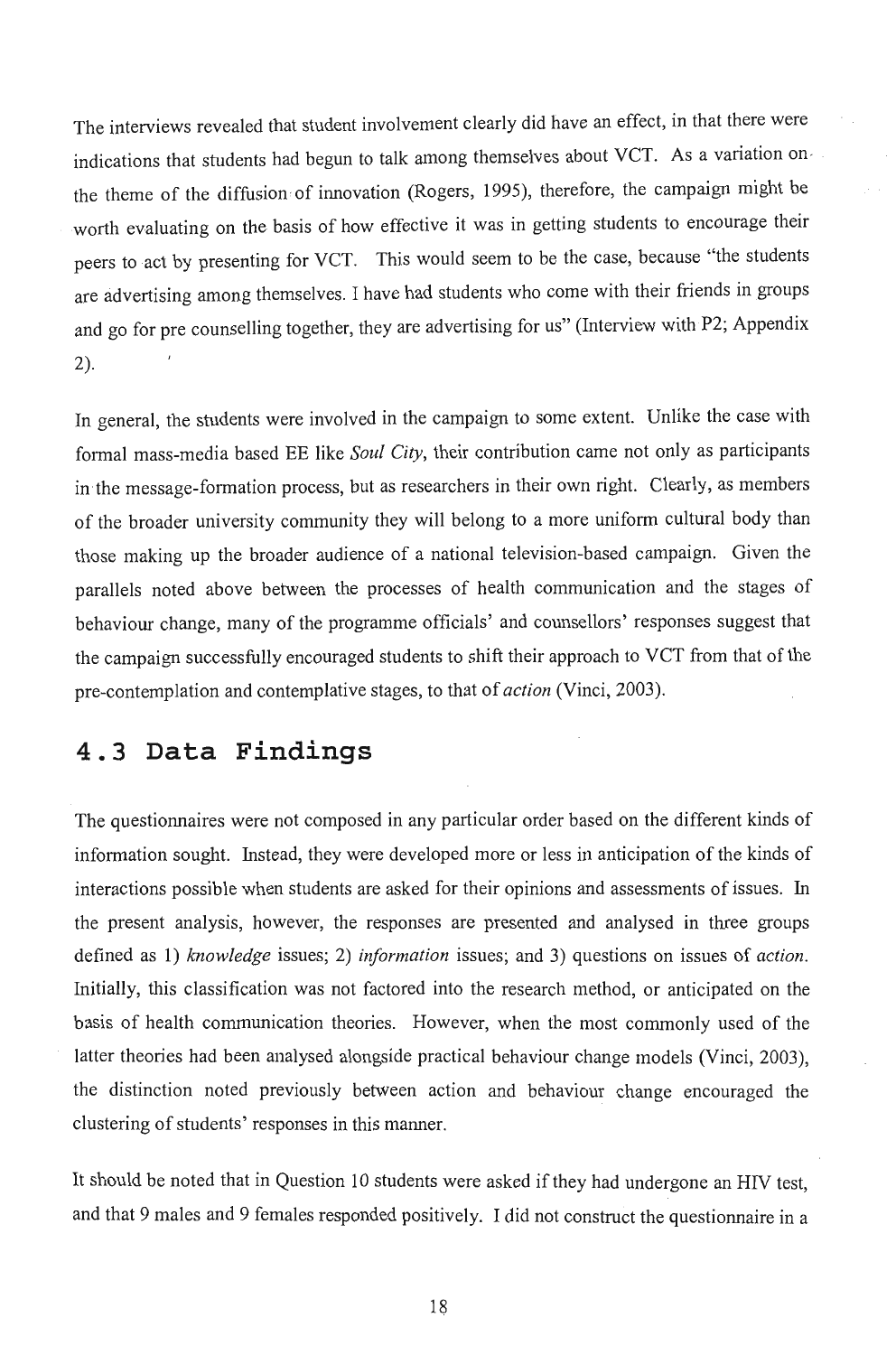The interviews revealed that student involvement clearly did have an effect, in that there were indications that students had begun to talk among themselves about VCT. As a variation on the theme of the diffusion of innovation (Rogers, 1995), therefore, the campaign might be worth evaluating on the basis of how effective it was in getting students to encourage their peers to act by presenting for VCT. This would seem to be the case, because "the students are advertising among themselves. I have had students who come with their friends in groups and go for pre counselling together, they are advertising for us" (Interview with P2; Appendix 2).

In general, the students were involved in the campaign to some extent. Unlike the case with formal mass-media based EE like *Soul City*, their contribution came not only as participants in the message-formation process, but as researchers in their own right. Clearly, as members of the broader university community they will belong to a more uniform cultural body than those making up the broader audience of a national television-based campaign. Given the parallels noted above between the processes of health communication and the stages of behaviour change, many of the programme officials' and counsellors' responses suggest that the campaign successfully encouraged students to shift their approach to VCT from that of the pre-contemplation and contemplative stages, to that of *action* (Vinci, 2003).

## 4.3 Data Findings

The questionnaires were not composed in any particular order based on the different kinds of information sought. Instead, they were developed more or less in anticipation of the kinds of interactions possible when students are asked for their opinions and assessments of issues. In the present analysis, however, the responses are presented and analysed in three groups defined as 1) *knowledge* issues; 2) *information* issues; and 3) questions on issues of *action*. Initially, this classification was not factored into the research method, or anticipated on the basis of health communication theories. However, when the most commonly used of the latter theories had been analysed alongside practical behaviour change models (Vinci, 2003), the distinction noted previously between action and behaviour change encouraged the clustering of students' responses in this manner.

It should be noted that in Question 10 students were asked if they had undergone an HIV test, and that 9 males and 9 females responded positively. I did not construct the questionnaire in a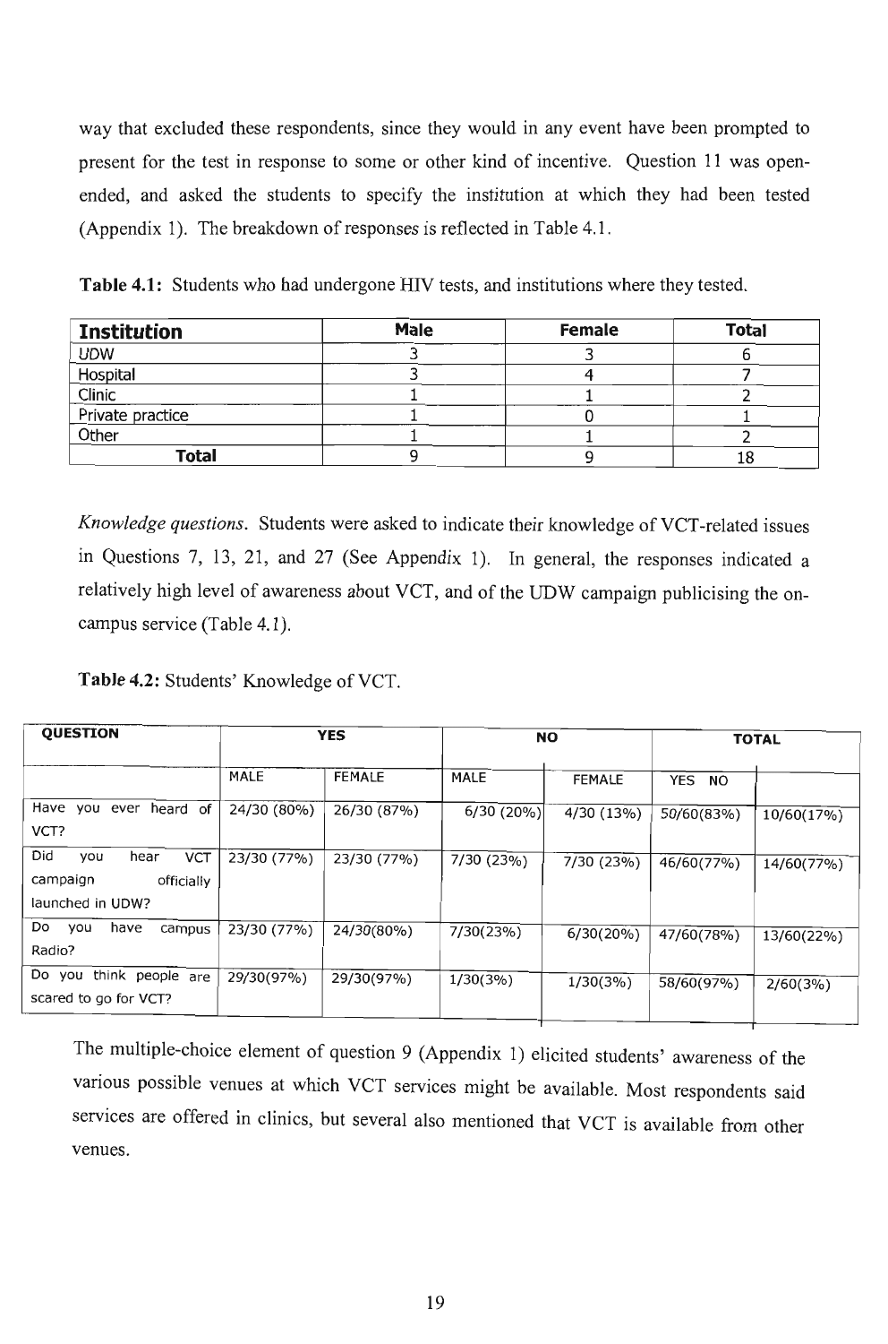way that excluded these respondents, since they would in any event have been prompted to present for the test in response to some or other kind of incentive. Question 11 was open-ended, and asked the students to specify the institution at which they had been tested (Appendix 1). The breakdown of responses is reflected in Table 4.1.

**Table 4.1:** Students who had undergone HIV tests, and institutions where they tested.

| Institution | Male | Female | Total |
|---|---|---|---|
| UDW | 3 | 3 | 6 |
| Hospital | 3 | 4 | 7 |
| Clinic | 1 | 1 | 2 |
| Private practice | 1 | 0 | 1 |
| Other | 1 | 1 | 2 |
| **Total** | 9 | 9 | 18 |

*Knowledge questions.* Students were asked to indicate their knowledge of VCT-related issues in Questions 7, 13, 21, and 27 (See Appendix 1). In general, the responses indicated a relatively high level of awareness about VCT, and of the UDW campaign publicising the on-campus service (Table 4.1).

**Table 4.2:** Students' Knowledge of VCT.

| QUESTION | YES | | NO | | TOTAL | |
|---|---|---|---|---|---|---|
| | MALE | FEMALE | MALE | FEMALE | YES | NO |
| Have you ever heard of VCT? | 24/30 (80%) | 26/30 (87%) | 6/30 (20%) | 4/30 (13%) | 50/60(83%) | 10/60(17%) |
| Did you hear VCT campaign officially launched in UDW? | 23/30 (77%) | 23/30 (77%) | 7/30 (23%) | 7/30 (23%) | 46/60(77%) | 14/60(77%) |
| Do you have campus Radio? | 23/30 (77%) | 24/30(80%) | 7/30(23%) | 6/30(20%) | 47/60(78%) | 13/60(22%) |
| Do you think people are scared to go for VCT? | 29/30(97%) | 29/30(97%) | 1/30(3%) | 1/30(3%) | 58/60(97%) | 2/60(3%) |

The multiple-choice element of question 9 (Appendix 1) elicited students' awareness of the various possible venues at which VCT services might be available. Most respondents said services are offered in clinics, but several also mentioned that VCT is available from other venues.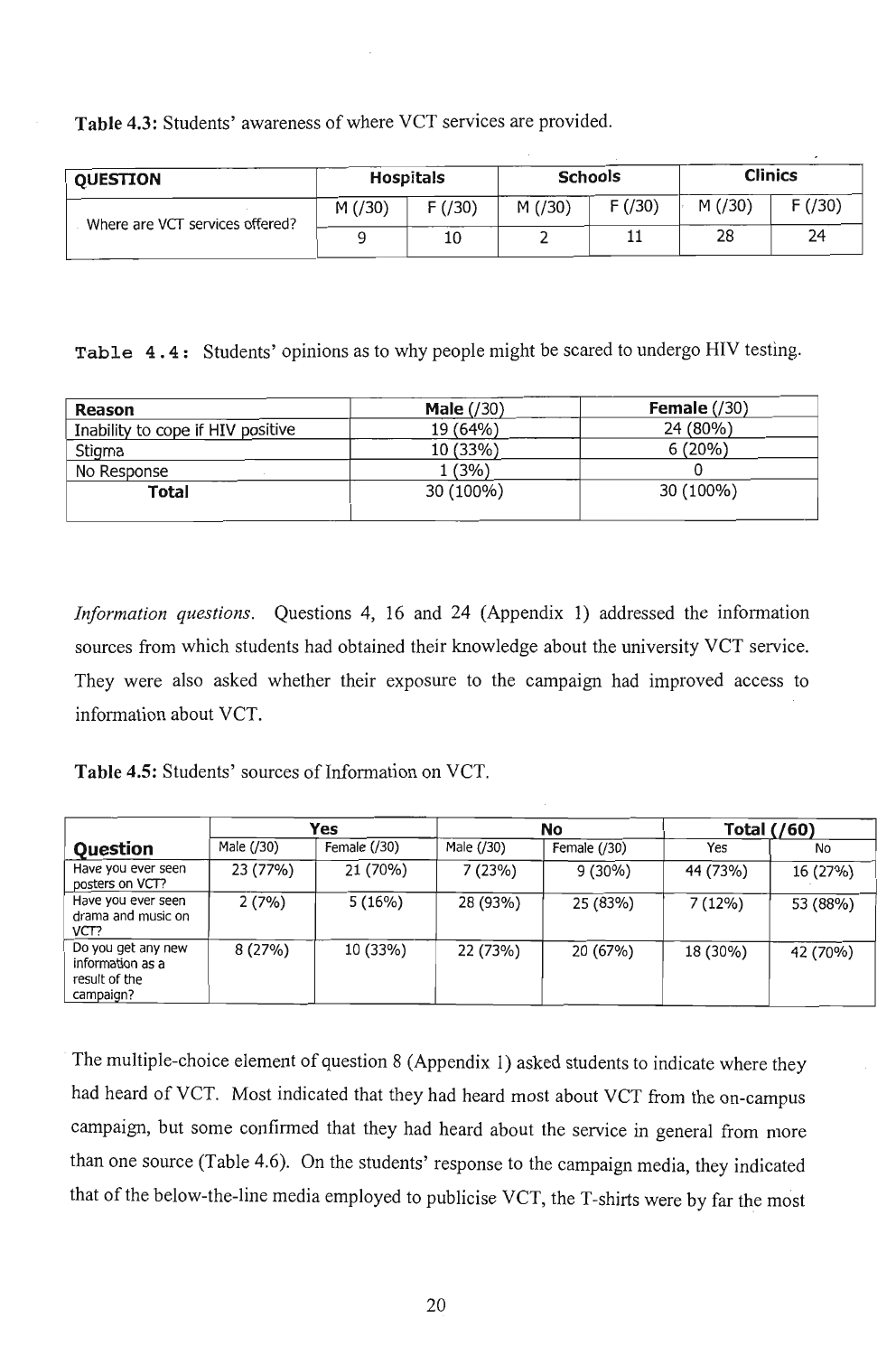**Table 4.3:** Students' awareness of where VCT services are provided.

| QUESTION | Hospitals | | Schools | | Clinics | |
|---|---|---|---|---|---|---|
| | M (/30) | F (/30) | M (/30) | F (/30) | M (/30) | F (/30) |
| Where are VCT services offered? | 9 | 10 | 2 | 11 | 28 | 24 |

**Table 4.4:** Students' opinions as to why people might be scared to undergo HIV testing.

| Reason | Male (/30) | Female (/30) |
|---|---|---|
| Inability to cope if HIV positive | 19 (64%) | 24 (80%) |
| Stigma | 10 (33%) | 6 (20%) |
| No Response | 1 (3%) | 0 |
| **Total** | 30 (100%) | 30 (100%) |

*Information questions.* Questions 4, 16 and 24 (Appendix 1) addressed the information sources from which students had obtained their knowledge about the university VCT service. They were also asked whether their exposure to the campaign had improved access to information about VCT.

**Table 4.5:** Students' sources of Information on VCT.

| Question | Yes | | No | | Total (/60) | |
|---|---|---|---|---|---|---|
| | Male (/30) | Female (/30) | Male (/30) | Female (/30) | Yes | No |
| Have you ever seen posters on VCT? | 23 (77%) | 21 (70%) | 7 (23%) | 9 (30%) | 44 (73%) | 16 (27%) |
| Have you ever seen drama and music on VCT? | 2 (7%) | 5 (16%) | 28 (93%) | 25 (83%) | 7 (12%) | 53 (88%) |
| Do you get any new information as a result of the campaign? | 8 (27%) | 10 (33%) | 22 (73%) | 20 (67%) | 18 (30%) | 42 (70%) |

The multiple-choice element of question 8 (Appendix 1) asked students to indicate where they had heard of VCT. Most indicated that they had heard most about VCT from the on-campus campaign, but some confirmed that they had heard about the service in general from more than one source (Table 4.6). On the students' response to the campaign media, they indicated that of the below-the-line media employed to publicise VCT, the T-shirts were by far the most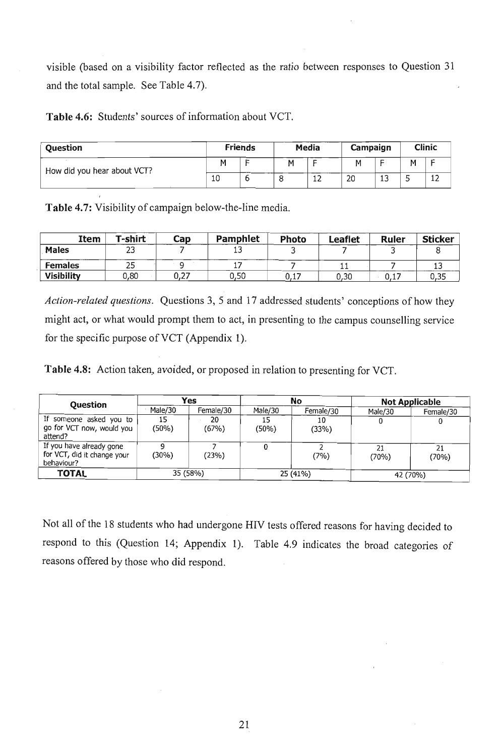visible (based on a visibility factor reflected as the ratio between responses to Question 31 and the total sample. See Table 4.7).

**Table 4.6:** Students' sources of information about VCT.

| Question | Friends | | Media | | Campaign | | Clinic | |
|---|---|---|---|---|---|---|---|---|
| | M | F | M | F | M | F | M | F |
| How did you hear about VCT? | 10 | 6 | 8 | 12 | 20 | 13 | 5 | 12 |

**Table 4.7:** Visibility of campaign below-the-line media.

| Item | T-shirt | Cap | Pamphlet | Photo | Leaflet | Ruler | Sticker |
|---|---|---|---|---|---|---|---|
| **Males** | 23 | 7 | 13 | 3 | 7 | 3 | 8 |
| **Females** | 25 | 9 | 17 | 7 | 11 | 7 | 13 |
| **Visibility** | 0,80 | 0,27 | 0,50 | 0,17 | 0,30 | 0,17 | 0,35 |

*Action-related questions.* Questions 3, 5 and 17 addressed students' conceptions of how they might act, or what would prompt them to act, in presenting to the campus counselling service for the specific purpose of VCT (Appendix 1).

**Table 4.8:** Action taken, avoided, or proposed in relation to presenting for VCT.

| Question | Yes | | No | | Not Applicable | |
|---|---|---|---|---|---|---|
| | Male/30 | Female/30 | Male/30 | Female/30 | Male/30 | Female/30 |
| If someone asked you to go for VCT now, would you attend? | 15 (50%) | 20 (67%) | 15 (50%) | 10 (33%) | 0 | 0 |
| If you have already gone for VCT, did it change your behaviour? | 9 (30%) | 7 (23%) | 0 | 2 (7%) | 21 (70%) | 21 (70%) |
| **TOTAL** | 35 (58%) | | 25 (41%) | | 42 (70%) | |

Not all of the 18 students who had undergone HIV tests offered reasons for having decided to respond to this (Question 14; Appendix 1). Table 4.9 indicates the broad categories of reasons offered by those who did respond.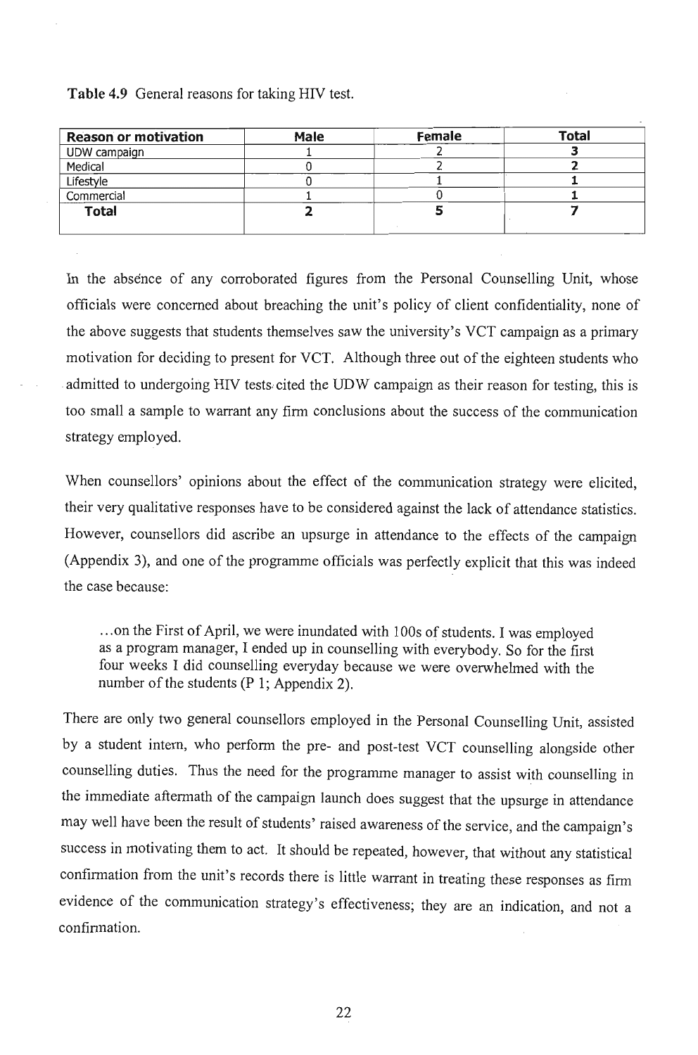**Table 4.9** General reasons for taking HIV test.

| Reason or motivation | Male | Female | Total |
|---|---|---|---|
| UDW campaign | 1 | 2 | **3** |
| Medical | 0 | 2 | **2** |
| Lifestyle | 0 | 1 | **1** |
| Commercial | 1 | 0 | **1** |
| **Total** | **2** | **5** | **7** |

In the absence of any corroborated figures from the Personal Counselling Unit, whose officials were concerned about breaching the unit's policy of client confidentiality, none of the above suggests that students themselves saw the university's VCT campaign as a primary motivation for deciding to present for VCT. Although three out of the eighteen students who admitted to undergoing HIV tests cited the UDW campaign as their reason for testing, this is too small a sample to warrant any firm conclusions about the success of the communication strategy employed.

When counsellors' opinions about the effect of the communication strategy were elicited, their very qualitative responses have to be considered against the lack of attendance statistics. However, counsellors did ascribe an upsurge in attendance to the effects of the campaign (Appendix 3), and one of the programme officials was perfectly explicit that this was indeed the case because:

> ...on the First of April, we were inundated with 100s of students. I was employed as a program manager, I ended up in counselling with everybody. So for the first four weeks I did counselling everyday because we were overwhelmed with the number of the students (P 1; Appendix 2).

There are only two general counsellors employed in the Personal Counselling Unit, assisted by a student intern, who perform the pre- and post-test VCT counselling alongside other counselling duties. Thus the need for the programme manager to assist with counselling in the immediate aftermath of the campaign launch does suggest that the upsurge in attendance may well have been the result of students' raised awareness of the service, and the campaign's success in motivating them to act. It should be repeated, however, that without any statistical confirmation from the unit's records there is little warrant in treating these responses as firm evidence of the communication strategy's effectiveness; they are an indication, and not a confirmation.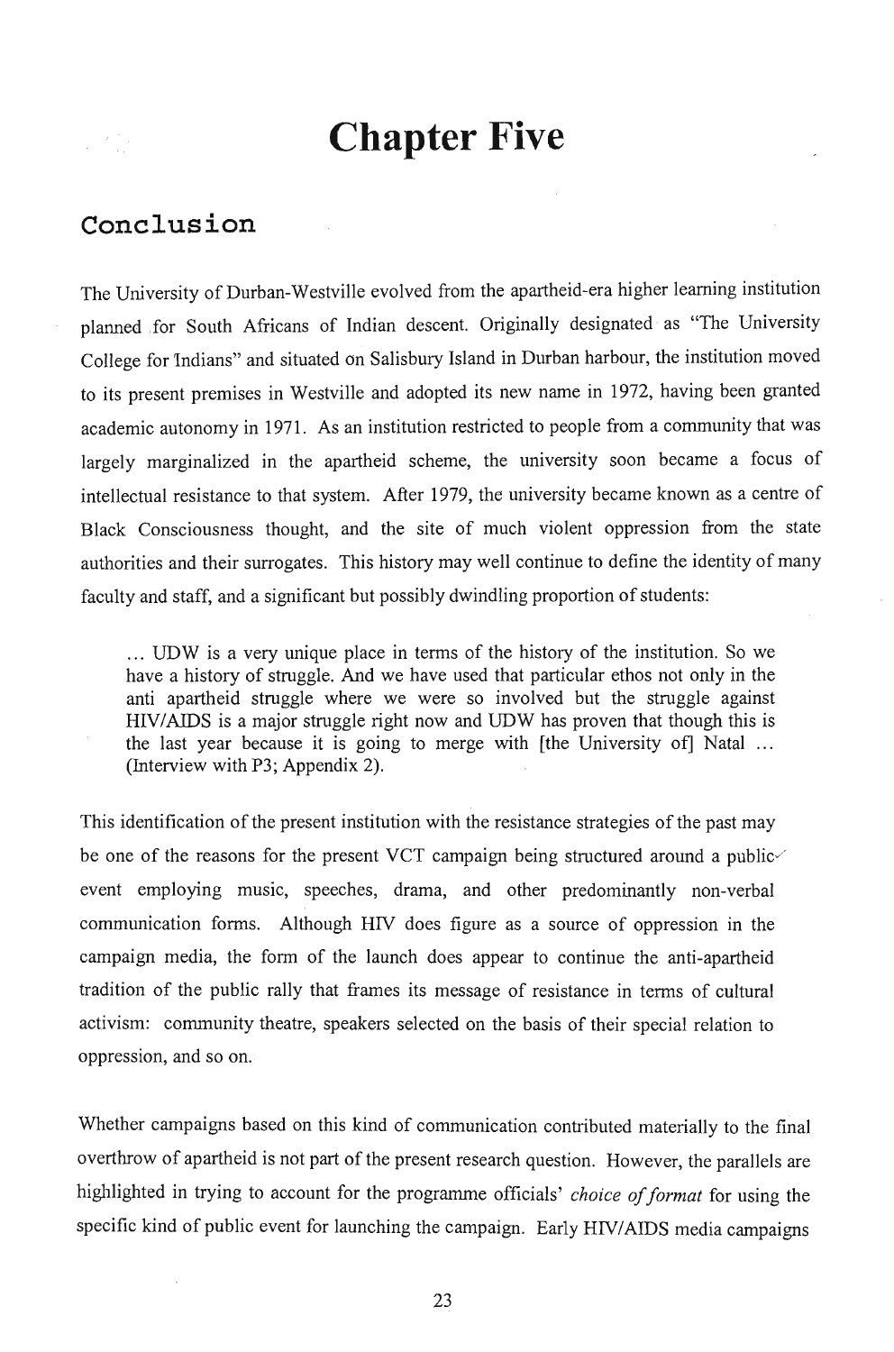# Chapter Five

## Conclusion

The University of Durban-Westville evolved from the apartheid-era higher learning institution planned for South Africans of Indian descent. Originally designated as "The University College for Indians" and situated on Salisbury Island in Durban harbour, the institution moved to its present premises in Westville and adopted its new name in 1972, having been granted academic autonomy in 1971. As an institution restricted to people from a community that was largely marginalized in the apartheid scheme, the university soon became a focus of intellectual resistance to that system. After 1979, the university became known as a centre of Black Consciousness thought, and the site of much violent oppression from the state authorities and their surrogates. This history may well continue to define the identity of many faculty and staff, and a significant but possibly dwindling proportion of students:

> ... UDW is a very unique place in terms of the history of the institution. So we have a history of struggle. And we have used that particular ethos not only in the anti apartheid struggle where we were so involved but the struggle against HIV/AIDS is a major struggle right now and UDW has proven that though this is the last year because it is going to merge with [the University of] Natal ... (Interview with P3; Appendix 2).

This identification of the present institution with the resistance strategies of the past may be one of the reasons for the present VCT campaign being structured around a public event employing music, speeches, drama, and other predominantly non-verbal communication forms. Although HIV does figure as a source of oppression in the campaign media, the form of the launch does appear to continue the anti-apartheid tradition of the public rally that frames its message of resistance in terms of cultural activism: community theatre, speakers selected on the basis of their special relation to oppression, and so on.

Whether campaigns based on this kind of communication contributed materially to the final overthrow of apartheid is not part of the present research question. However, the parallels are highlighted in trying to account for the programme officials' *choice of format* for using the specific kind of public event for launching the campaign. Early HIV/AIDS media campaigns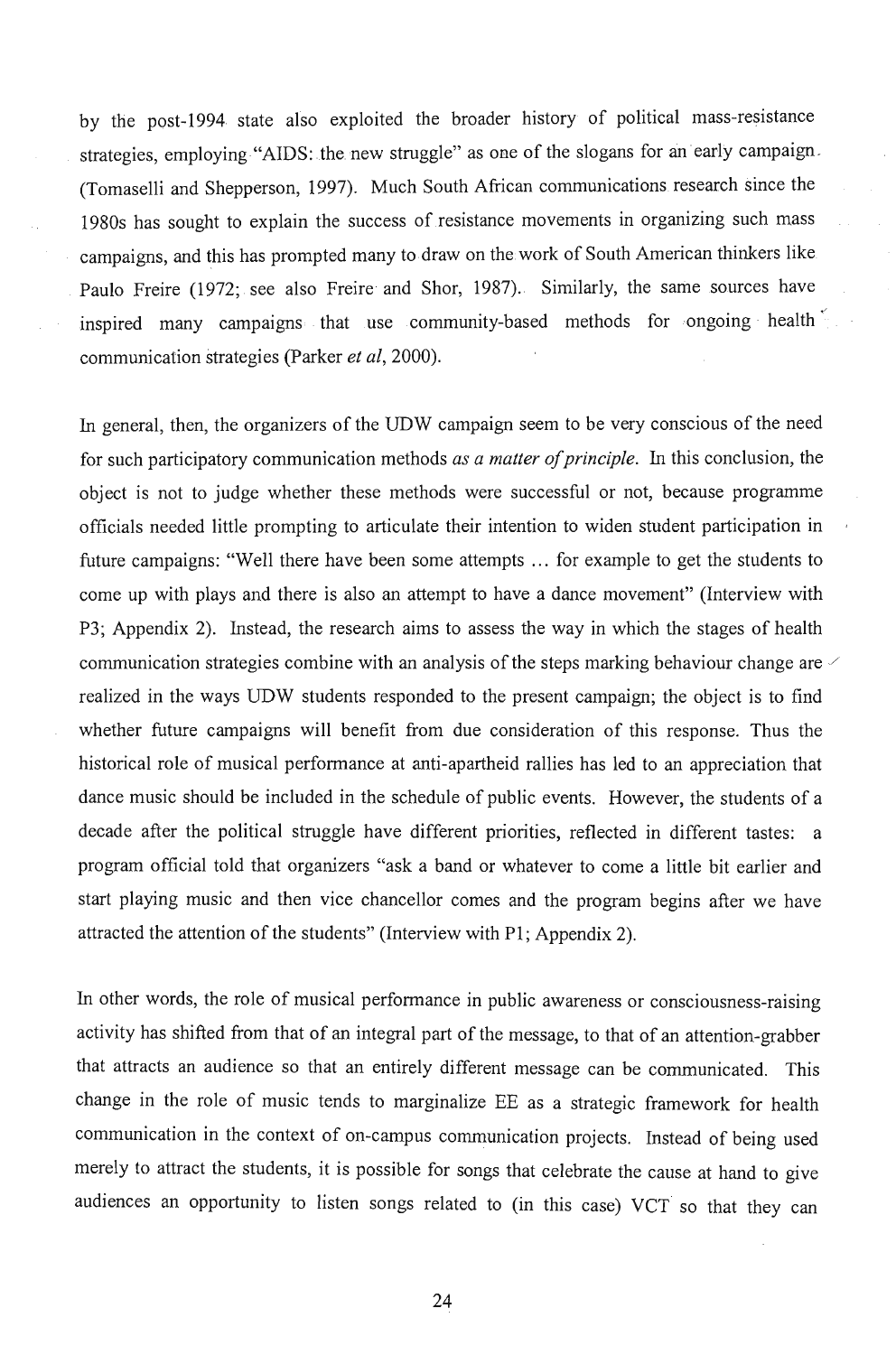by the post-1994 state also exploited the broader history of political mass-resistance strategies, employing "AIDS: the new struggle" as one of the slogans for an early campaign. (Tomaselli and Shepperson, 1997). Much South African communications research since the 1980s has sought to explain the success of resistance movements in organizing such mass campaigns, and this has prompted many to draw on the work of South American thinkers like Paulo Freire (1972; see also Freire and Shor, 1987). Similarly, the same sources have inspired many campaigns that use community-based methods for ongoing health communication strategies (Parker *et al*, 2000).

In general, then, the organizers of the UDW campaign seem to be very conscious of the need for such participatory communication methods *as a matter of principle*. In this conclusion, the object is not to judge whether these methods were successful or not, because programme officials needed little prompting to articulate their intention to widen student participation in future campaigns: "Well there have been some attempts ... for example to get the students to come up with plays and there is also an attempt to have a dance movement" (Interview with P3; Appendix 2). Instead, the research aims to assess the way in which the stages of health communication strategies combine with an analysis of the steps marking behaviour change are realized in the ways UDW students responded to the present campaign; the object is to find whether future campaigns will benefit from due consideration of this response. Thus the historical role of musical performance at anti-apartheid rallies has led to an appreciation that dance music should be included in the schedule of public events. However, the students of a decade after the political struggle have different priorities, reflected in different tastes: a program official told that organizers "ask a band or whatever to come a little bit earlier and start playing music and then vice chancellor comes and the program begins after we have attracted the attention of the students" (Interview with P1; Appendix 2).

In other words, the role of musical performance in public awareness or consciousness-raising activity has shifted from that of an integral part of the message, to that of an attention-grabber that attracts an audience so that an entirely different message can be communicated. This change in the role of music tends to marginalize EE as a strategic framework for health communication in the context of on-campus communication projects. Instead of being used merely to attract the students, it is possible for songs that celebrate the cause at hand to give audiences an opportunity to listen songs related to (in this case) VCT so that they can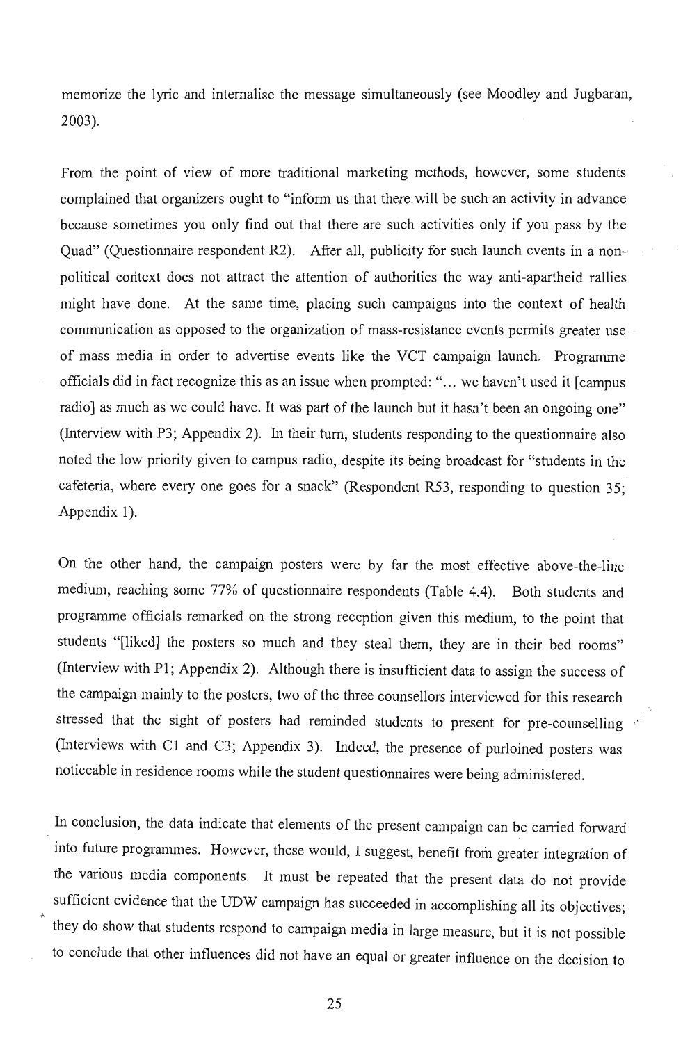memorize the lyric and internalise the message simultaneously (see Moodley and Jugbaran, 2003).

From the point of view of more traditional marketing methods, however, some students complained that organizers ought to "inform us that there will be such an activity in advance because sometimes you only find out that there are such activities only if you pass by the Quad" (Questionnaire respondent R2). After all, publicity for such launch events in a non-political context does not attract the attention of authorities the way anti-apartheid rallies might have done. At the same time, placing such campaigns into the context of health communication as opposed to the organization of mass-resistance events permits greater use of mass media in order to advertise events like the VCT campaign launch. Programme officials did in fact recognize this as an issue when prompted: "... we haven't used it [campus radio] as much as we could have. It was part of the launch but it hasn't been an ongoing one" (Interview with P3; Appendix 2). In their turn, students responding to the questionnaire also noted the low priority given to campus radio, despite its being broadcast for "students in the cafeteria, where every one goes for a snack" (Respondent R53, responding to question 35; Appendix 1).

On the other hand, the campaign posters were by far the most effective above-the-line medium, reaching some 77% of questionnaire respondents (Table 4.4). Both students and programme officials remarked on the strong reception given this medium, to the point that students "[liked] the posters so much and they steal them, they are in their bed rooms" (Interview with P1; Appendix 2). Although there is insufficient data to assign the success of the campaign mainly to the posters, two of the three counsellors interviewed for this research stressed that the sight of posters had reminded students to present for pre-counselling (Interviews with C1 and C3; Appendix 3). Indeed, the presence of purloined posters was noticeable in residence rooms while the student questionnaires were being administered.

In conclusion, the data indicate that elements of the present campaign can be carried forward into future programmes. However, these would, I suggest, benefit from greater integration of the various media components. It must be repeated that the present data do not provide sufficient evidence that the UDW campaign has succeeded in accomplishing all its objectives; they do show that students respond to campaign media in large measure, but it is not possible to conclude that other influences did not have an equal or greater influence on the decision to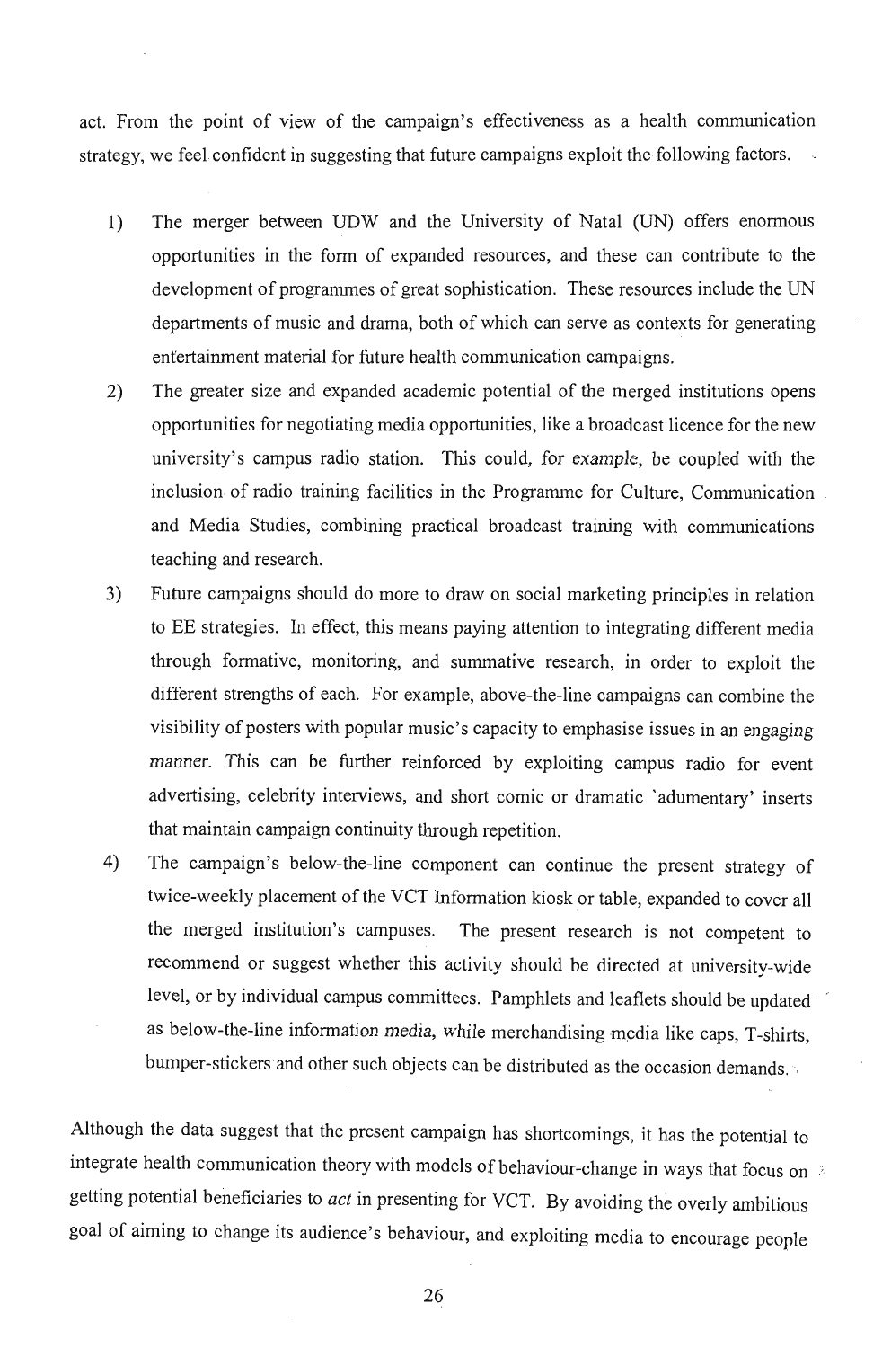act. From the point of view of the campaign's effectiveness as a health communication strategy, we feel confident in suggesting that future campaigns exploit the following factors.

1) The merger between UDW and the University of Natal (UN) offers enormous opportunities in the form of expanded resources, and these can contribute to the development of programmes of great sophistication. These resources include the UN departments of music and drama, both of which can serve as contexts for generating entertainment material for future health communication campaigns.
2) The greater size and expanded academic potential of the merged institutions opens opportunities for negotiating media opportunities, like a broadcast licence for the new university's campus radio station. This could, for example, be coupled with the inclusion of radio training facilities in the Programme for Culture, Communication and Media Studies, combining practical broadcast training with communications teaching and research.
3) Future campaigns should do more to draw on social marketing principles in relation to EE strategies. In effect, this means paying attention to integrating different media through formative, monitoring, and summative research, in order to exploit the different strengths of each. For example, above-the-line campaigns can combine the visibility of posters with popular music's capacity to emphasise issues in an engaging manner. This can be further reinforced by exploiting campus radio for event advertising, celebrity interviews, and short comic or dramatic 'adumentary' inserts that maintain campaign continuity through repetition.
4) The campaign's below-the-line component can continue the present strategy of twice-weekly placement of the VCT Information kiosk or table, expanded to cover all the merged institution's campuses. The present research is not competent to recommend or suggest whether this activity should be directed at university-wide level, or by individual campus committees. Pamphlets and leaflets should be updated as below-the-line information media, while merchandising media like caps, T-shirts, bumper-stickers and other such objects can be distributed as the occasion demands.

Although the data suggest that the present campaign has shortcomings, it has the potential to integrate health communication theory with models of behaviour-change in ways that focus on getting potential beneficiaries to *act* in presenting for VCT. By avoiding the overly ambitious goal of aiming to change its audience's behaviour, and exploiting media to encourage people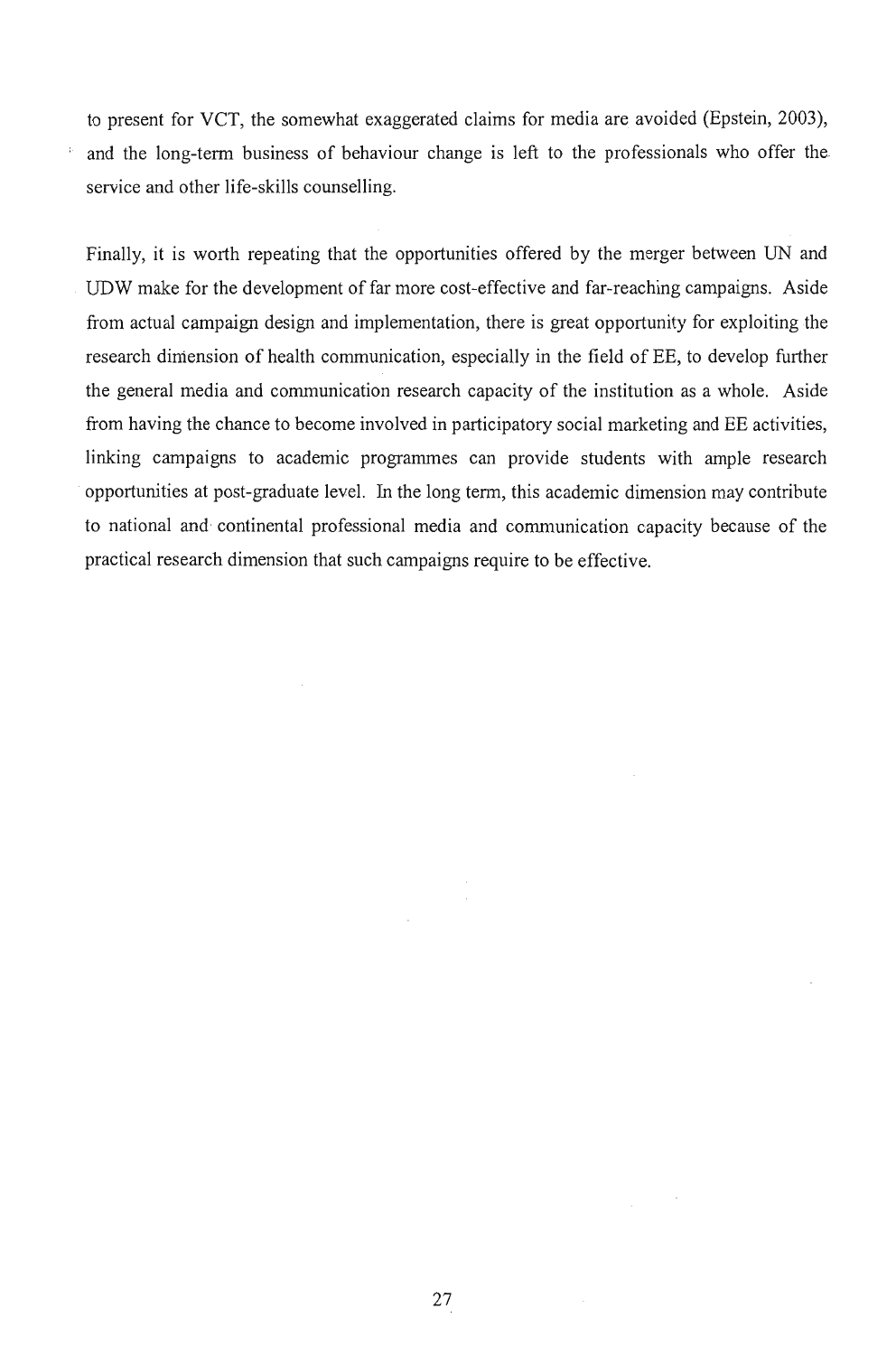to present for VCT, the somewhat exaggerated claims for media are avoided (Epstein, 2003), and the long-term business of behaviour change is left to the professionals who offer the service and other life-skills counselling.

Finally, it is worth repeating that the opportunities offered by the merger between UN and UDW make for the development of far more cost-effective and far-reaching campaigns. Aside from actual campaign design and implementation, there is great opportunity for exploiting the research dimension of health communication, especially in the field of EE, to develop further the general media and communication research capacity of the institution as a whole. Aside from having the chance to become involved in participatory social marketing and EE activities, linking campaigns to academic programmes can provide students with ample research opportunities at post-graduate level. In the long term, this academic dimension may contribute to national and continental professional media and communication capacity because of the practical research dimension that such campaigns require to be effective.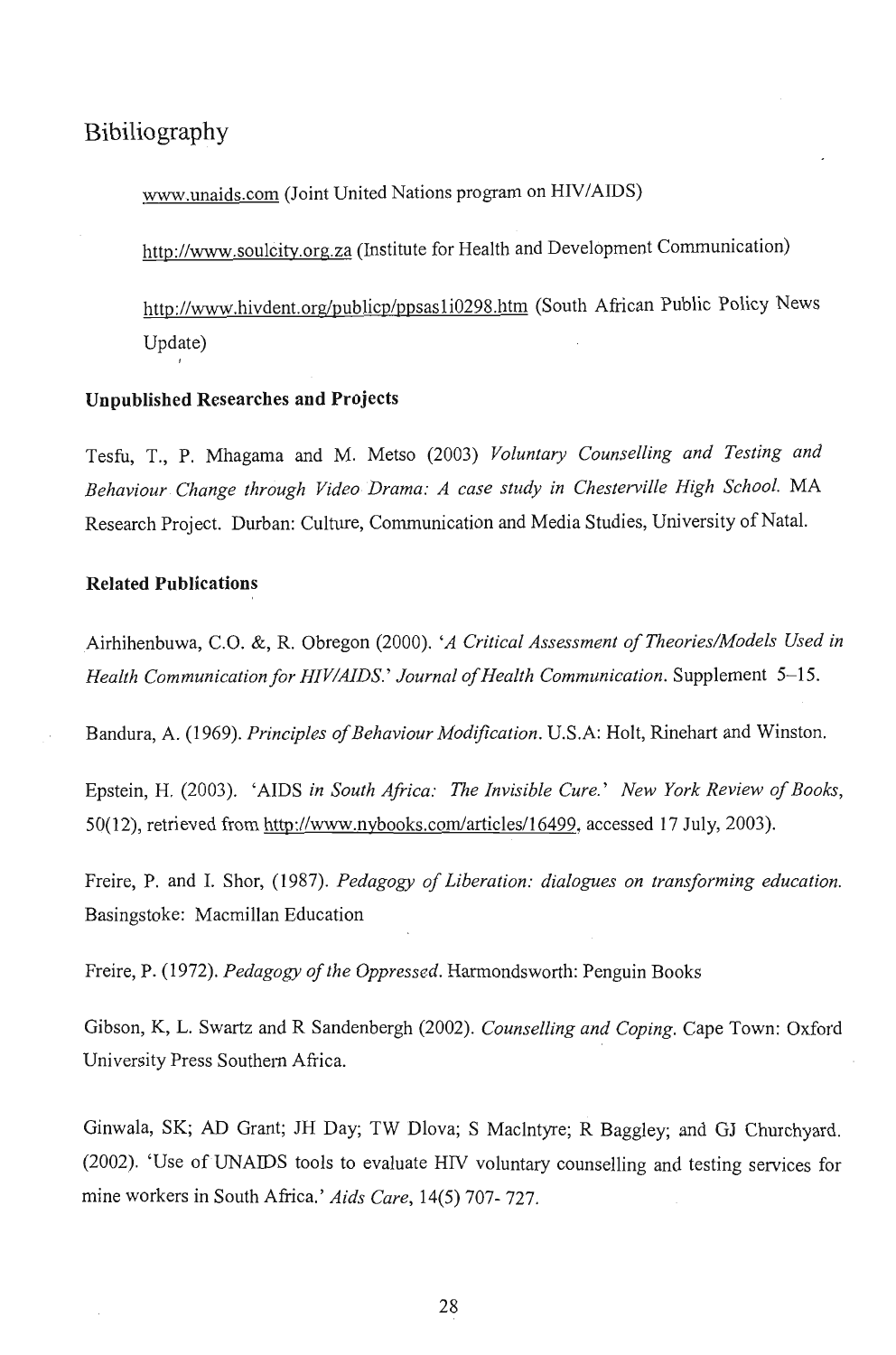# Bibiliography

www.unaids.com (Joint United Nations program on HIV/AIDS)

http://www.soulcity.org.za (Institute for Health and Development Communication)

http://www.hivdent.org/publicp/ppsas1i0298.htm (South African Public Policy News Update)

**Unpublished Researches and Projects**

Tesfu, T., P. Mhagama and M. Metso (2003) *Voluntary Counselling and Testing and Behaviour Change through Video Drama: A case study in Chesterville High School.* MA Research Project. Durban: Culture, Communication and Media Studies, University of Natal.

**Related Publications**

Airhihenbuwa, C.O. &, R. Obregon (2000). *'A Critical Assessment of Theories/Models Used in Health Communication for HIV/AIDS.' Journal of Health Communication.* Supplement 5–15.

Bandura, A. (1969). *Principles of Behaviour Modification.* U.S.A: Holt, Rinehart and Winston.

Epstein, H. (2003). 'AIDS *in South Africa: The Invisible Cure.' New York Review of Books,* 50(12), retrieved from http://www.nybooks.com/articles/16499, accessed 17 July, 2003).

Freire, P. and I. Shor, (1987). *Pedagogy of Liberation: dialogues on transforming education.* Basingstoke: Macmillan Education

Freire, P. (1972). *Pedagogy of the Oppressed.* Harmondsworth: Penguin Books

Gibson, K, L. Swartz and R Sandenbergh (2002). *Counselling and Coping.* Cape Town: Oxford University Press Southern Africa.

Ginwala, SK; AD Grant; JH Day; TW Dlova; S MacIntyre; R Baggley; and GJ Churchyard. (2002). 'Use of UNAIDS tools to evaluate HIV voluntary counselling and testing services for mine workers in South Africa.' *Aids Care,* 14(5) 707- 727.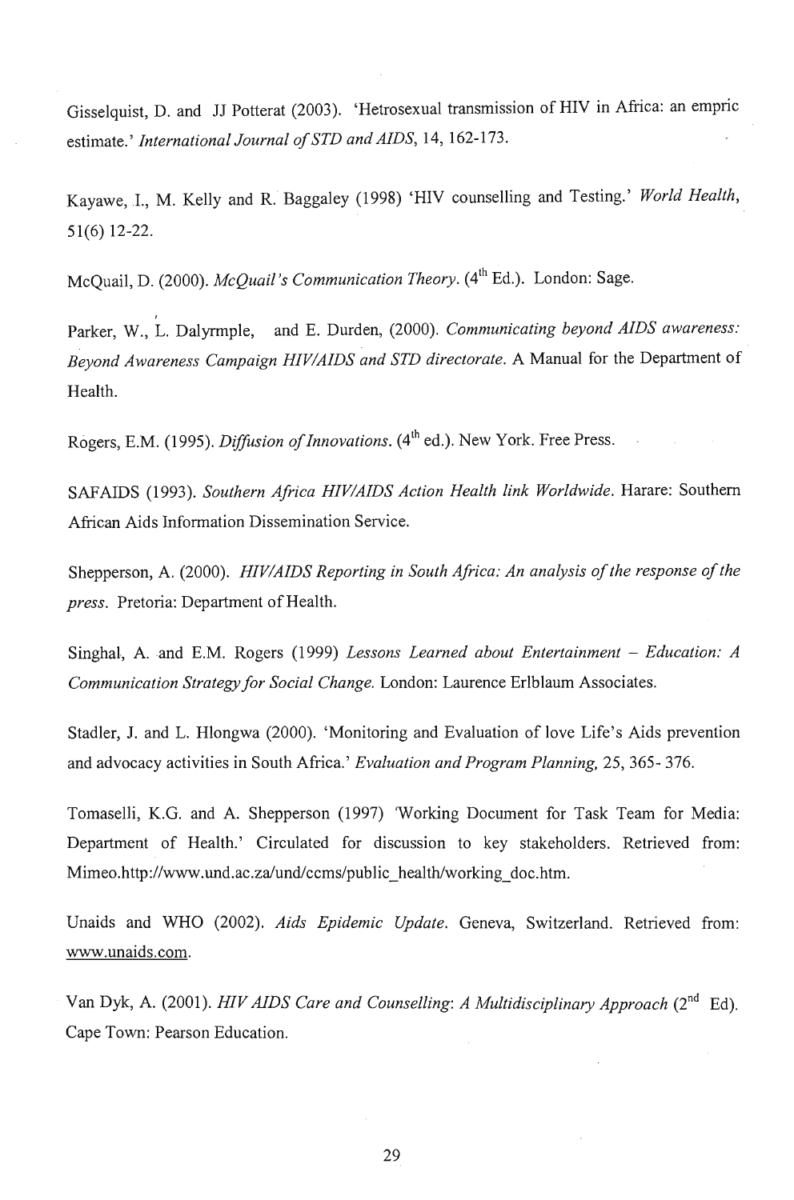Gisselquist, D. and JJ Potterat (2003). 'Hetrosexual transmission of HIV in Africa: an empric estimate.' *International Journal of STD and AIDS*, 14, 162-173.

Kayawe, I., M. Kelly and R. Baggaley (1998) 'HIV counselling and Testing.' *World Health*, 51(6) 12-22.

McQuail, D. (2000). *McQuail's Communication Theory*. (4th Ed.). London: Sage.

Parker, W., L. Dalyrmple, and E. Durden, (2000). *Communicating beyond AIDS awareness: Beyond Awareness Campaign HIV/AIDS and STD directorate*. A Manual for the Department of Health.

Rogers, E.M. (1995). *Diffusion of Innovations*. (4th ed.). New York. Free Press.

SAFAIDS (1993). *Southern Africa HIV/AIDS Action Health link Worldwide*. Harare: Southern African Aids Information Dissemination Service.

Shepperson, A. (2000). *HIV/AIDS Reporting in South Africa: An analysis of the response of the press*. Pretoria: Department of Health.

Singhal, A. and E.M. Rogers (1999) *Lessons Learned about Entertainment – Education: A Communication Strategy for Social Change*. London: Laurence Erlblaum Associates.

Stadler, J. and L. Hlongwa (2000). 'Monitoring and Evaluation of love Life's Aids prevention and advocacy activities in South Africa.' *Evaluation and Program Planning*, 25, 365- 376.

Tomaselli, K.G. and A. Shepperson (1997) 'Working Document for Task Team for Media: Department of Health.' Circulated for discussion to key stakeholders. Retrieved from: Mimeo.http://www.und.ac.za/und/ccms/public_health/working_doc.htm.

Unaids and WHO (2002). *Aids Epidemic Update*. Geneva, Switzerland. Retrieved from: www.unaids.com.

Van Dyk, A. (2001). *HIV AIDS Care and Counselling: A Multidisciplinary Approach* (2nd Ed). Cape Town: Pearson Education.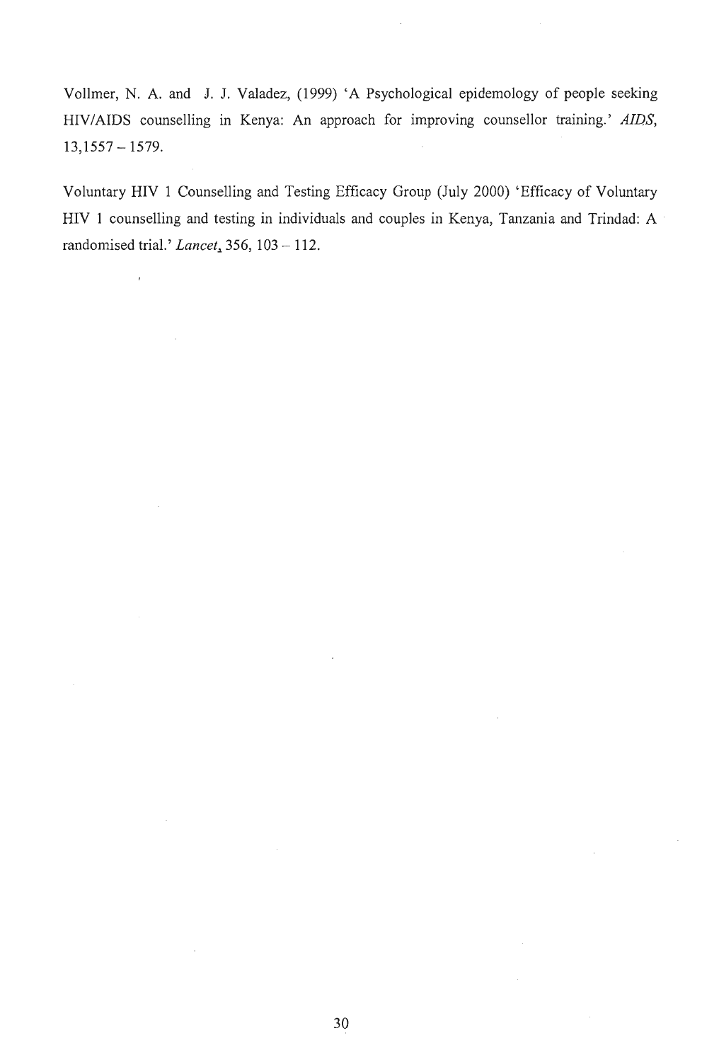Vollmer, N. A. and J. J. Valadez, (1999) 'A Psychological epidemology of people seeking HIV/AIDS counselling in Kenya: An approach for improving counsellor training.' *AIDS*, 13,1557 – 1579.

Voluntary HIV 1 Counselling and Testing Efficacy Group (July 2000) 'Efficacy of Voluntary HIV 1 counselling and testing in individuals and couples in Kenya, Tanzania and Trindad: A randomised trial.' *Lancet*, 356, 103 – 112.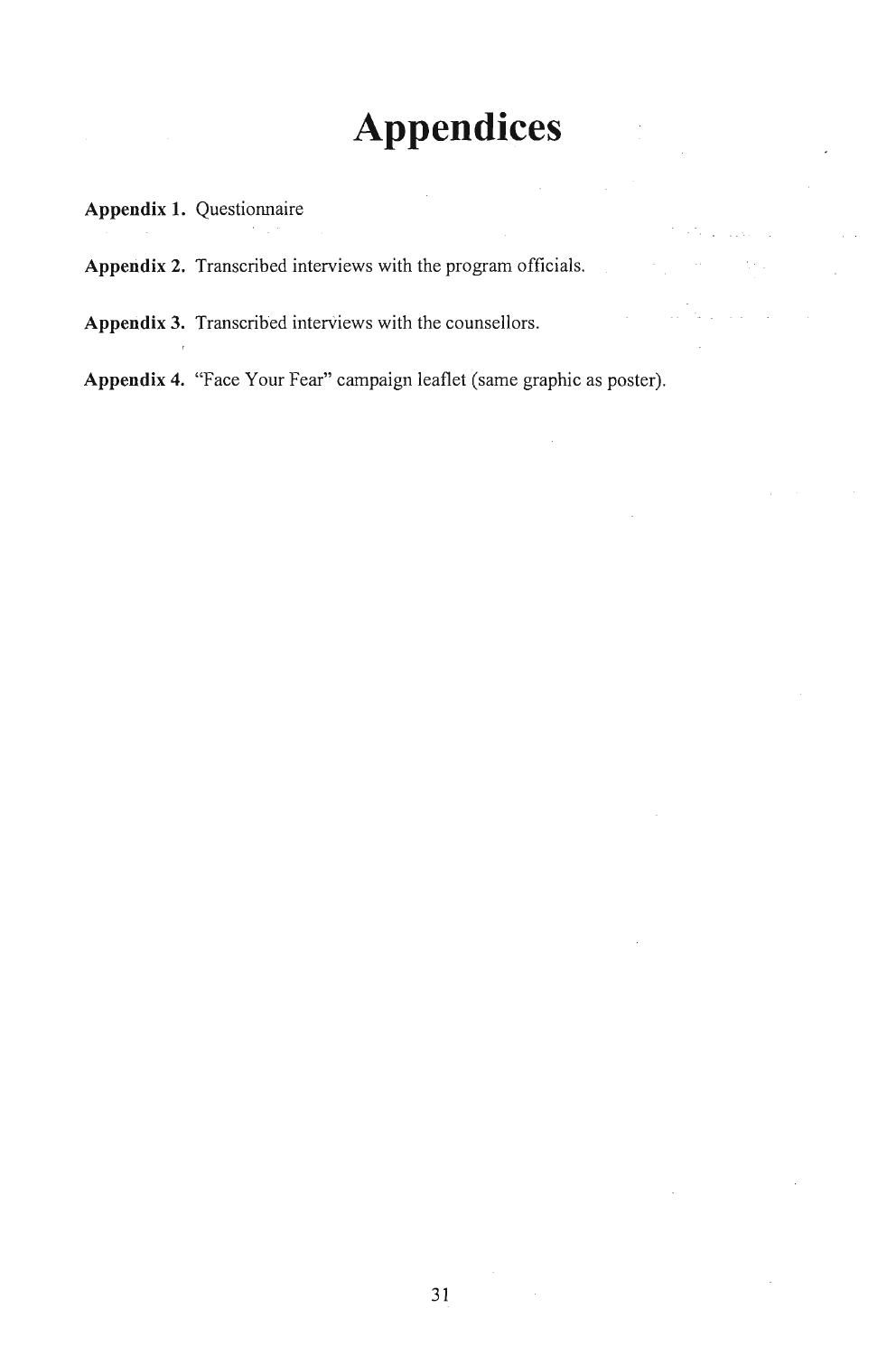# Appendices

**Appendix 1.** Questionnaire

**Appendix 2.** Transcribed interviews with the program officials.

**Appendix 3.** Transcribed interviews with the counsellors.

**Appendix 4.** "Face Your Fear" campaign leaflet (same graphic as poster).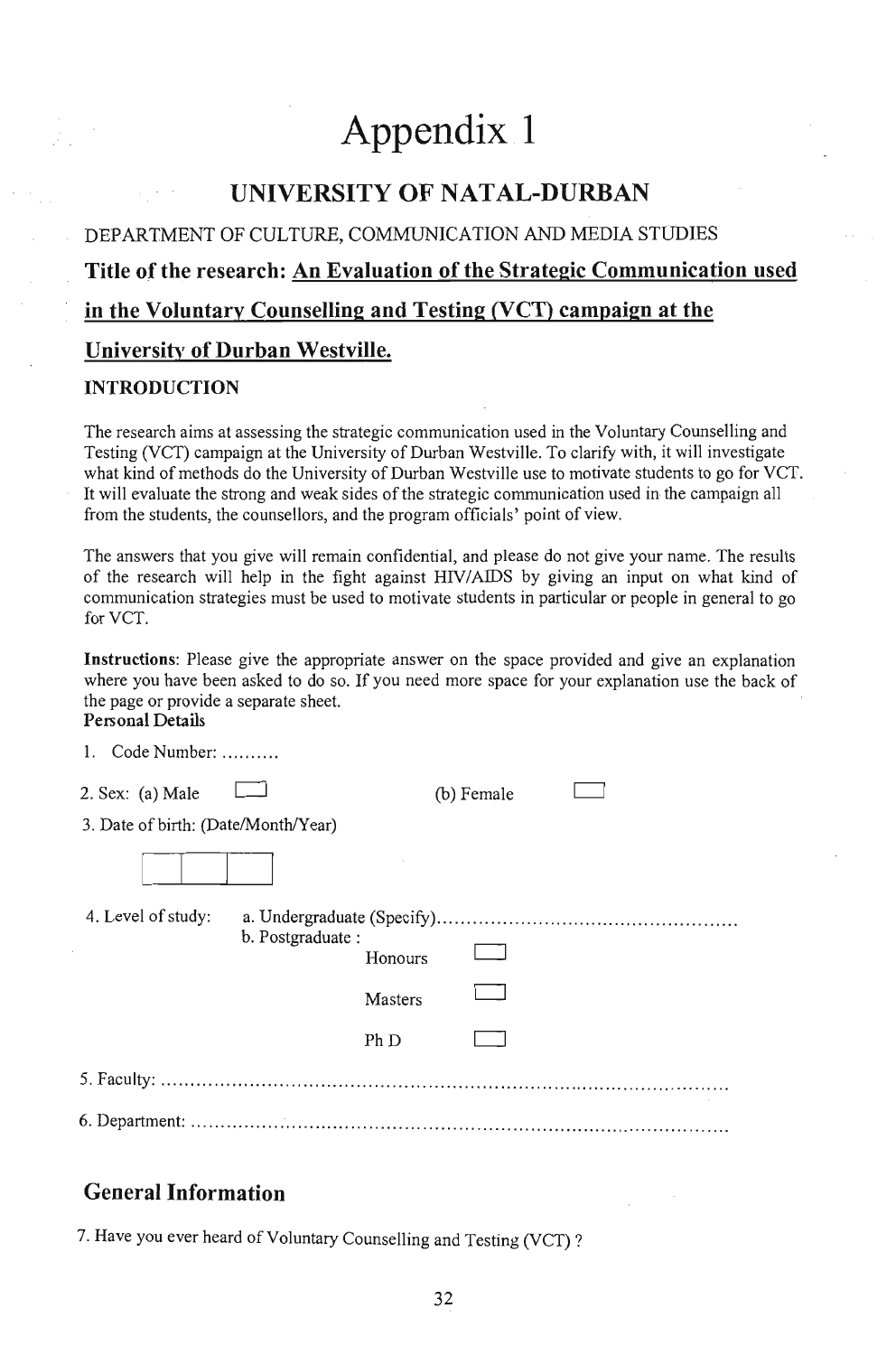# Appendix 1

## UNIVERSITY OF NATAL-DURBAN

DEPARTMENT OF CULTURE, COMMUNICATION AND MEDIA STUDIES

### Title of the research: An Evaluation of the Strategic Communication used in the Voluntary Counselling and Testing (VCT) campaign at the University of Durban Westville.

#### INTRODUCTION

The research aims at assessing the strategic communication used in the Voluntary Counselling and Testing (VCT) campaign at the University of Durban Westville. To clarify with, it will investigate what kind of methods do the University of Durban Westville use to motivate students to go for VCT. It will evaluate the strong and weak sides of the strategic communication used in the campaign all from the students, the counsellors, and the program officials' point of view.

The answers that you give will remain confidential, and please do not give your name. The results of the research will help in the fight against HIV/AIDS by giving an input on what kind of communication strategies must be used to motivate students in particular or people in general to go for VCT.

**Instructions**: Please give the appropriate answer on the space provided and give an explanation where you have been asked to do so. If you need more space for your explanation use the back of the page or provide a separate sheet.

**Personal Details**

1. Code Number: ..........

2. Sex: (a) Male ☐ (b) Female ☐

3. Date of birth: (Date/Month/Year)

☐☐☐

4. Level of study: a. Undergraduate (Specify)..................................................
   b. Postgraduate :
   Honours ☐
   Masters ☐
   Ph D ☐

5. Faculty: ..........................................................................................................

6. Department: ....................................................................................................

## General Information

7. Have you ever heard of Voluntary Counselling and Testing (VCT) ?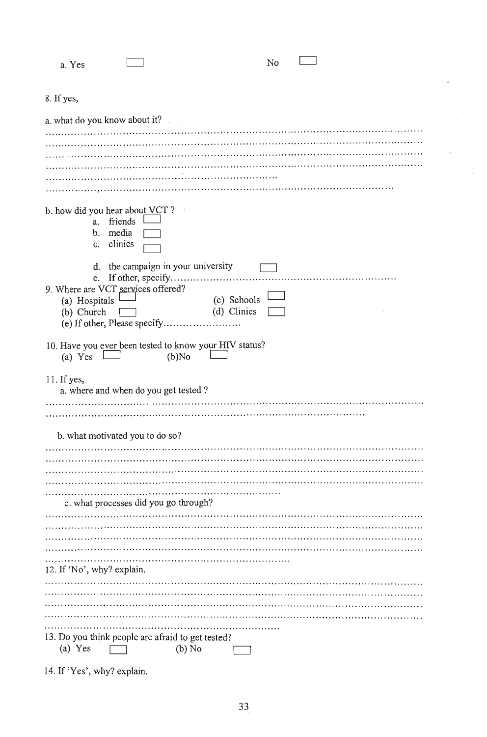a. Yes ☐ No ☐

8. If yes,

a. what do you know about it?

..........................................................................................................................................
..........................................................................................................................................
..........................................................................................................................................
..........................................................................................................................................
..........................................................................................
..........................................................................................................................

b. how did you hear about VCT ?

a. friends ☐
b. media ☐
c. clinics ☐
d. the campaign in your university ☐
e. If other, specify..........................................................................

9. Where are VCT services offered?

(a) Hospitals ☐ (c) Schools ☐
(b) Church ☐ (d) Clinics ☐
(e) If other, Please specify..........................

10. Have you ever been tested to know your HIV status?

(a) Yes ☐ (b)No ☐

11. If yes,

a. where and when do you get tested ?

..........................................................................................................................................
........................................................................................................................

b. what motivated you to do so?

..........................................................................................................................................
..........................................................................................................................................
..........................................................................................................................................
..........................................................................................................................................
..........................................................................................

c. what processes did you go through?

..........................................................................................................................................
..........................................................................................................................................
..........................................................................................................................................
..........................................................................................................................................
..........................................................................................

12. If 'No', why? explain.

..........................................................................................................................................
..........................................................................................................................................
..........................................................................................................................................
..........................................................................................................................................
..........................................................................................

13. Do you think people are afraid to get tested?

(a) Yes ☐ (b) No ☐

14. If 'Yes', why? explain.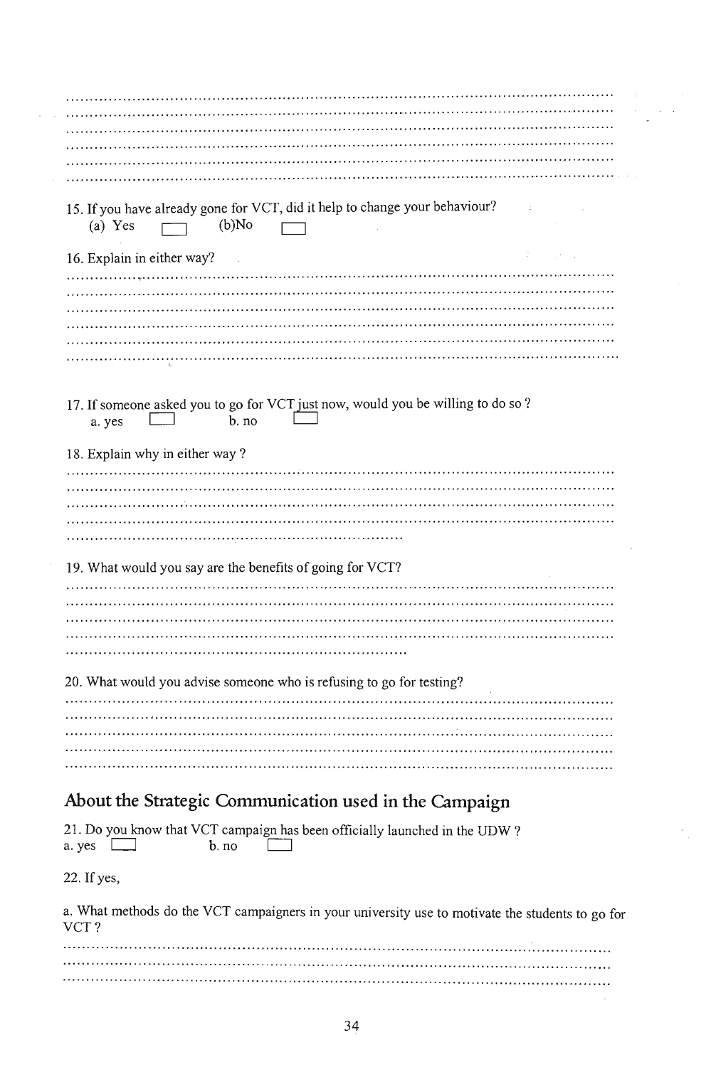.......................................................................................................................

.......................................................................................................................

.......................................................................................................................

.......................................................................................................................

.......................................................................................................................

.......................................................................................................................

15. If you have already gone for VCT, did it help to change your behaviour?
   (a) Yes ☐   (b)No ☐

16. Explain in either way?

.......................................................................................................................

.......................................................................................................................

.......................................................................................................................

.......................................................................................................................

.......................................................................................................................

.......................................................................................................................

17. If someone asked you to go for VCT just now, would you be willing to do so ?
   a. yes ☐   b. no ☐

18. Explain why in either way ?

.......................................................................................................................

.......................................................................................................................

.......................................................................................................................

.......................................................................................................................

.......................................................................

19. What would you say are the benefits of going for VCT?

.......................................................................................................................

.......................................................................................................................

.......................................................................................................................

.......................................................................................................................

.......................................................................

20. What would you advise someone who is refusing to go for testing?

.......................................................................................................................

.......................................................................................................................

.......................................................................................................................

.......................................................................................................................

.......................................................................................................................

## About the Strategic Communication used in the Campaign

21. Do you know that VCT campaign has been officially launched in the UDW ?
a. yes ☐   b. no ☐

22. If yes,

a. What methods do the VCT campaigners in your university use to motivate the students to go for VCT ?

.......................................................................................................................

.......................................................................................................................

.......................................................................................................................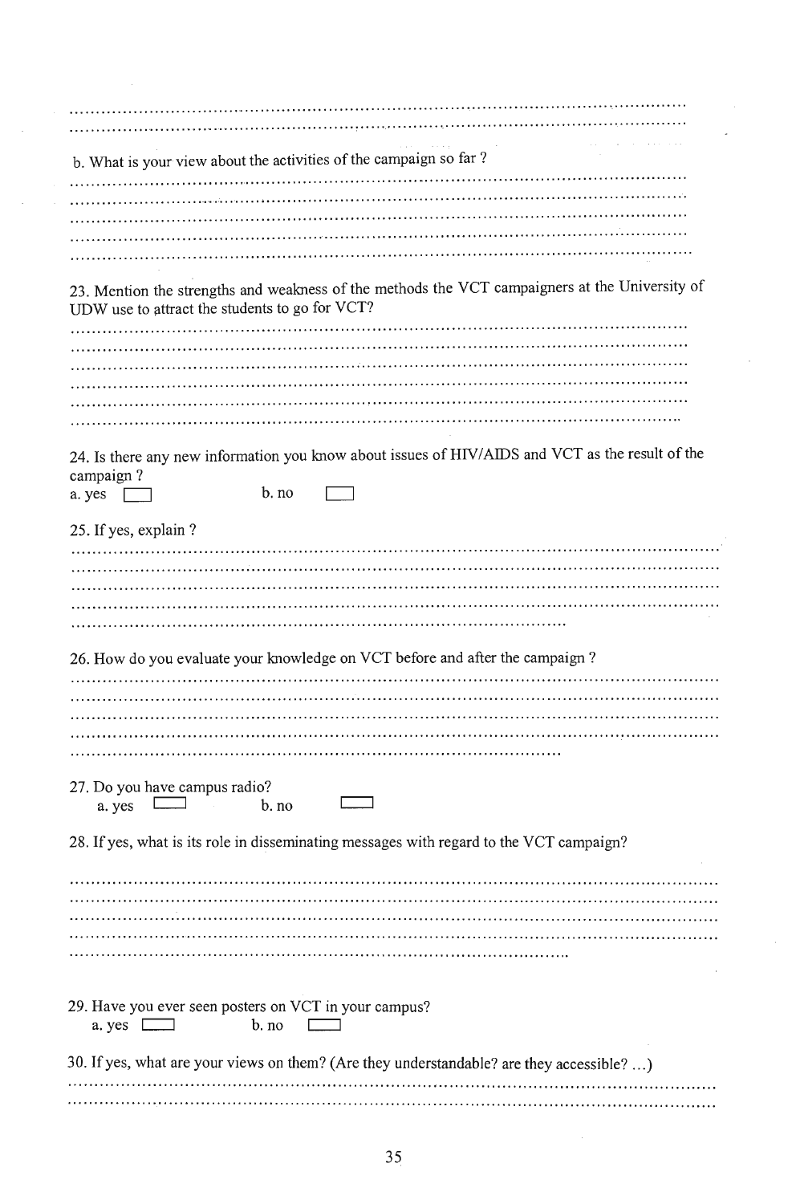..........................................................................................................................

..........................................................................................................................

b. What is your view about the activities of the campaign so far ?

..........................................................................................................................

..........................................................................................................................

..........................................................................................................................

..........................................................................................................................

..........................................................................................................................

23. Mention the strengths and weakness of the methods the VCT campaigners at the University of UDW use to attract the students to go for VCT?

..........................................................................................................................

..........................................................................................................................

..........................................................................................................................

..........................................................................................................................

..........................................................................................................................

..........................................................................................................................

24. Is there any new information you know about issues of HIV/AIDS and VCT as the result of the campaign ?

a. yes ☐ b. no ☐

25. If yes, explain ?

..........................................................................................................................

..........................................................................................................................

..........................................................................................................................

..........................................................................................................................

..........................................................................................................................

26. How do you evaluate your knowledge on VCT before and after the campaign ?

..........................................................................................................................

..........................................................................................................................

..........................................................................................................................

..........................................................................................................................

..........................................................................................................................

27. Do you have campus radio?

a. yes ☐ b. no ☐

28. If yes, what is its role in disseminating messages with regard to the VCT campaign?

..........................................................................................................................

..........................................................................................................................

..........................................................................................................................

..........................................................................................................................

..........................................................................................................................

29. Have you ever seen posters on VCT in your campus?

a. yes ☐ b. no ☐

30. If yes, what are your views on them? (Are they understandable? are they accessible? ...)

..........................................................................................................................

..........................................................................................................................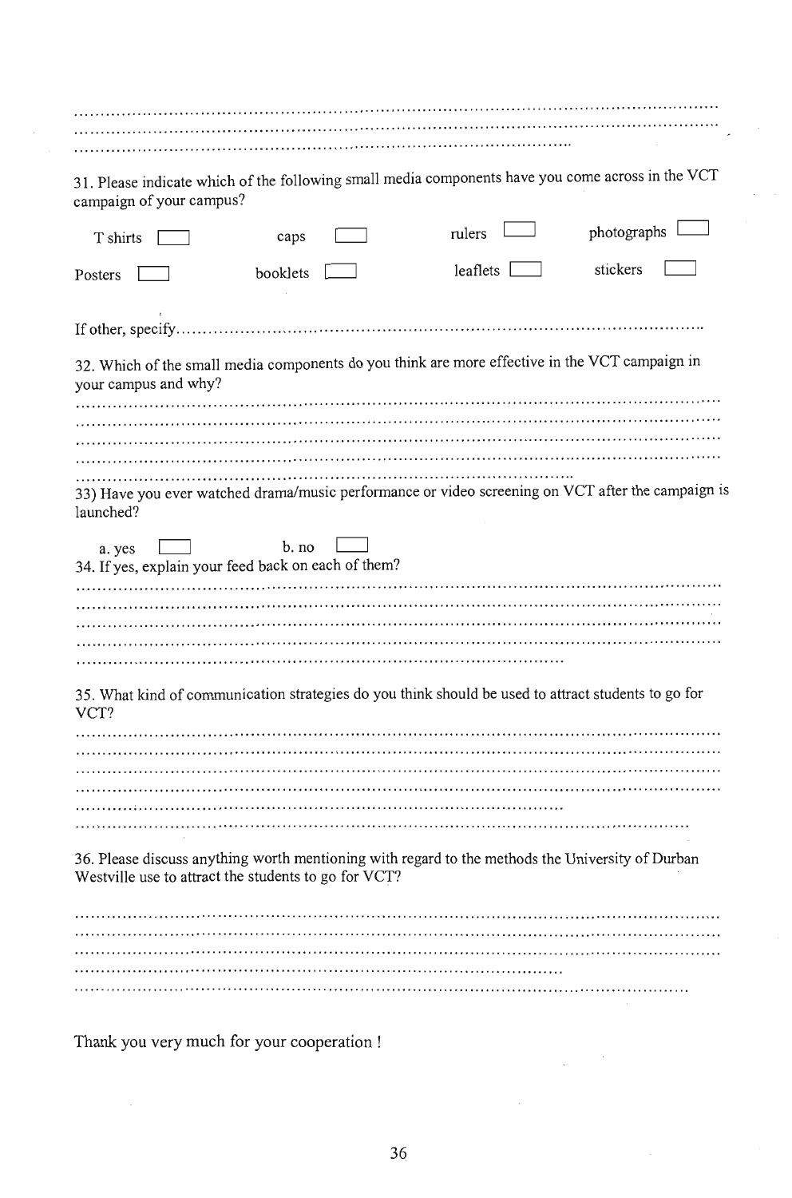.......................................................................................................................
.......................................................................................................................
.......................................................................................................

31. Please indicate which of the following small media components have you come across in the VCT campaign of your campus?

| | | | |
|---|---|---|---|
| T shirts ☐ | caps ☐ | rulers ☐ | photographs ☐ |
| Posters ☐ | booklets ☐ | leaflets ☐ | stickers ☐ |

If other, specify.......................................................................................................

32. Which of the small media components do you think are more effective in the VCT campaign in your campus and why?

.......................................................................................................................
.......................................................................................................................
.......................................................................................................................
.......................................................................................................................
.......................................................................................................

33) Have you ever watched drama/music performance or video screening on VCT after the campaign is launched?

a. yes ☐ b. no ☐

34. If yes, explain your feed back on each of them?

.......................................................................................................................
.......................................................................................................................
.......................................................................................................................
.......................................................................................................................
.......................................................................................................

35. What kind of communication strategies do you think should be used to attract students to go for VCT?

.......................................................................................................................
.......................................................................................................................
.......................................................................................................................
.......................................................................................................................
.......................................................................................................
.......................................................................................................................

36. Please discuss anything worth mentioning with regard to the methods the University of Durban Westville use to attract the students to go for VCT?

.......................................................................................................................
.......................................................................................................................
.......................................................................................................................
.......................................................................................................
.......................................................................................................................

Thank you very much for your cooperation !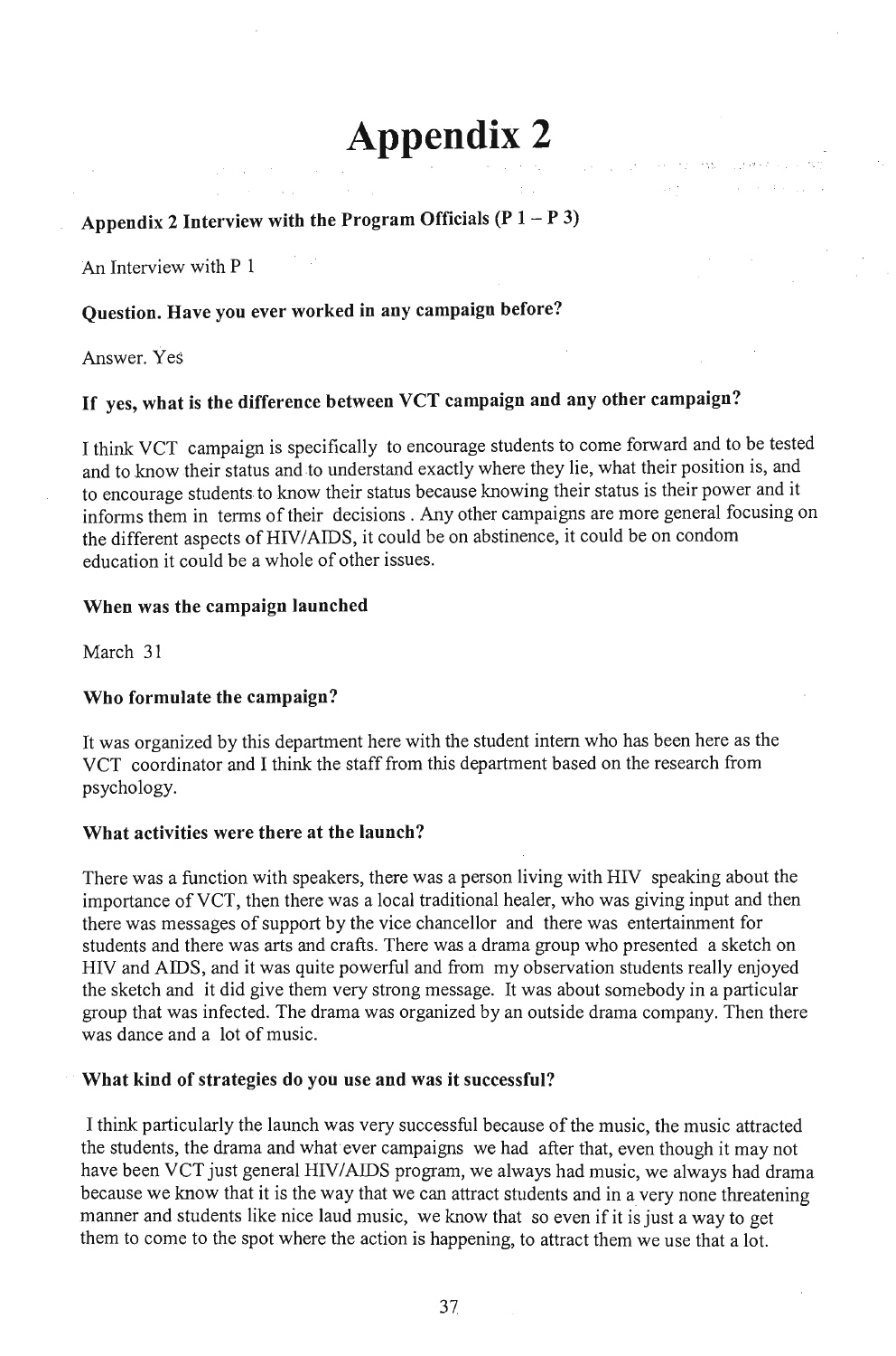# Appendix 2

### Appendix 2 Interview with the Program Officials (P 1 – P 3)

An Interview with P 1

**Question. Have you ever worked in any campaign before?**

Answer. Yes

**If yes, what is the difference between VCT campaign and any other campaign?**

I think VCT campaign is specifically to encourage students to come forward and to be tested and to know their status and to understand exactly where they lie, what their position is, and to encourage students to know their status because knowing their status is their power and it informs them in terms of their decisions . Any other campaigns are more general focusing on the different aspects of HIV/AIDS, it could be on abstinence, it could be on condom education it could be a whole of other issues.

**When was the campaign launched**

March 31

**Who formulate the campaign?**

It was organized by this department here with the student intern who has been here as the VCT coordinator and I think the staff from this department based on the research from psychology.

**What activities were there at the launch?**

There was a function with speakers, there was a person living with HIV speaking about the importance of VCT, then there was a local traditional healer, who was giving input and then there was messages of support by the vice chancellor and there was entertainment for students and there was arts and crafts. There was a drama group who presented a sketch on HIV and AIDS, and it was quite powerful and from my observation students really enjoyed the sketch and it did give them very strong message. It was about somebody in a particular group that was infected. The drama was organized by an outside drama company. Then there was dance and a lot of music.

**What kind of strategies do you use and was it successful?**

I think particularly the launch was very successful because of the music, the music attracted the students, the drama and what ever campaigns we had after that, even though it may not have been VCT just general HIV/AIDS program, we always had music, we always had drama because we know that it is the way that we can attract students and in a very none threatening manner and students like nice laud music, we know that so even if it is just a way to get them to come to the spot where the action is happening, to attract them we use that a lot.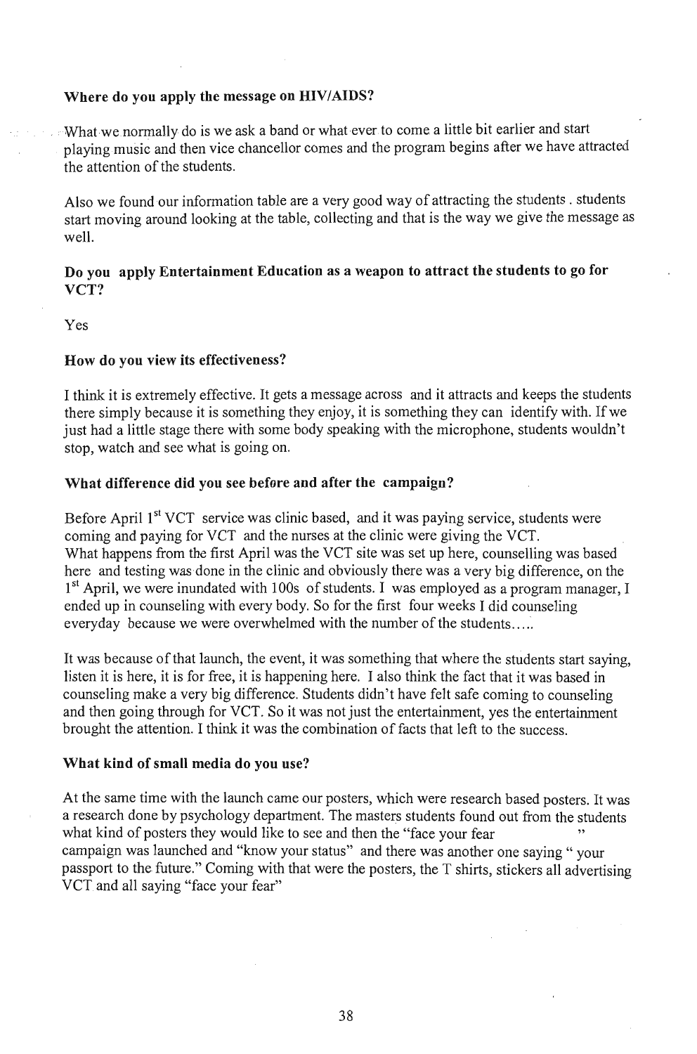**Where do you apply the message on HIV/AIDS?**

What we normally do is we ask a band or what ever to come a little bit earlier and start playing music and then vice chancellor comes and the program begins after we have attracted the attention of the students.

Also we found our information table are a very good way of attracting the students . students start moving around looking at the table, collecting and that is the way we give the message as well.

**Do you apply Entertainment Education as a weapon to attract the students to go for VCT?**

Yes

**How do you view its effectiveness?**

I think it is extremely effective. It gets a message across and it attracts and keeps the students there simply because it is something they enjoy, it is something they can identify with. If we just had a little stage there with some body speaking with the microphone, students wouldn't stop, watch and see what is going on.

**What difference did you see before and after the campaign?**

Before April 1st VCT service was clinic based, and it was paying service, students were coming and paying for VCT and the nurses at the clinic were giving the VCT.
What happens from the first April was the VCT site was set up here, counselling was based here and testing was done in the clinic and obviously there was a very big difference, on the 1st April, we were inundated with 100s of students. I was employed as a program manager, I ended up in counseling with every body. So for the first four weeks I did counseling everyday because we were overwhelmed with the number of the students…..

It was because of that launch, the event, it was something that where the students start saying, listen it is here, it is for free, it is happening here. I also think the fact that it was based in counseling make a very big difference. Students didn't have felt safe coming to counseling and then going through for VCT. So it was not just the entertainment, yes the entertainment brought the attention. I think it was the combination of facts that left to the success.

**What kind of small media do you use?**

At the same time with the launch came our posters, which were research based posters. It was a research done by psychology department. The masters students found out from the students what kind of posters they would like to see and then the "face your fear " campaign was launched and "know your status" and there was another one saying " your passport to the future." Coming with that were the posters, the T shirts, stickers all advertising VCT and all saying "face your fear"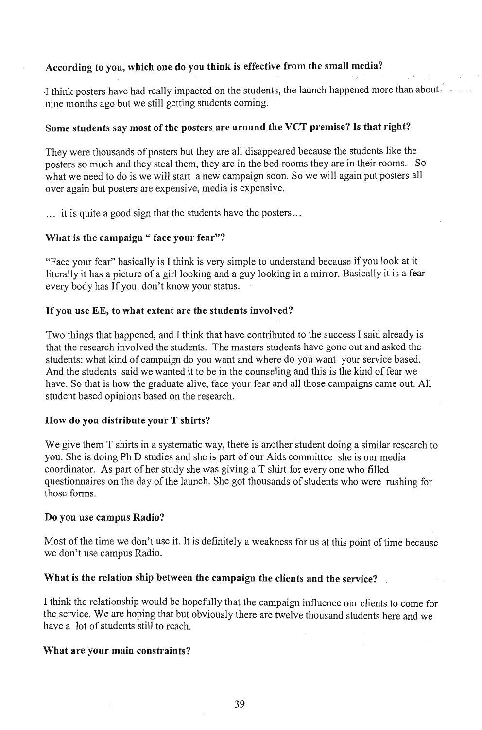**According to you, which one do you think is effective from the small media?**

I think posters have had really impacted on the students, the launch happened more than about nine months ago but we still getting students coming.

**Some students say most of the posters are around the VCT premise? Is that right?**

They were thousands of posters but they are all disappeared because the students like the posters so much and they steal them, they are in the bed rooms they are in their rooms. So what we need to do is we will start a new campaign soon. So we will again put posters all over again but posters are expensive, media is expensive.

... it is quite a good sign that the students have the posters...

**What is the campaign " face your fear"?**

"Face your fear" basically is I think is very simple to understand because if you look at it literally it has a picture of a girl looking and a guy looking in a mirror. Basically it is a fear every body has If you don't know your status.

**If you use EE, to what extent are the students involved?**

Two things that happened, and I think that have contributed to the success I said already is that the research involved the students. The masters students have gone out and asked the students: what kind of campaign do you want and where do you want your service based. And the students said we wanted it to be in the counseling and this is the kind of fear we have. So that is how the graduate alive, face your fear and all those campaigns came out. All student based opinions based on the research.

**How do you distribute your T shirts?**

We give them T shirts in a systematic way, there is another student doing a similar research to you. She is doing Ph D studies and she is part of our Aids committee she is our media coordinator. As part of her study she was giving a T shirt for every one who filled questionnaires on the day of the launch. She got thousands of students who were rushing for those forms.

**Do you use campus Radio?**

Most of the time we don't use it. It is definitely a weakness for us at this point of time because we don't use campus Radio.

**What is the relation ship between the campaign the clients and the service?**

I think the relationship would be hopefully that the campaign influence our clients to come for the service. We are hoping that but obviously there are twelve thousand students here and we have a lot of students still to reach.

**What are your main constraints?**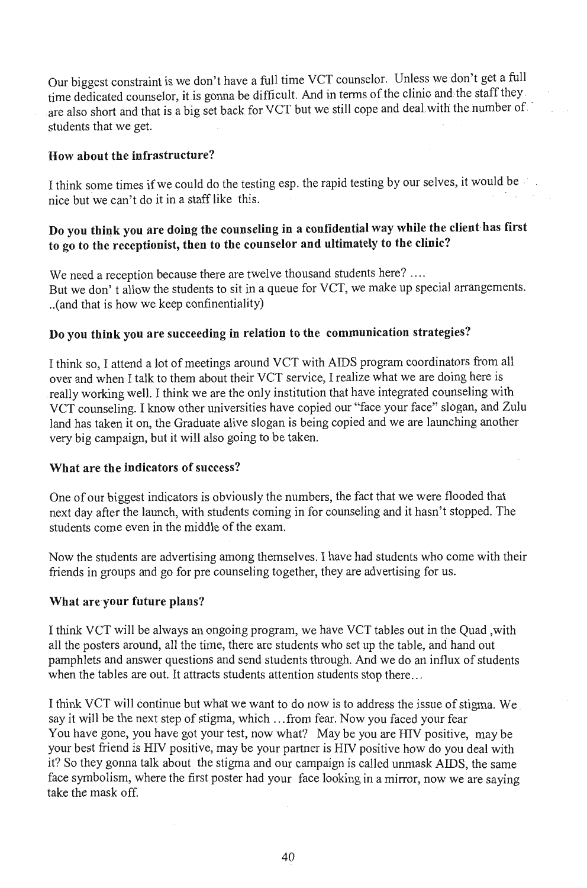Our biggest constraint is we don't have a full time VCT counselor. Unless we don't get a full time dedicated counselor, it is gonna be difficult. And in terms of the clinic and the staff they are also short and that is a big set back for VCT but we still cope and deal with the number of students that we get.

**How about the infrastructure?**

I think some times if we could do the testing esp. the rapid testing by our selves, it would be nice but we can't do it in a staff like this.

**Do you think you are doing the counseling in a confidential way while the client has first to go to the receptionist, then to the counselor and ultimately to the clinic?**

We need a reception because there are twelve thousand students here? ....
But we don' t allow the students to sit in a queue for VCT, we make up special arrangements. ..(and that is how we keep confinentiality)

**Do you think you are succeeding in relation to the communication strategies?**

I think so, I attend a lot of meetings around VCT with AIDS program coordinators from all over and when I talk to them about their VCT service, I realize what we are doing here is really working well. I think we are the only institution that have integrated counseling with VCT counseling. I know other universities have copied our "face your face" slogan, and Zulu land has taken it on, the Graduate alive slogan is being copied and we are launching another very big campaign, but it will also going to be taken.

**What are the indicators of success?**

One of our biggest indicators is obviously the numbers, the fact that we were flooded that next day after the launch, with students coming in for counseling and it hasn't stopped. The students come even in the middle of the exam.

Now the students are advertising among themselves. I have had students who come with their friends in groups and go for pre counseling together, they are advertising for us.

**What are your future plans?**

I think VCT will be always an ongoing program, we have VCT tables out in the Quad ,with all the posters around, all the time, there are students who set up the table, and hand out pamphlets and answer questions and send students through. And we do an influx of students when the tables are out. It attracts students attention students stop there...

I think VCT will continue but what we want to do now is to address the issue of stigma. We say it will be the next step of stigma, which ...from fear. Now you faced your fear
You have gone, you have got your test, now what? May be you are HIV positive, may be your best friend is HIV positive, may be your partner is HIV positive how do you deal with it? So they gonna talk about the stigma and our campaign is called unmask AIDS, the same face symbolism, where the first poster had your face looking in a mirror, now we are saying take the mask off.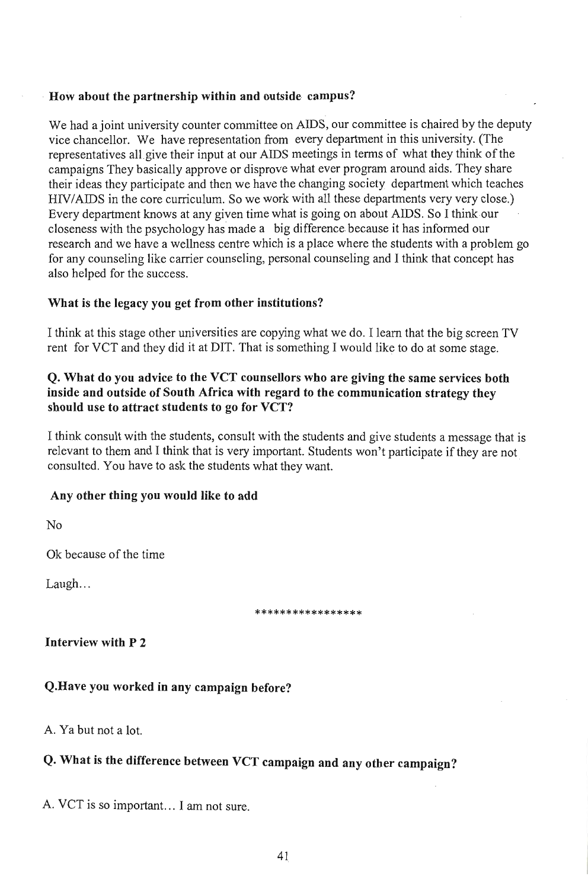**How about the partnership within and outside campus?**

We had a joint university counter committee on AIDS, our committee is chaired by the deputy vice chancellor. We have representation from every department in this university. (The representatives all give their input at our AIDS meetings in terms of what they think of the campaigns They basically approve or disprove what ever program around aids. They share their ideas they participate and then we have the changing society department which teaches HIV/AIDS in the core curriculum. So we work with all these departments very very close.) Every department knows at any given time what is going on about AIDS. So I think our closeness with the psychology has made a big difference because it has informed our research and we have a wellness centre which is a place where the students with a problem go for any counseling like carrier counseling, personal counseling and I think that concept has also helped for the success.

**What is the legacy you get from other institutions?**

I think at this stage other universities are copying what we do. I learn that the big screen TV rent for VCT and they did it at DIT. That is something I would like to do at some stage.

**Q. What do you advice to the VCT counsellors who are giving the same services both inside and outside of South Africa with regard to the communication strategy they should use to attract students to go for VCT?**

I think consult with the students, consult with the students and give students a message that is relevant to them and I think that is very important. Students won't participate if they are not consulted. You have to ask the students what they want.

**Any other thing you would like to add**

No

Ok because of the time

Laugh…

\*\*\*\*\*\*\*\*\*\*\*\*\*\*\*\*\*

**Interview with P 2**

**Q.Have you worked in any campaign before?**

A. Ya but not a lot.

**Q. What is the difference between VCT campaign and any other campaign?**

A. VCT is so important… I am not sure.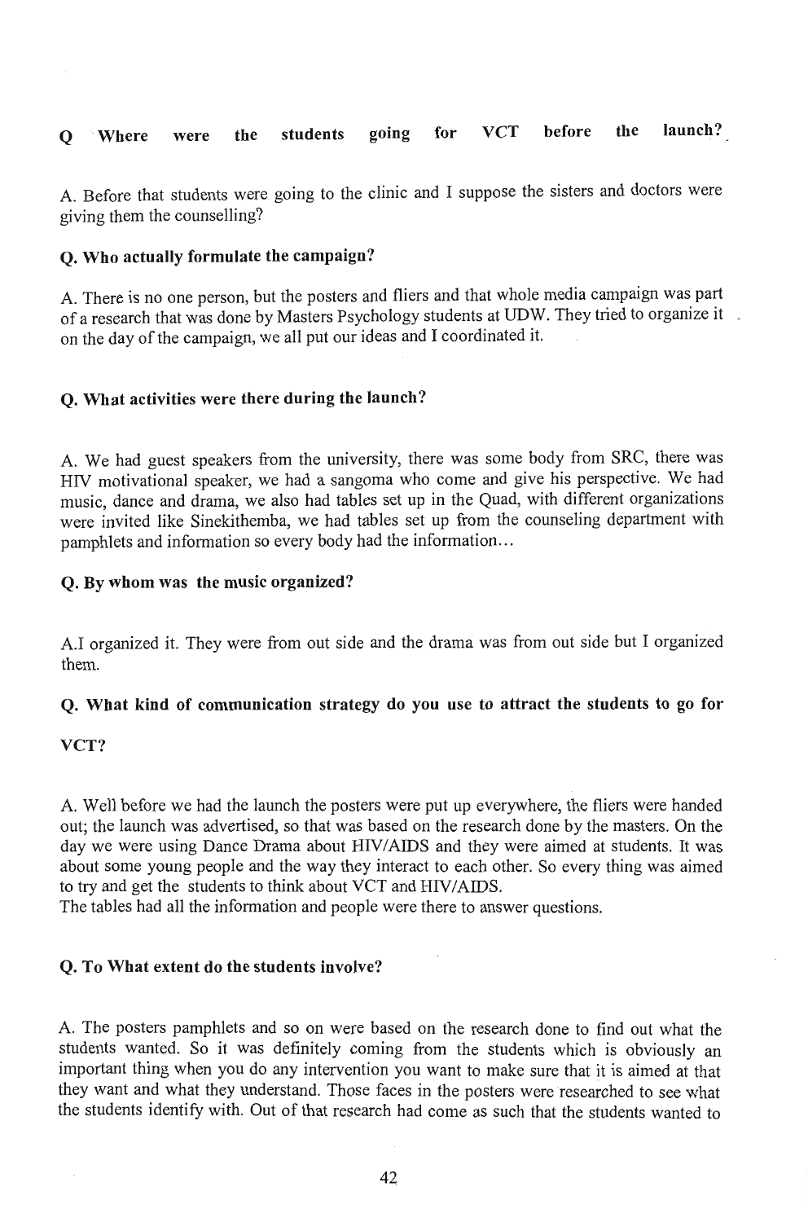**Q Where were the students going for VCT before the launch?**

A. Before that students were going to the clinic and I suppose the sisters and doctors were giving them the counselling?

**Q. Who actually formulate the campaign?**

A. There is no one person, but the posters and fliers and that whole media campaign was part of a research that was done by Masters Psychology students at UDW. They tried to organize it on the day of the campaign, we all put our ideas and I coordinated it.

**Q. What activities were there during the launch?**

A. We had guest speakers from the university, there was some body from SRC, there was HIV motivational speaker, we had a sangoma who come and give his perspective. We had music, dance and drama, we also had tables set up in the Quad, with different organizations were invited like Sinekithemba, we had tables set up from the counseling department with pamphlets and information so every body had the information...

**Q. By whom was the music organized?**

A.I organized it. They were from out side and the drama was from out side but I organized them.

**Q. What kind of communication strategy do you use to attract the students to go for VCT?**

A. Well before we had the launch the posters were put up everywhere, the fliers were handed out; the launch was advertised, so that was based on the research done by the masters. On the day we were using Dance Drama about HIV/AIDS and they were aimed at students. It was about some young people and the way they interact to each other. So every thing was aimed to try and get the students to think about VCT and HIV/AIDS.
The tables had all the information and people were there to answer questions.

**Q. To What extent do the students involve?**

A. The posters pamphlets and so on were based on the research done to find out what the students wanted. So it was definitely coming from the students which is obviously an important thing when you do any intervention you want to make sure that it is aimed at that they want and what they understand. Those faces in the posters were researched to see what the students identify with. Out of that research had come as such that the students wanted to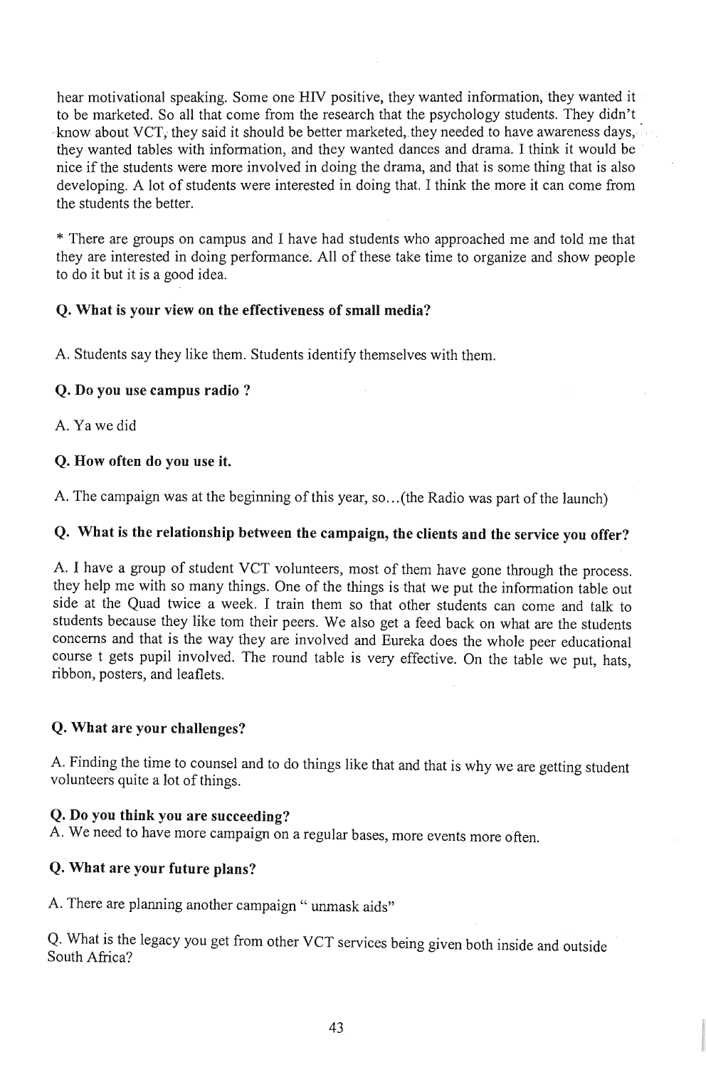hear motivational speaking. Some one HIV positive, they wanted information, they wanted it to be marketed. So all that come from the research that the psychology students. They didn't know about VCT, they said it should be better marketed, they needed to have awareness days, they wanted tables with information, and they wanted dances and drama. I think it would be nice if the students were more involved in doing the drama, and that is some thing that is also developing. A lot of students were interested in doing that. I think the more it can come from the students the better.

* There are groups on campus and I have had students who approached me and told me that they are interested in doing performance. All of these take time to organize and show people to do it but it is a good idea.

**Q. What is your view on the effectiveness of small media?**

A. Students say they like them. Students identify themselves with them.

**Q. Do you use campus radio ?**

A. Ya we did

**Q. How often do you use it.**

A. The campaign was at the beginning of this year, so...(the Radio was part of the launch)

**Q. What is the relationship between the campaign, the clients and the service you offer?**

A. I have a group of student VCT volunteers, most of them have gone through the process. they help me with so many things. One of the things is that we put the information table out side at the Quad twice a week. I train them so that other students can come and talk to students because they like tom their peers. We also get a feed back on what are the students concerns and that is the way they are involved and Eureka does the whole peer educational course t gets pupil involved. The round table is very effective. On the table we put, hats, ribbon, posters, and leaflets.

**Q. What are your challenges?**

A. Finding the time to counsel and to do things like that and that is why we are getting student volunteers quite a lot of things.

**Q. Do you think you are succeeding?**

A. We need to have more campaign on a regular bases, more events more often.

**Q. What are your future plans?**

A. There are planning another campaign " unmask aids"

Q. What is the legacy you get from other VCT services being given both inside and outside South Africa?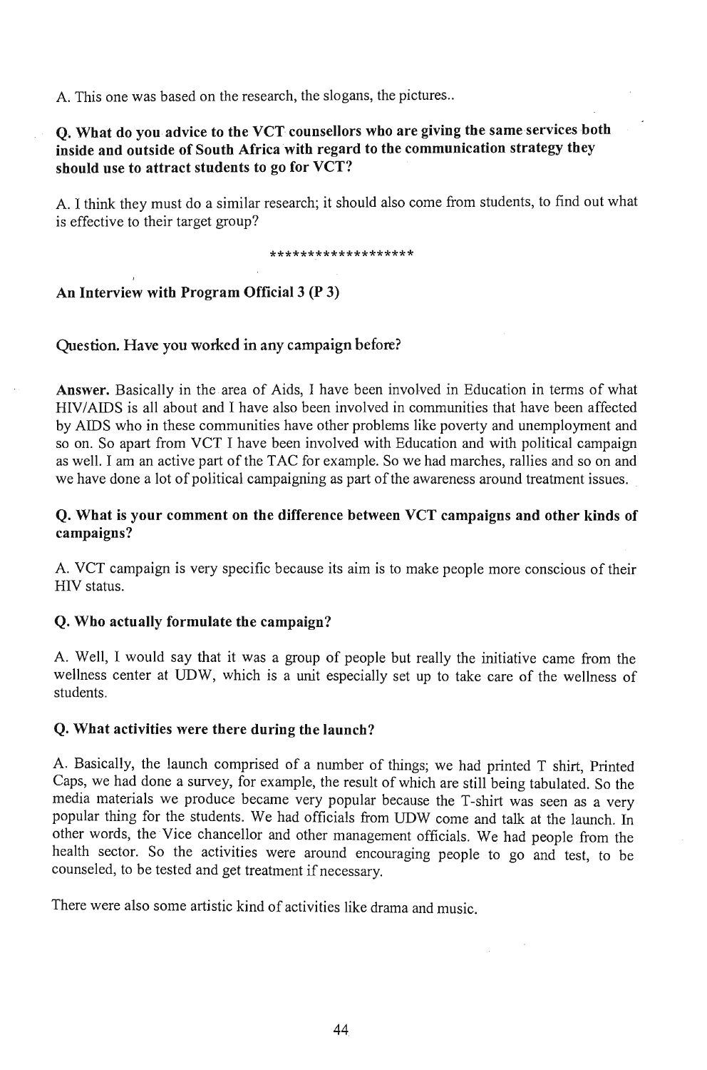A. This one was based on the research, the slogans, the pictures..

**Q. What do you advice to the VCT counsellors who are giving the same services both inside and outside of South Africa with regard to the communication strategy they should use to attract students to go for VCT?**

A. I think they must do a similar research; it should also come from students, to find out what is effective to their target group?

*******************

**An Interview with Program Official 3 (P 3)**

**Question. Have you worked in any campaign before?**

**Answer.** Basically in the area of Aids, I have been involved in Education in terms of what HIV/AIDS is all about and I have also been involved in communities that have been affected by AIDS who in these communities have other problems like poverty and unemployment and so on. So apart from VCT I have been involved with Education and with political campaign as well. I am an active part of the TAC for example. So we had marches, rallies and so on and we have done a lot of political campaigning as part of the awareness around treatment issues.

**Q. What is your comment on the difference between VCT campaigns and other kinds of campaigns?**

A. VCT campaign is very specific because its aim is to make people more conscious of their HIV status.

**Q. Who actually formulate the campaign?**

A. Well, I would say that it was a group of people but really the initiative came from the wellness center at UDW, which is a unit especially set up to take care of the wellness of students.

**Q. What activities were there during the launch?**

A. Basically, the launch comprised of a number of things; we had printed T shirt, Printed Caps, we had done a survey, for example, the result of which are still being tabulated. So the media materials we produce became very popular because the T-shirt was seen as a very popular thing for the students. We had officials from UDW come and talk at the launch. In other words, the Vice chancellor and other management officials. We had people from the health sector. So the activities were around encouraging people to go and test, to be counseled, to be tested and get treatment if necessary.

There were also some artistic kind of activities like drama and music.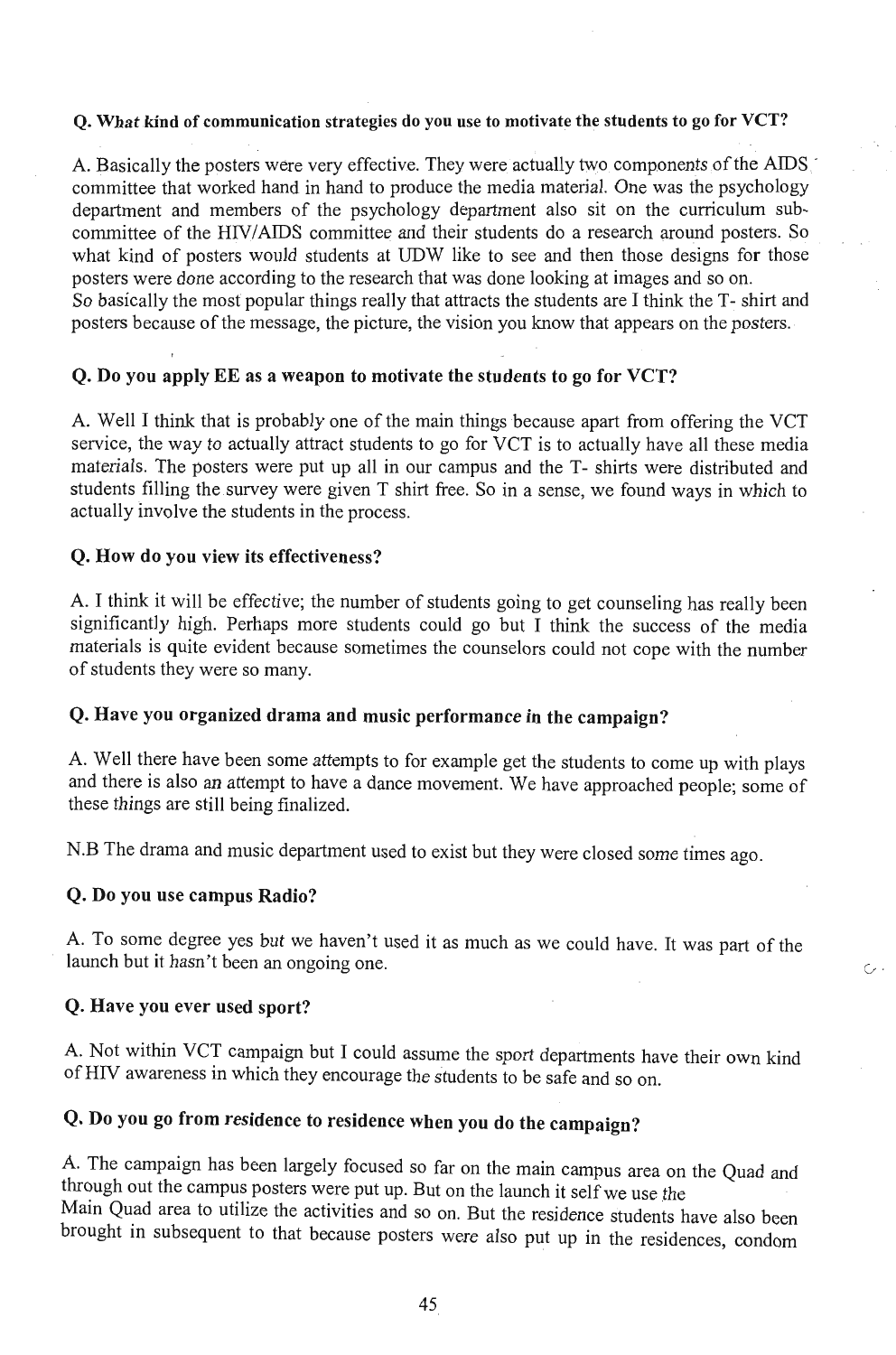**Q. What kind of communication strategies do you use to motivate the students to go for VCT?**

A. Basically the posters were very effective. They were actually two components of the AIDS committee that worked hand in hand to produce the media material. One was the psychology department and members of the psychology department also sit on the curriculum sub-committee of the HIV/AIDS committee and their students do a research around posters. So what kind of posters would students at UDW like to see and then those designs for those posters were done according to the research that was done looking at images and so on.
So basically the most popular things really that attracts the students are I think the T- shirt and posters because of the message, the picture, the vision you know that appears on the posters.

**Q. Do you apply EE as a weapon to motivate the students to go for VCT?**

A. Well I think that is probably one of the main things because apart from offering the VCT service, the way to actually attract students to go for VCT is to actually have all these media materials. The posters were put up all in our campus and the T- shirts were distributed and students filling the survey were given T shirt free. So in a sense, we found ways in which to actually involve the students in the process.

**Q. How do you view its effectiveness?**

A. I think it will be effective; the number of students going to get counseling has really been significantly high. Perhaps more students could go but I think the success of the media materials is quite evident because sometimes the counselors could not cope with the number of students they were so many.

**Q. Have you organized drama and music performance in the campaign?**

A. Well there have been some attempts to for example get the students to come up with plays and there is also an attempt to have a dance movement. We have approached people; some of these things are still being finalized.

N.B The drama and music department used to exist but they were closed some times ago.

**Q. Do you use campus Radio?**

A. To some degree yes but we haven't used it as much as we could have. It was part of the launch but it hasn't been an ongoing one.

**Q. Have you ever used sport?**

A. Not within VCT campaign but I could assume the sport departments have their own kind of HIV awareness in which they encourage the students to be safe and so on.

**Q. Do you go from residence to residence when you do the campaign?**

A. The campaign has been largely focused so far on the main campus area on the Quad and through out the campus posters were put up. But on the launch it self we use the Main Quad area to utilize the activities and so on. But the residence students have also been brought in subsequent to that because posters were also put up in the residences, condom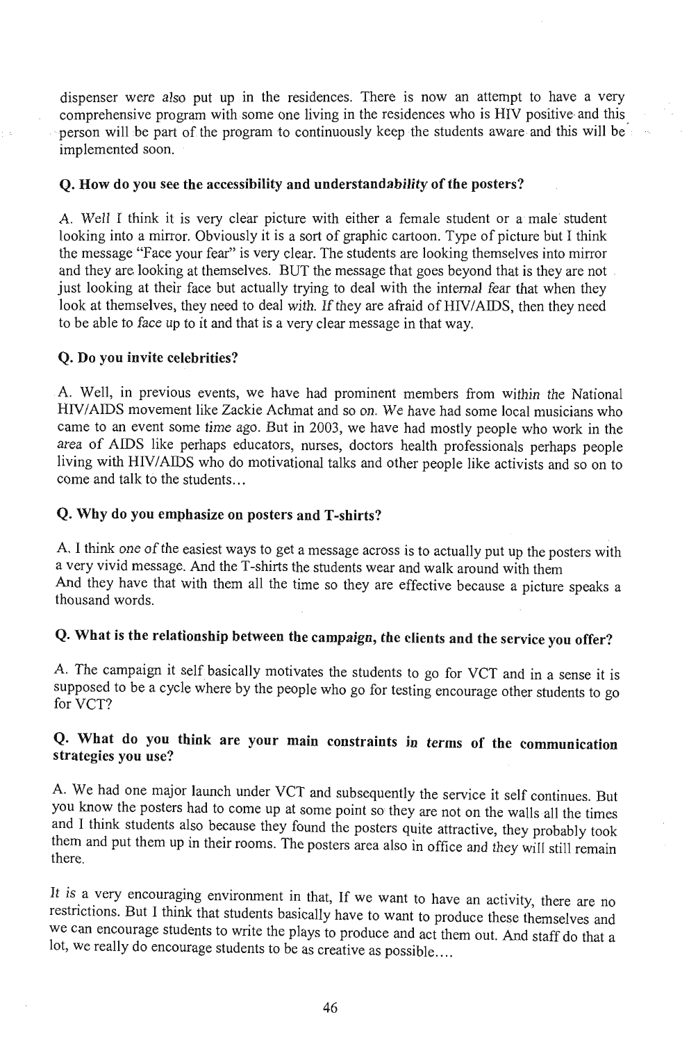dispenser were also put up in the residences. There is now an attempt to have a very comprehensive program with some one living in the residences who is HIV positive and this person will be part of the program to continuously keep the students aware and this will be implemented soon.

**Q. How do you see the accessibility and understandability of the posters?**

A. Well I think it is very clear picture with either a female student or a male student looking into a mirror. Obviously it is a sort of graphic cartoon. Type of picture but I think the message "Face your fear" is very clear. The students are looking themselves into mirror and they are looking at themselves. BUT the message that goes beyond that is they are not just looking at their face but actually trying to deal with the internal fear that when they look at themselves, they need to deal with. If they are afraid of HIV/AIDS, then they need to be able to face up to it and that is a very clear message in that way.

**Q. Do you invite celebrities?**

A. Well, in previous events, we have had prominent members from within the National HIV/AIDS movement like Zackie Achmat and so on. We have had some local musicians who came to an event some time ago. But in 2003, we have had mostly people who work in the area of AIDS like perhaps educators, nurses, doctors health professionals perhaps people living with HIV/AIDS who do motivational talks and other people like activists and so on to come and talk to the students...

**Q. Why do you emphasize on posters and T-shirts?**

A. I think one of the easiest ways to get a message across is to actually put up the posters with a very vivid message. And the T-shirts the students wear and walk around with them And they have that with them all the time so they are effective because a picture speaks a thousand words.

**Q. What is the relationship between the campaign, the clients and the service you offer?**

A. The campaign it self basically motivates the students to go for VCT and in a sense it is supposed to be a cycle where by the people who go for testing encourage other students to go for VCT?

**Q. What do you think are your main constraints in terms of the communication strategies you use?**

A. We had one major launch under VCT and subsequently the service it self continues. But you know the posters had to come up at some point so they are not on the walls all the times and I think students also because they found the posters quite attractive, they probably took them and put them up in their rooms. The posters area also in office and they will still remain there.

It is a very encouraging environment in that, If we want to have an activity, there are no restrictions. But I think that students basically have to want to produce these themselves and we can encourage students to write the plays to produce and act them out. And staff do that a lot, we really do encourage students to be as creative as possible....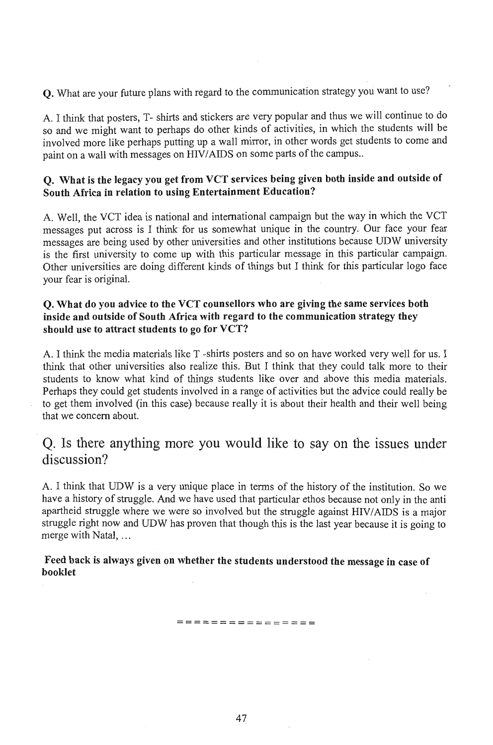**Q.** What are your future plans with regard to the communication strategy you want to use?

A. I think that posters, T- shirts and stickers are very popular and thus we will continue to do so and we might want to perhaps do other kinds of activities, in which the students will be involved more like perhaps putting up a wall mirror, in other words get students to come and paint on a wall with messages on HIV/AIDS on some parts of the campus..

**Q. What is the legacy you get from VCT services being given both inside and outside of South Africa in relation to using Entertainment Education?**

A. Well, the VCT idea is national and international campaign but the way in which the VCT messages put across is I think for us somewhat unique in the country. Our face your fear messages are being used by other universities and other institutions because UDW university is the first university to come up with this particular message in this particular campaign. Other universities are doing different kinds of things but I think for this particular logo face your fear is original.

**Q. What do you advice to the VCT counsellors who are giving the same services both inside and outside of South Africa with regard to the communication strategy they should use to attract students to go for VCT?**

A. I think the media materials like T -shirts posters and so on have worked very well for us. I think that other universities also realize this. But I think that they could talk more to their students to know what kind of things students like over and above this media materials. Perhaps they could get students involved in a range of activities but the advice could really be to get them involved (in this case) because really it is about their health and their well being that we concern about.

## Q. Is there anything more you would like to say on the issues under discussion?

A. I think that UDW is a very unique place in terms of the history of the institution. So we have a history of struggle. And we have used that particular ethos because not only in the anti apartheid struggle where we were so involved but the struggle against HIV/AIDS is a major struggle right now and UDW has proven that though this is the last year because it is going to merge with Natal, ...

**Feed back is always given on whether the students understood the message in case of booklet**

= = = = = = = = = = = = = = =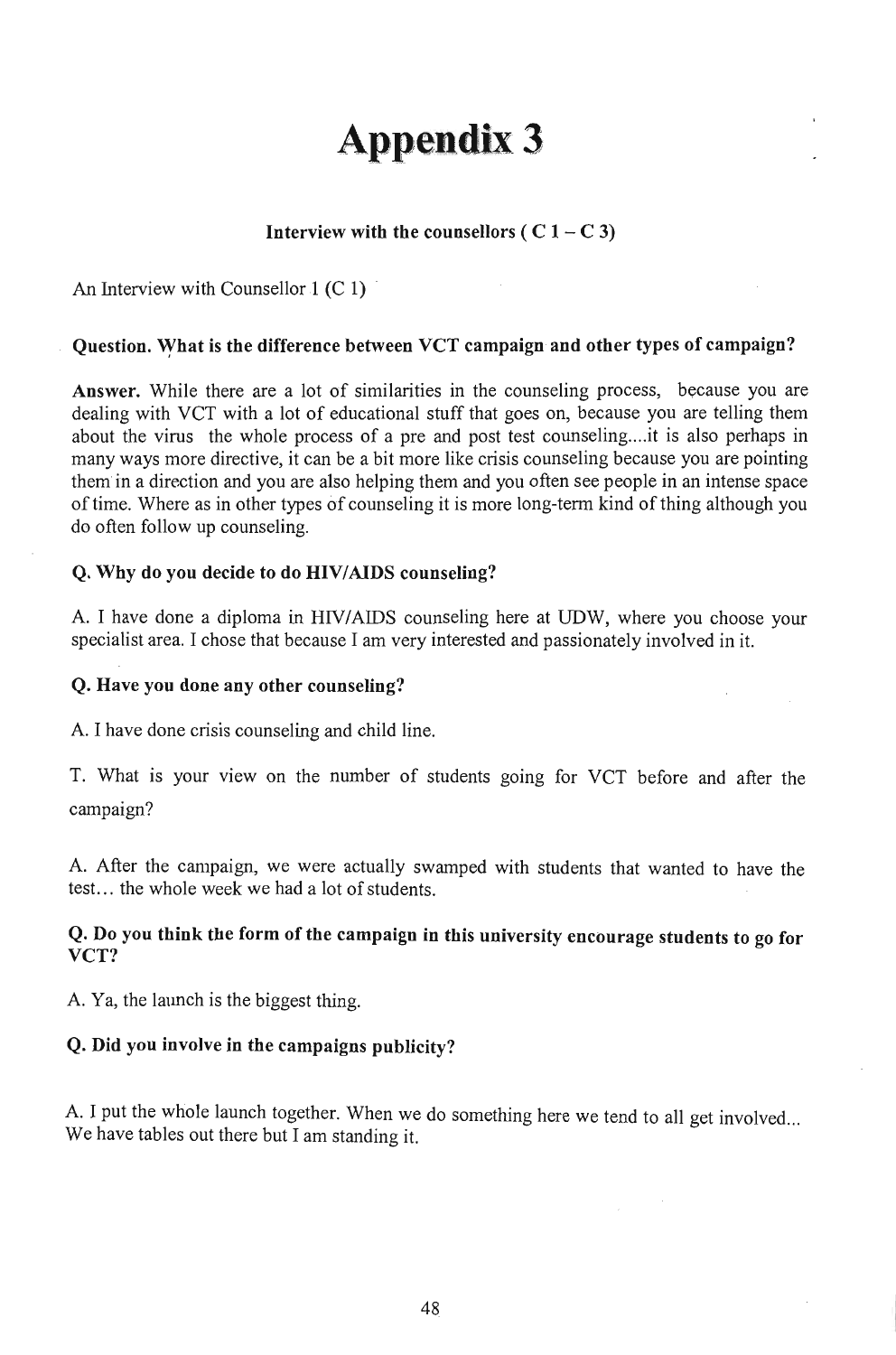# Appendix 3

**Interview with the counsellors ( C 1 – C 3)**

An Interview with Counsellor 1 (C 1)

**Question. What is the difference between VCT campaign and other types of campaign?**

**Answer.** While there are a lot of similarities in the counseling process, because you are dealing with VCT with a lot of educational stuff that goes on, because you are telling them about the virus the whole process of a pre and post test counseling....it is also perhaps in many ways more directive, it can be a bit more like crisis counseling because you are pointing them in a direction and you are also helping them and you often see people in an intense space of time. Where as in other types of counseling it is more long-term kind of thing although you do often follow up counseling.

**Q. Why do you decide to do HIV/AIDS counseling?**

A. I have done a diploma in HIV/AIDS counseling here at UDW, where you choose your specialist area. I chose that because I am very interested and passionately involved in it.

**Q. Have you done any other counseling?**

A. I have done crisis counseling and child line.

T. What is your view on the number of students going for VCT before and after the campaign?

A. After the campaign, we were actually swamped with students that wanted to have the test... the whole week we had a lot of students.

**Q. Do you think the form of the campaign in this university encourage students to go for VCT?**

A. Ya, the launch is the biggest thing.

**Q. Did you involve in the campaigns publicity?**

A. I put the whole launch together. When we do something here we tend to all get involved... We have tables out there but I am standing it.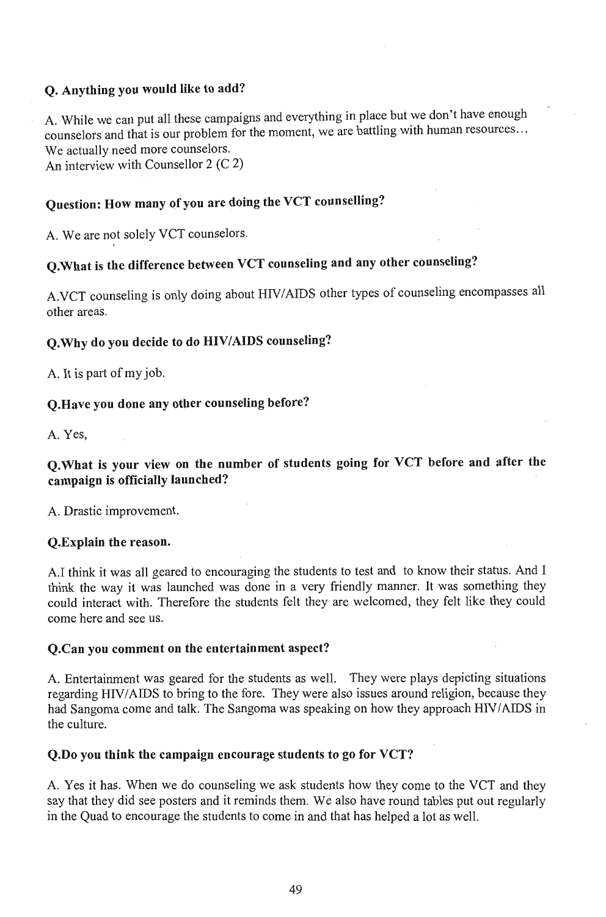**Q. Anything you would like to add?**

A. While we can put all these campaigns and everything in place but we don't have enough counselors and that is our problem for the moment, we are battling with human resources… We actually need more counselors.
An interview with Counsellor 2 (C 2)

**Question: How many of you are doing the VCT counselling?**

A. We are not solely VCT counselors.

**Q.What is the difference between VCT counseling and any other counseling?**

A.VCT counseling is only doing about HIV/AIDS other types of counseling encompasses all other areas.

**Q.Why do you decide to do HIV/AIDS counseling?**

A. It is part of my job.

**Q.Have you done any other counseling before?**

A. Yes,

**Q.What is your view on the number of students going for VCT before and after the campaign is officially launched?**

A. Drastic improvement.

**Q.Explain the reason.**

A.I think it was all geared to encouraging the students to test and to know their status. And I think the way it was launched was done in a very friendly manner. It was something they could interact with. Therefore the students felt they are welcomed, they felt like they could come here and see us.

**Q.Can you comment on the entertainment aspect?**

A. Entertainment was geared for the students as well. They were plays depicting situations regarding HIV/AIDS to bring to the fore. They were also issues around religion, because they had Sangoma come and talk. The Sangoma was speaking on how they approach HIV/AIDS in the culture.

**Q.Do you think the campaign encourage students to go for VCT?**

A. Yes it has. When we do counseling we ask students how they come to the VCT and they say that they did see posters and it reminds them. We also have round tables put out regularly in the Quad to encourage the students to come in and that has helped a lot as well.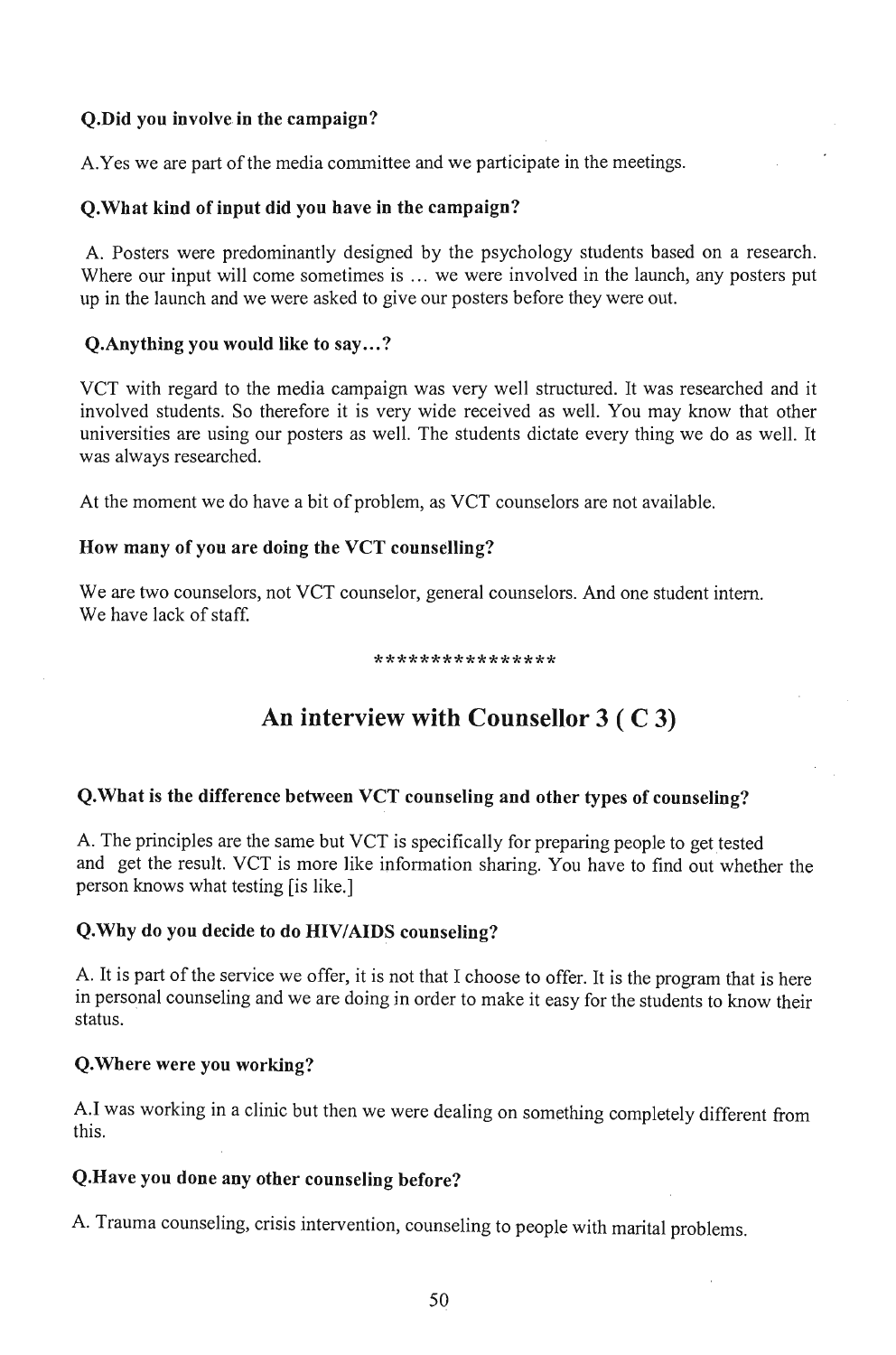**Q.Did you involve in the campaign?**

A.Yes we are part of the media committee and we participate in the meetings.

**Q.What kind of input did you have in the campaign?**

A. Posters were predominantly designed by the psychology students based on a research. Where our input will come sometimes is ... we were involved in the launch, any posters put up in the launch and we were asked to give our posters before they were out.

**Q.Anything you would like to say...?**

VCT with regard to the media campaign was very well structured. It was researched and it involved students. So therefore it is very wide received as well. You may know that other universities are using our posters as well. The students dictate every thing we do as well. It was always researched.

At the moment we do have a bit of problem, as VCT counselors are not available.

**How many of you are doing the VCT counselling?**

We are two counselors, not VCT counselor, general counselors. And one student intern.
We have lack of staff.

****************

## An interview with Counsellor 3 ( C 3)

**Q.What is the difference between VCT counseling and other types of counseling?**

A. The principles are the same but VCT is specifically for preparing people to get tested and get the result. VCT is more like information sharing. You have to find out whether the person knows what testing [is like.]

**Q.Why do you decide to do HIV/AIDS counseling?**

A. It is part of the service we offer, it is not that I choose to offer. It is the program that is here in personal counseling and we are doing in order to make it easy for the students to know their status.

**Q.Where were you working?**

A.I was working in a clinic but then we were dealing on something completely different from this.

**Q.Have you done any other counseling before?**

A. Trauma counseling, crisis intervention, counseling to people with marital problems.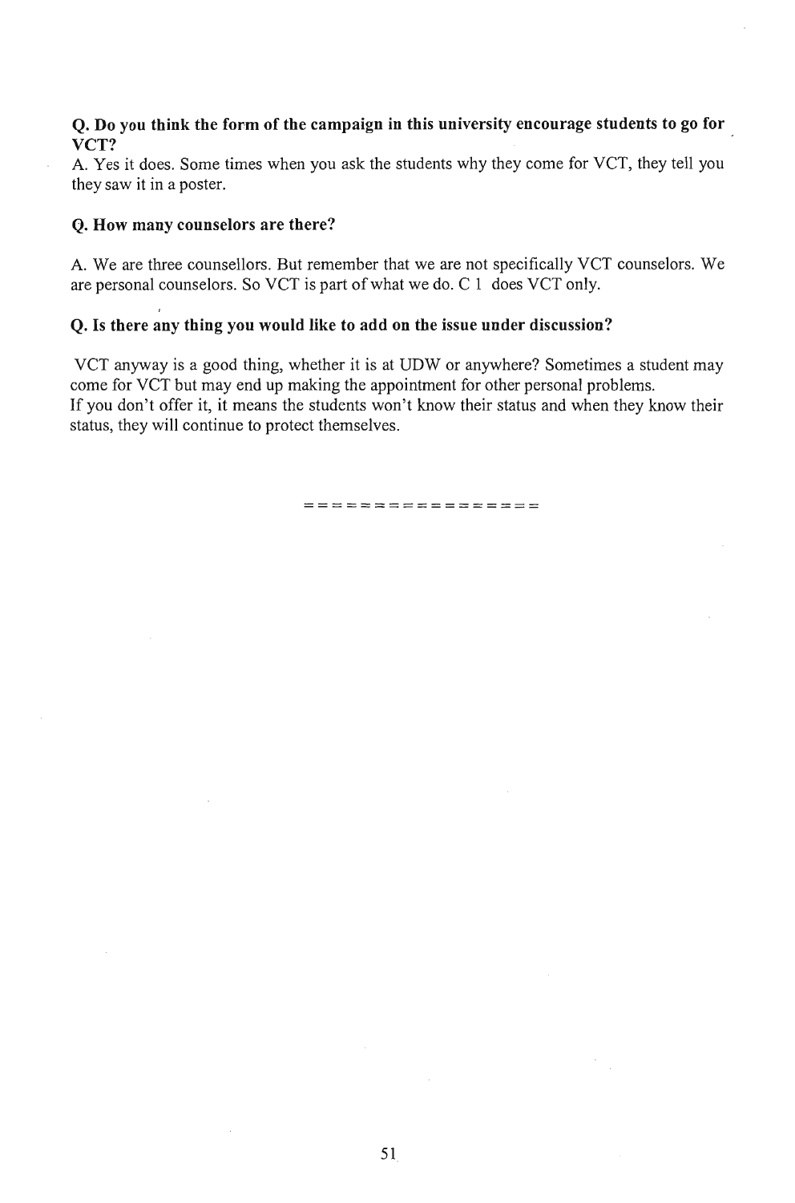**Q. Do you think the form of the campaign in this university encourage students to go for VCT?**

A. Yes it does. Some times when you ask the students why they come for VCT, they tell you they saw it in a poster.

**Q. How many counselors are there?**

A. We are three counsellors. But remember that we are not specifically VCT counselors. We are personal counselors. So VCT is part of what we do. C 1 does VCT only.

**Q. Is there any thing you would like to add on the issue under discussion?**

VCT anyway is a good thing, whether it is at UDW or anywhere? Sometimes a student may come for VCT but may end up making the appointment for other personal problems.
If you don't offer it, it means the students won't know their status and when they know their status, they will continue to protect themselves.

================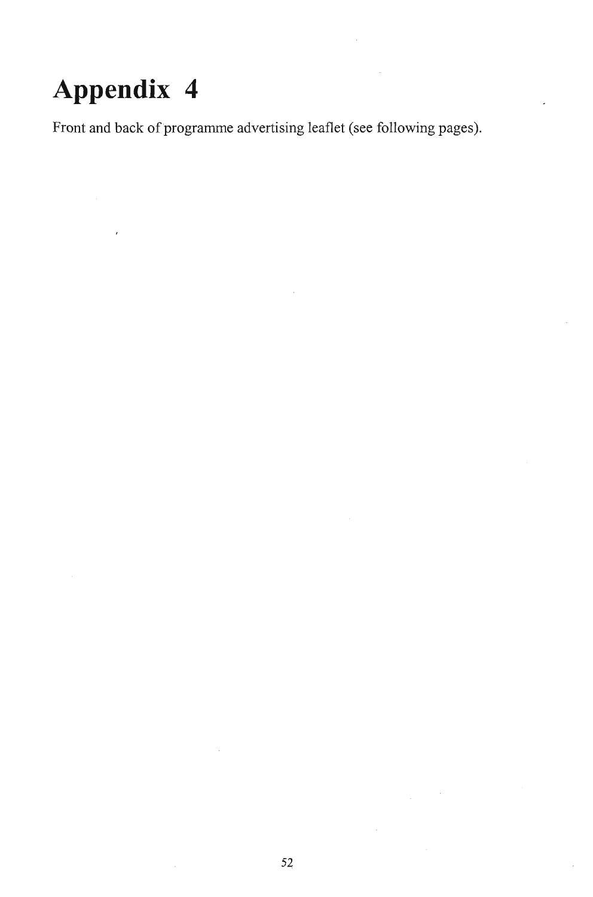# Appendix 4

Front and back of programme advertising leaflet (see following pages).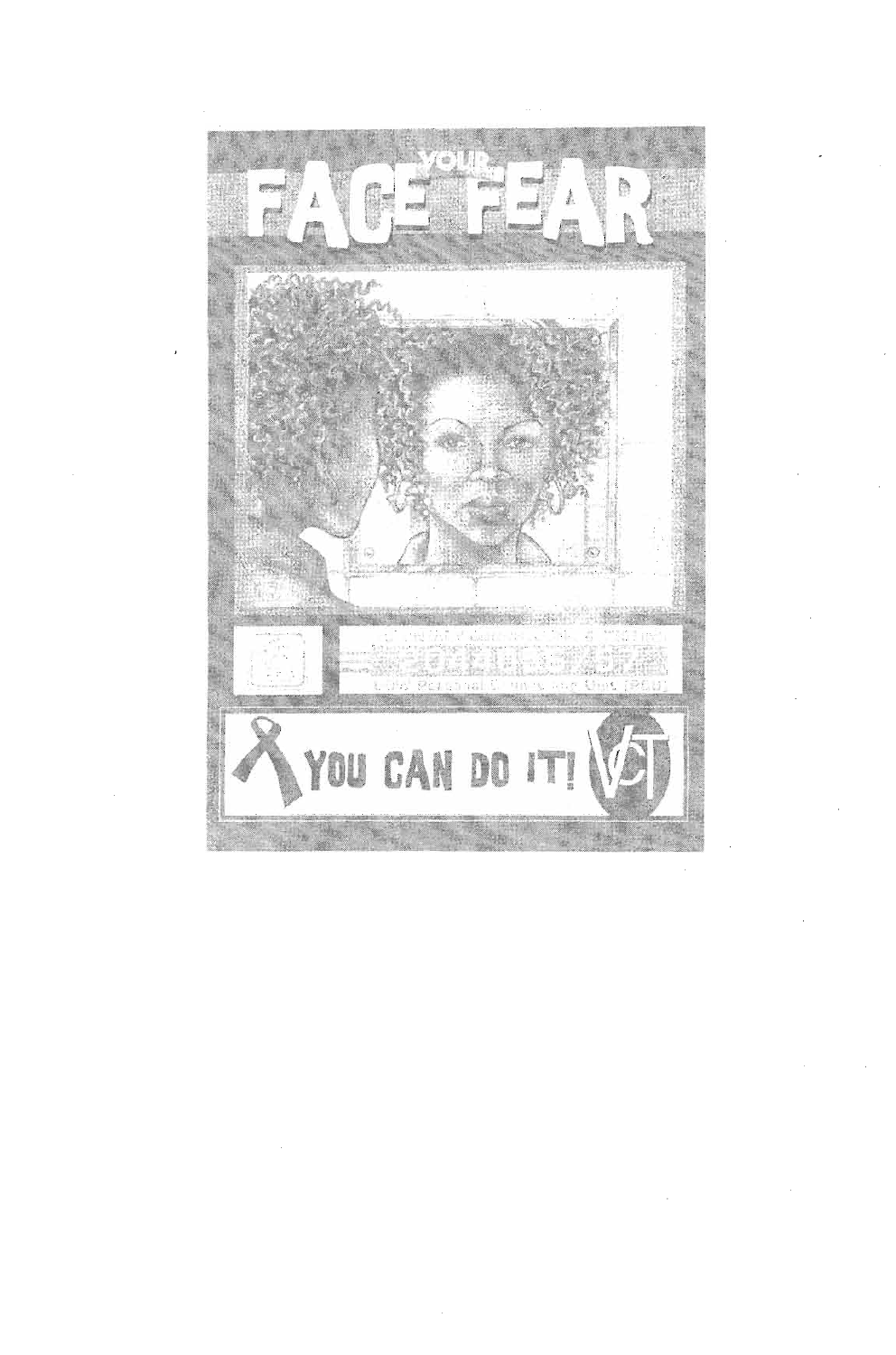# FACE YOUR FEAR

YOU CAN DO IT! VCT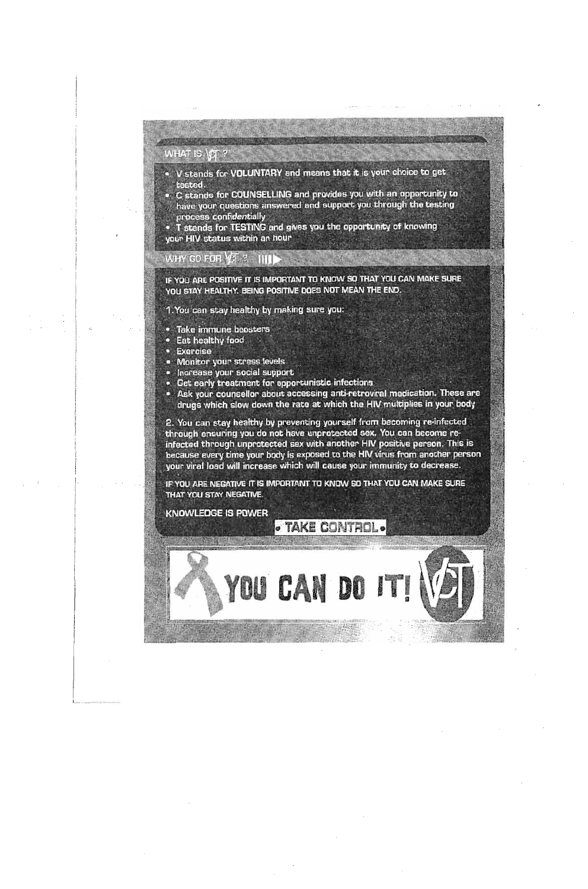## WHAT IS VCT ?

- V stands for **VOLUNTARY** and means that it is your choice to get tested.
- C stands for **COUNSELLING** and provides you with an opportunity to have your questions answered and support you through the testing process confidentially
- T stands for **TESTING** and gives you the opportunity of knowing your HIV status within an hour

## WHY GO FOR VCT ?

IF YOU ARE POSITIVE IT IS IMPORTANT TO KNOW SO THAT YOU CAN MAKE SURE YOU STAY HEALTHY. BEING POSITIVE DOES NOT MEAN THE END.

1. You can stay healthy by making sure you:

- Take immune boosters
- Eat healthy food
- Exercise
- Monitor your stress levels
- Increase your social support
- Get early treatment for opportunistic infections
- Ask your counsellor about accessing anti-retroviral medication. These are drugs which slow down the rate at which the HIV multiplies in your body

2. You can stay healthy by preventing yourself from becoming re-infected through ensuring you do not have unprotected sex. You can become re-infected through unprotected sex with another HIV positive person. This is because every time your body is exposed to the HIV virus from another person your viral load will increase which will cause your immunity to decrease.

IF YOU ARE NEGATIVE IT IS IMPORTANT TO KNOW SO THAT YOU CAN MAKE SURE THAT YOU STAY NEGATIVE.

KNOWLEDGE IS POWER

• TAKE CONTROL •

YOU CAN DO IT! VCT